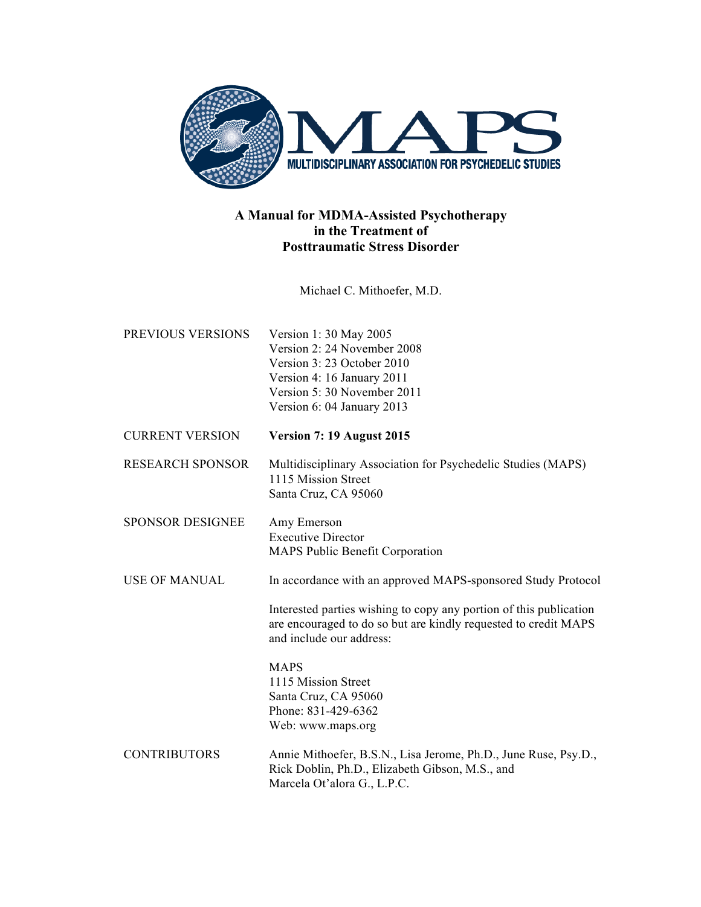MAPS

MULTIDISCIPLINARY ASSOCIATION FOR PSYCHEDELIC STUDIES

# A Manual for MDMA-Assisted Psychotherapy in the Treatment of Posttraumatic Stress Disorder

Michael C. Mithoefer, M.D.

| | |
|---|---|
| PREVIOUS VERSIONS | Version 1: 30 May 2005<br>Version 2: 24 November 2008<br>Version 3: 23 October 2010<br>Version 4: 16 January 2011<br>Version 5: 30 November 2011<br>Version 6: 04 January 2013 |
| CURRENT VERSION | **Version 7: 19 August 2015** |
| RESEARCH SPONSOR | Multidisciplinary Association for Psychedelic Studies (MAPS)<br>1115 Mission Street<br>Santa Cruz, CA 95060 |
| SPONSOR DESIGNEE | Amy Emerson<br>Executive Director<br>MAPS Public Benefit Corporation |
| USE OF MANUAL | In accordance with an approved MAPS-sponsored Study Protocol<br><br>Interested parties wishing to copy any portion of this publication are encouraged to do so but are kindly requested to credit MAPS and include our address:<br><br>MAPS<br>1115 Mission Street<br>Santa Cruz, CA 95060<br>Phone: 831-429-6362<br>Web: www.maps.org |
| CONTRIBUTORS | Annie Mithoefer, B.S.N., Lisa Jerome, Ph.D., June Ruse, Psy.D., Rick Doblin, Ph.D., Elizabeth Gibson, M.S., and Marcela Ot'alora G., L.P.C. |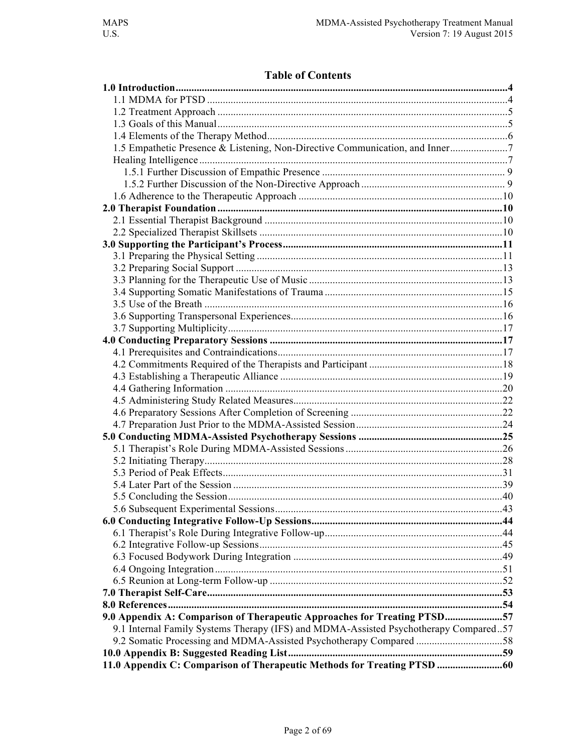# Table of Contents

**1.0 Introduction** .......... **4**
- 1.1 MDMA for PTSD .......... 4
- 1.2 Treatment Approach .......... 5
- 1.3 Goals of this Manual .......... 5
- 1.4 Elements of the Therapy Method .......... 6
- 1.5 Empathetic Presence & Listening, Non-Directive Communication, and Inner .......... 7
  Healing Intelligence .......... 7
  - 1.5.1 Further Discussion of Empathic Presence .......... 9
  - 1.5.2 Further Discussion of the Non-Directive Approach .......... 9
- 1.6 Adherence to the Therapeutic Approach .......... 10

**2.0 Therapist Foundation** .......... **10**
- 2.1 Essential Therapist Background .......... 10
- 2.2 Specialized Therapist Skillsets .......... 10

**3.0 Supporting the Participant's Process** .......... **11**
- 3.1 Preparing the Physical Setting .......... 11
- 3.2 Preparing Social Support .......... 13
- 3.3 Planning for the Therapeutic Use of Music .......... 13
- 3.4 Supporting Somatic Manifestations of Trauma .......... 15
- 3.5 Use of the Breath .......... 16
- 3.6 Supporting Transpersonal Experiences .......... 16
- 3.7 Supporting Multiplicity .......... 17

**4.0 Conducting Preparatory Sessions** .......... **17**
- 4.1 Prerequisites and Contraindications .......... 17
- 4.2 Commitments Required of the Therapists and Participant .......... 18
- 4.3 Establishing a Therapeutic Alliance .......... 19
- 4.4 Gathering Information .......... 20
- 4.5 Administering Study Related Measures .......... 22
- 4.6 Preparatory Sessions After Completion of Screening .......... 22
- 4.7 Preparation Just Prior to the MDMA-Assisted Session .......... 24

**5.0 Conducting MDMA-Assisted Psychotherapy Sessions** .......... **25**
- 5.1 Therapist's Role During MDMA-Assisted Sessions .......... 26
- 5.2 Initiating Therapy .......... 28
- 5.3 Period of Peak Effects .......... 31
- 5.4 Later Part of the Session .......... 39
- 5.5 Concluding the Session .......... 40
- 5.6 Subsequent Experimental Sessions .......... 43

**6.0 Conducting Integrative Follow-Up Sessions** .......... **44**
- 6.1 Therapist's Role During Integrative Follow-up .......... 44
- 6.2 Integrative Follow-up Sessions .......... 45
- 6.3 Focused Bodywork During Integration .......... 49
- 6.4 Ongoing Integration .......... 51
- 6.5 Reunion at Long-term Follow-up .......... 52

**7.0 Therapist Self-Care** .......... **53**

**8.0 References** .......... **54**

**9.0 Appendix A: Comparison of Therapeutic Approaches for Treating PTSD** .......... **57**
- 9.1 Internal Family Systems Therapy (IFS) and MDMA-Assisted Psychotherapy Compared .. 57
- 9.2 Somatic Processing and MDMA-Assisted Psychotherapy Compared .......... 58

**10.0 Appendix B: Suggested Reading List** .......... **59**

**11.0 Appendix C: Comparison of Therapeutic Methods for Treating PTSD** .......... **60**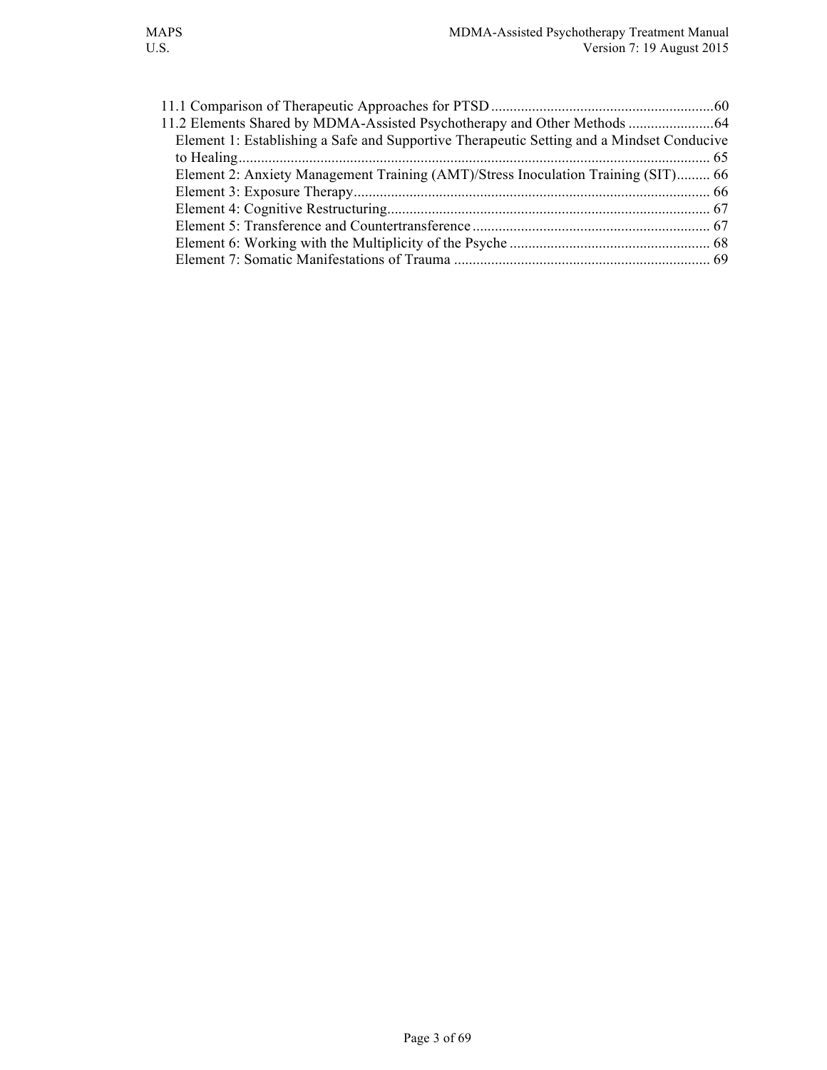11.1 Comparison of Therapeutic Approaches for PTSD ............................................................60
11.2 Elements Shared by MDMA-Assisted Psychotherapy and Other Methods .......................64
  Element 1: Establishing a Safe and Supportive Therapeutic Setting and a Mindset Conducive to Healing.............................................................................................................. 65
  Element 2: Anxiety Management Training (AMT)/Stress Inoculation Training (SIT)......... 66
  Element 3: Exposure Therapy................................................................................................ 66
  Element 4: Cognitive Restructuring....................................................................................... 67
  Element 5: Transference and Countertransference ................................................................ 67
  Element 6: Working with the Multiplicity of the Psyche ...................................................... 68
  Element 7: Somatic Manifestations of Trauma ..................................................................... 69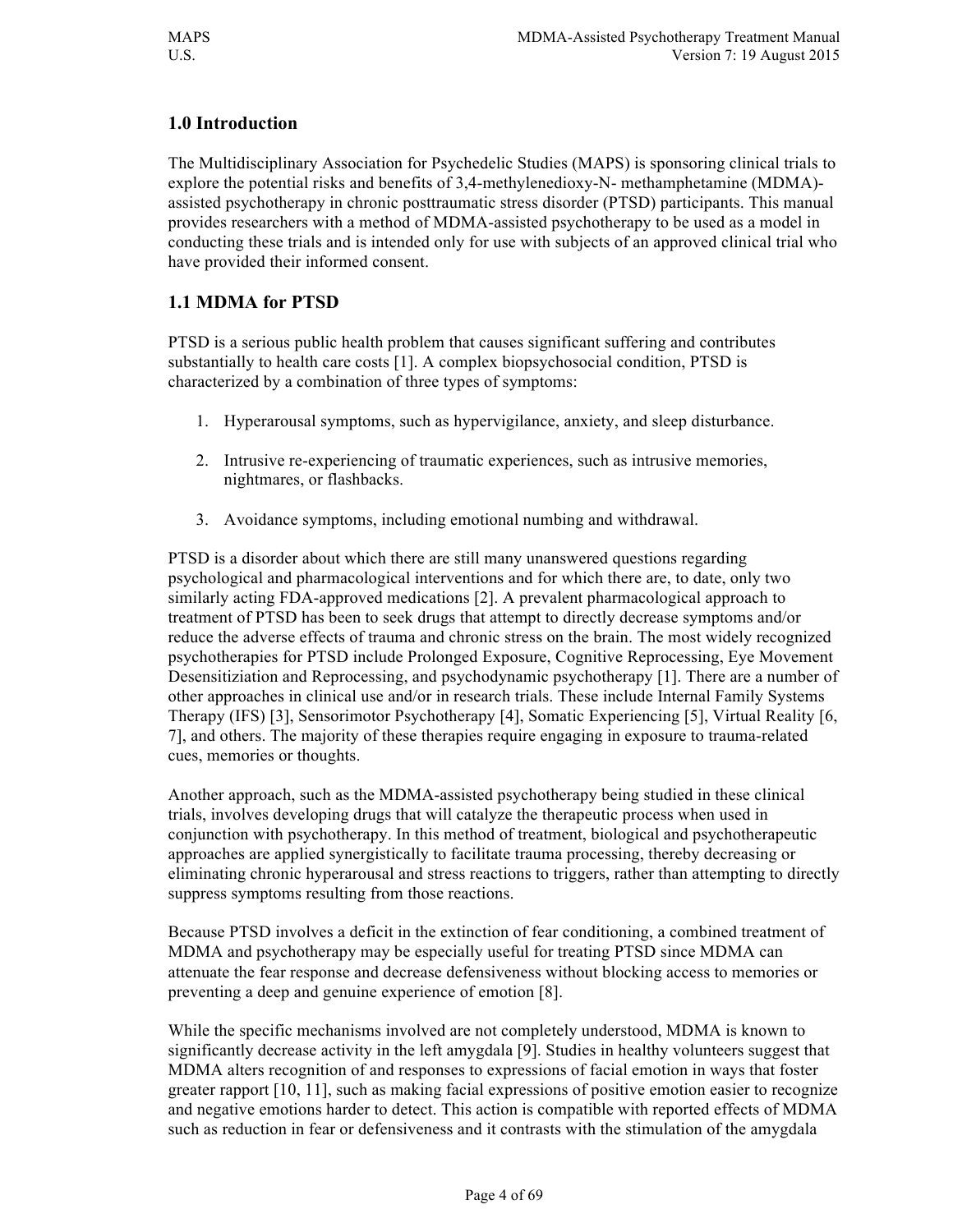## 1.0 Introduction

The Multidisciplinary Association for Psychedelic Studies (MAPS) is sponsoring clinical trials to explore the potential risks and benefits of 3,4-methylenedioxy-N- methamphetamine (MDMA)-assisted psychotherapy in chronic posttraumatic stress disorder (PTSD) participants. This manual provides researchers with a method of MDMA-assisted psychotherapy to be used as a model in conducting these trials and is intended only for use with subjects of an approved clinical trial who have provided their informed consent.

## 1.1 MDMA for PTSD

PTSD is a serious public health problem that causes significant suffering and contributes substantially to health care costs [1]. A complex biopsychosocial condition, PTSD is characterized by a combination of three types of symptoms:

1. Hyperarousal symptoms, such as hypervigilance, anxiety, and sleep disturbance.

2. Intrusive re-experiencing of traumatic experiences, such as intrusive memories, nightmares, or flashbacks.

3. Avoidance symptoms, including emotional numbing and withdrawal.

PTSD is a disorder about which there are still many unanswered questions regarding psychological and pharmacological interventions and for which there are, to date, only two similarly acting FDA-approved medications [2]. A prevalent pharmacological approach to treatment of PTSD has been to seek drugs that attempt to directly decrease symptoms and/or reduce the adverse effects of trauma and chronic stress on the brain. The most widely recognized psychotherapies for PTSD include Prolonged Exposure, Cognitive Reprocessing, Eye Movement Desensitiziation and Reprocessing, and psychodynamic psychotherapy [1]. There are a number of other approaches in clinical use and/or in research trials. These include Internal Family Systems Therapy (IFS) [3], Sensorimotor Psychotherapy [4], Somatic Experiencing [5], Virtual Reality [6, 7], and others. The majority of these therapies require engaging in exposure to trauma-related cues, memories or thoughts.

Another approach, such as the MDMA-assisted psychotherapy being studied in these clinical trials, involves developing drugs that will catalyze the therapeutic process when used in conjunction with psychotherapy. In this method of treatment, biological and psychotherapeutic approaches are applied synergistically to facilitate trauma processing, thereby decreasing or eliminating chronic hyperarousal and stress reactions to triggers, rather than attempting to directly suppress symptoms resulting from those reactions.

Because PTSD involves a deficit in the extinction of fear conditioning, a combined treatment of MDMA and psychotherapy may be especially useful for treating PTSD since MDMA can attenuate the fear response and decrease defensiveness without blocking access to memories or preventing a deep and genuine experience of emotion [8].

While the specific mechanisms involved are not completely understood, MDMA is known to significantly decrease activity in the left amygdala [9]. Studies in healthy volunteers suggest that MDMA alters recognition of and responses to expressions of facial emotion in ways that foster greater rapport [10, 11], such as making facial expressions of positive emotion easier to recognize and negative emotions harder to detect. This action is compatible with reported effects of MDMA such as reduction in fear or defensiveness and it contrasts with the stimulation of the amygdala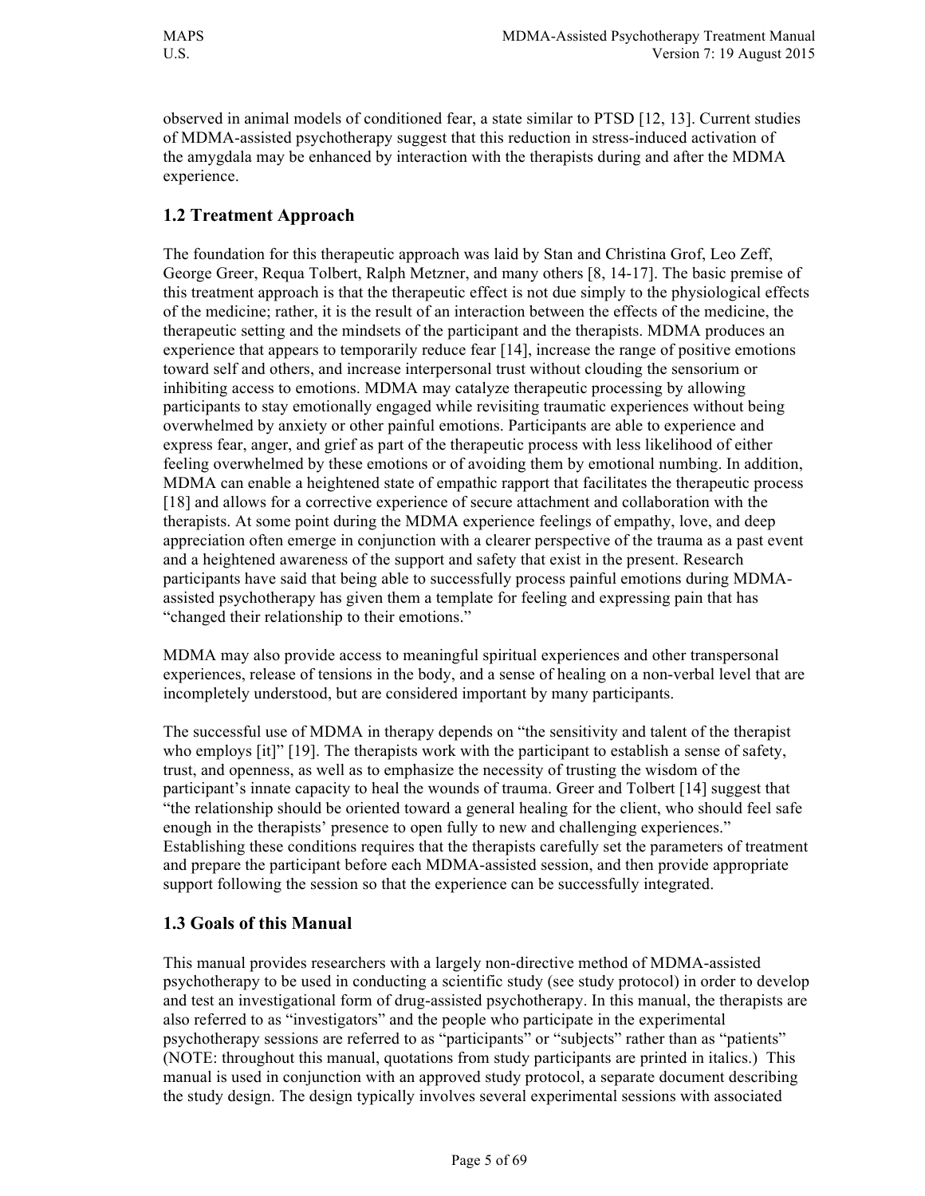observed in animal models of conditioned fear, a state similar to PTSD [12, 13]. Current studies of MDMA-assisted psychotherapy suggest that this reduction in stress-induced activation of the amygdala may be enhanced by interaction with the therapists during and after the MDMA experience.

## 1.2 Treatment Approach

The foundation for this therapeutic approach was laid by Stan and Christina Grof, Leo Zeff, George Greer, Requa Tolbert, Ralph Metzner, and many others [8, 14-17]. The basic premise of this treatment approach is that the therapeutic effect is not due simply to the physiological effects of the medicine; rather, it is the result of an interaction between the effects of the medicine, the therapeutic setting and the mindsets of the participant and the therapists. MDMA produces an experience that appears to temporarily reduce fear [14], increase the range of positive emotions toward self and others, and increase interpersonal trust without clouding the sensorium or inhibiting access to emotions. MDMA may catalyze therapeutic processing by allowing participants to stay emotionally engaged while revisiting traumatic experiences without being overwhelmed by anxiety or other painful emotions. Participants are able to experience and express fear, anger, and grief as part of the therapeutic process with less likelihood of either feeling overwhelmed by these emotions or of avoiding them by emotional numbing. In addition, MDMA can enable a heightened state of empathic rapport that facilitates the therapeutic process [18] and allows for a corrective experience of secure attachment and collaboration with the therapists. At some point during the MDMA experience feelings of empathy, love, and deep appreciation often emerge in conjunction with a clearer perspective of the trauma as a past event and a heightened awareness of the support and safety that exist in the present. Research participants have said that being able to successfully process painful emotions during MDMA-assisted psychotherapy has given them a template for feeling and expressing pain that has "changed their relationship to their emotions."

MDMA may also provide access to meaningful spiritual experiences and other transpersonal experiences, release of tensions in the body, and a sense of healing on a non-verbal level that are incompletely understood, but are considered important by many participants.

The successful use of MDMA in therapy depends on "the sensitivity and talent of the therapist who employs [it]" [19]. The therapists work with the participant to establish a sense of safety, trust, and openness, as well as to emphasize the necessity of trusting the wisdom of the participant's innate capacity to heal the wounds of trauma. Greer and Tolbert [14] suggest that "the relationship should be oriented toward a general healing for the client, who should feel safe enough in the therapists' presence to open fully to new and challenging experiences." Establishing these conditions requires that the therapists carefully set the parameters of treatment and prepare the participant before each MDMA-assisted session, and then provide appropriate support following the session so that the experience can be successfully integrated.

## 1.3 Goals of this Manual

This manual provides researchers with a largely non-directive method of MDMA-assisted psychotherapy to be used in conducting a scientific study (see study protocol) in order to develop and test an investigational form of drug-assisted psychotherapy. In this manual, the therapists are also referred to as "investigators" and the people who participate in the experimental psychotherapy sessions are referred to as "participants" or "subjects" rather than as "patients" (NOTE: throughout this manual, quotations from study participants are printed in italics.) This manual is used in conjunction with an approved study protocol, a separate document describing the study design. The design typically involves several experimental sessions with associated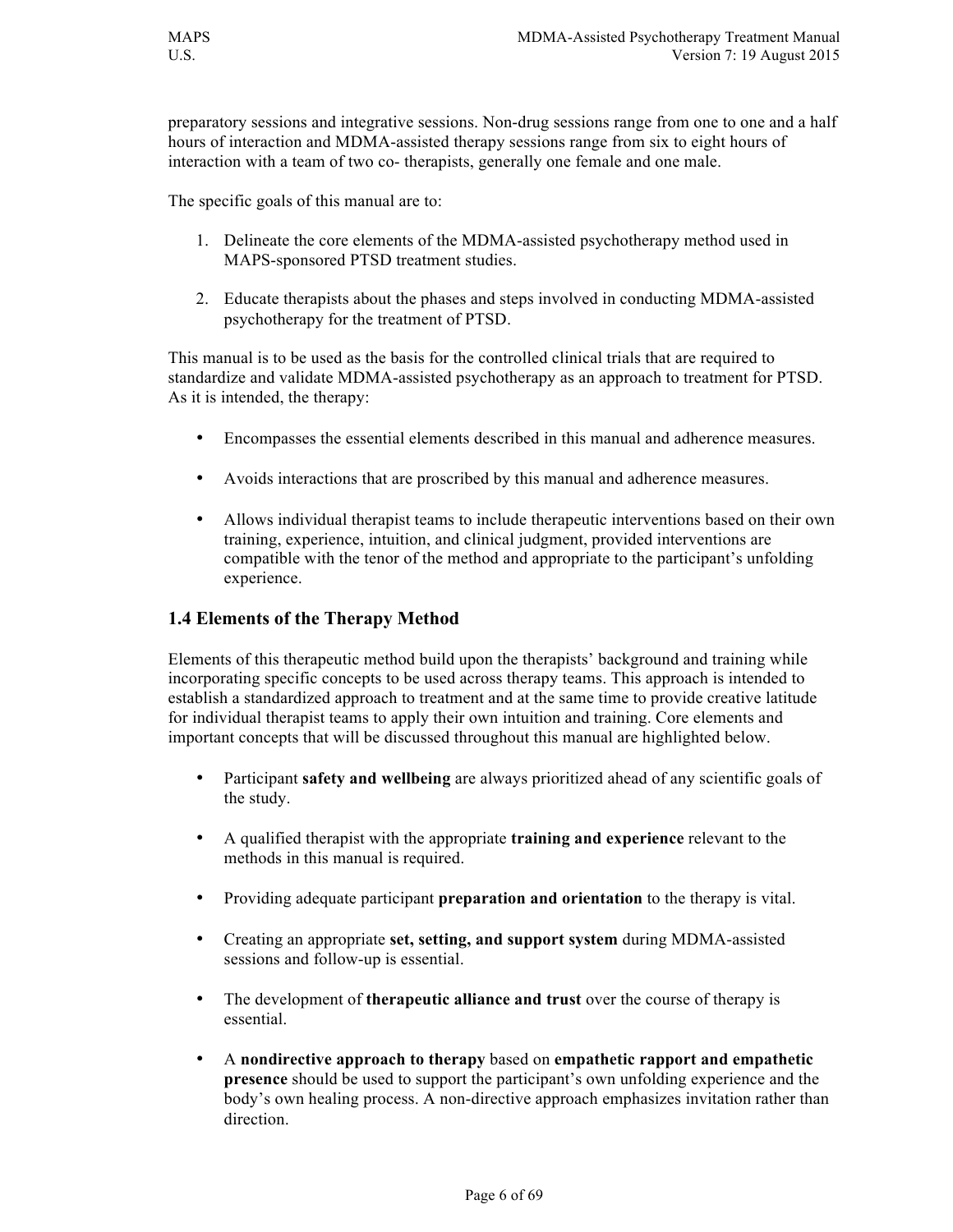preparatory sessions and integrative sessions. Non-drug sessions range from one to one and a half hours of interaction and MDMA-assisted therapy sessions range from six to eight hours of interaction with a team of two co- therapists, generally one female and one male.

The specific goals of this manual are to:

1. Delineate the core elements of the MDMA-assisted psychotherapy method used in MAPS-sponsored PTSD treatment studies.

2. Educate therapists about the phases and steps involved in conducting MDMA-assisted psychotherapy for the treatment of PTSD.

This manual is to be used as the basis for the controlled clinical trials that are required to standardize and validate MDMA-assisted psychotherapy as an approach to treatment for PTSD. As it is intended, the therapy:

- Encompasses the essential elements described in this manual and adherence measures.

- Avoids interactions that are proscribed by this manual and adherence measures.

- Allows individual therapist teams to include therapeutic interventions based on their own training, experience, intuition, and clinical judgment, provided interventions are compatible with the tenor of the method and appropriate to the participant's unfolding experience.

## 1.4 Elements of the Therapy Method

Elements of this therapeutic method build upon the therapists' background and training while incorporating specific concepts to be used across therapy teams. This approach is intended to establish a standardized approach to treatment and at the same time to provide creative latitude for individual therapist teams to apply their own intuition and training. Core elements and important concepts that will be discussed throughout this manual are highlighted below.

- Participant **safety and wellbeing** are always prioritized ahead of any scientific goals of the study.

- A qualified therapist with the appropriate **training and experience** relevant to the methods in this manual is required.

- Providing adequate participant **preparation and orientation** to the therapy is vital.

- Creating an appropriate **set, setting, and support system** during MDMA-assisted sessions and follow-up is essential.

- The development of **therapeutic alliance and trust** over the course of therapy is essential.

- A **nondirective approach to therapy** based on **empathetic rapport and empathetic presence** should be used to support the participant's own unfolding experience and the body's own healing process. A non-directive approach emphasizes invitation rather than direction.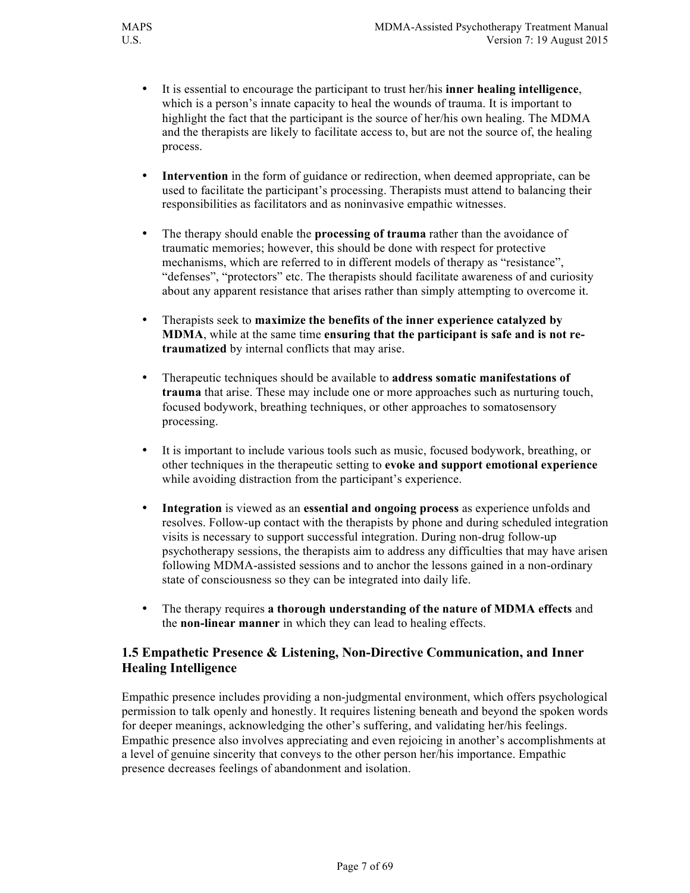- It is essential to encourage the participant to trust her/his **inner healing intelligence**, which is a person's innate capacity to heal the wounds of trauma. It is important to highlight the fact that the participant is the source of her/his own healing. The MDMA and the therapists are likely to facilitate access to, but are not the source of, the healing process.

- **Intervention** in the form of guidance or redirection, when deemed appropriate, can be used to facilitate the participant's processing. Therapists must attend to balancing their responsibilities as facilitators and as noninvasive empathic witnesses.

- The therapy should enable the **processing of trauma** rather than the avoidance of traumatic memories; however, this should be done with respect for protective mechanisms, which are referred to in different models of therapy as "resistance", "defenses", "protectors" etc. The therapists should facilitate awareness of and curiosity about any apparent resistance that arises rather than simply attempting to overcome it.

- Therapists seek to **maximize the benefits of the inner experience catalyzed by MDMA**, while at the same time **ensuring that the participant is safe and is not re-traumatized** by internal conflicts that may arise.

- Therapeutic techniques should be available to **address somatic manifestations of trauma** that arise. These may include one or more approaches such as nurturing touch, focused bodywork, breathing techniques, or other approaches to somatosensory processing.

- It is important to include various tools such as music, focused bodywork, breathing, or other techniques in the therapeutic setting to **evoke and support emotional experience** while avoiding distraction from the participant's experience.

- **Integration** is viewed as an **essential and ongoing process** as experience unfolds and resolves. Follow-up contact with the therapists by phone and during scheduled integration visits is necessary to support successful integration. During non-drug follow-up psychotherapy sessions, the therapists aim to address any difficulties that may have arisen following MDMA-assisted sessions and to anchor the lessons gained in a non-ordinary state of consciousness so they can be integrated into daily life.

- The therapy requires **a thorough understanding of the nature of MDMA effects** and the **non-linear manner** in which they can lead to healing effects.

## 1.5 Empathetic Presence & Listening, Non-Directive Communication, and Inner Healing Intelligence

Empathic presence includes providing a non-judgmental environment, which offers psychological permission to talk openly and honestly. It requires listening beneath and beyond the spoken words for deeper meanings, acknowledging the other's suffering, and validating her/his feelings. Empathic presence also involves appreciating and even rejoicing in another's accomplishments at a level of genuine sincerity that conveys to the other person her/his importance. Empathic presence decreases feelings of abandonment and isolation.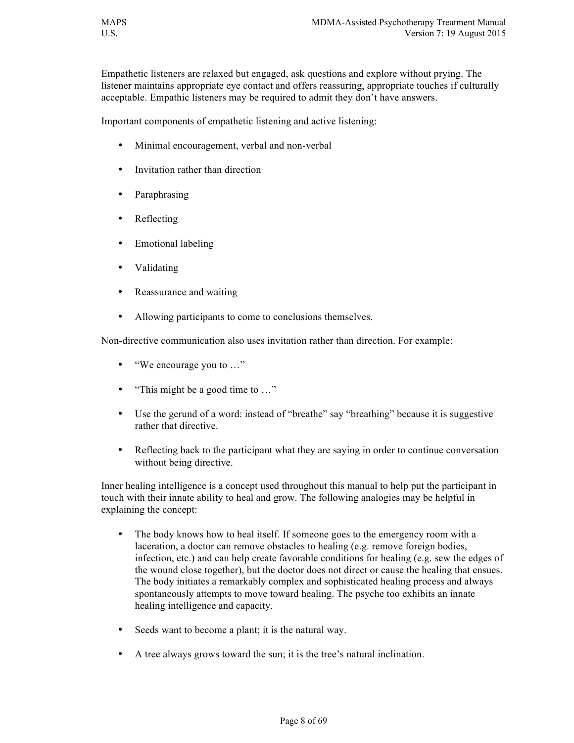Empathetic listeners are relaxed but engaged, ask questions and explore without prying. The listener maintains appropriate eye contact and offers reassuring, appropriate touches if culturally acceptable. Empathic listeners may be required to admit they don't have answers.

Important components of empathetic listening and active listening:

- Minimal encouragement, verbal and non-verbal
- Invitation rather than direction
- Paraphrasing
- Reflecting
- Emotional labeling
- Validating
- Reassurance and waiting
- Allowing participants to come to conclusions themselves.

Non-directive communication also uses invitation rather than direction. For example:

- "We encourage you to …"
- "This might be a good time to …"
- Use the gerund of a word: instead of "breathe" say "breathing" because it is suggestive rather that directive.
- Reflecting back to the participant what they are saying in order to continue conversation without being directive.

Inner healing intelligence is a concept used throughout this manual to help put the participant in touch with their innate ability to heal and grow. The following analogies may be helpful in explaining the concept:

- The body knows how to heal itself. If someone goes to the emergency room with a laceration, a doctor can remove obstacles to healing (e.g. remove foreign bodies, infection, etc.) and can help create favorable conditions for healing (e.g. sew the edges of the wound close together), but the doctor does not direct or cause the healing that ensues. The body initiates a remarkably complex and sophisticated healing process and always spontaneously attempts to move toward healing. The psyche too exhibits an innate healing intelligence and capacity.
- Seeds want to become a plant; it is the natural way.
- A tree always grows toward the sun; it is the tree's natural inclination.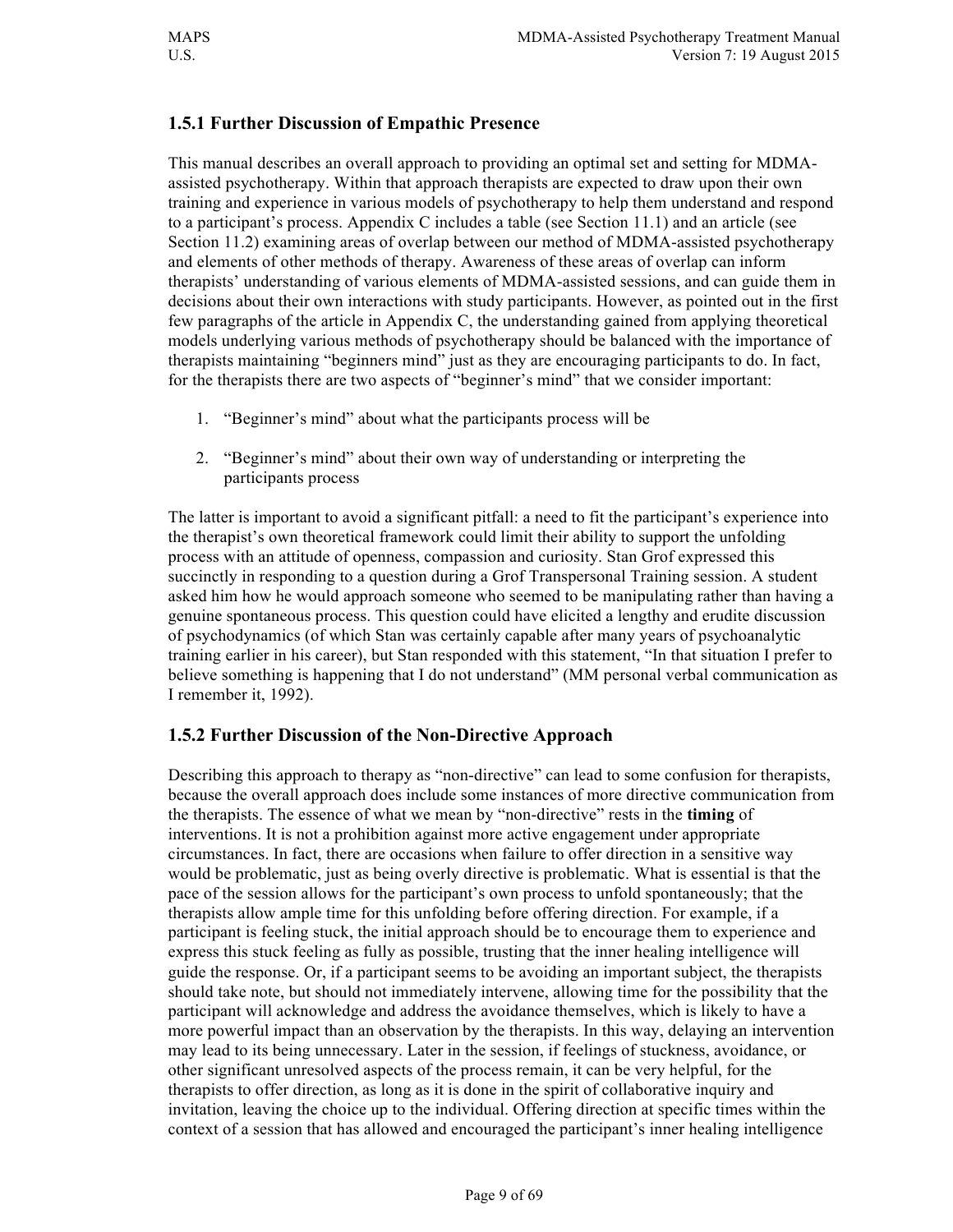### 1.5.1 Further Discussion of Empathic Presence

This manual describes an overall approach to providing an optimal set and setting for MDMA-assisted psychotherapy. Within that approach therapists are expected to draw upon their own training and experience in various models of psychotherapy to help them understand and respond to a participant's process. Appendix C includes a table (see Section 11.1) and an article (see Section 11.2) examining areas of overlap between our method of MDMA-assisted psychotherapy and elements of other methods of therapy. Awareness of these areas of overlap can inform therapists' understanding of various elements of MDMA-assisted sessions, and can guide them in decisions about their own interactions with study participants. However, as pointed out in the first few paragraphs of the article in Appendix C, the understanding gained from applying theoretical models underlying various methods of psychotherapy should be balanced with the importance of therapists maintaining "beginners mind" just as they are encouraging participants to do. In fact, for the therapists there are two aspects of "beginner's mind" that we consider important:

1. "Beginner's mind" about what the participants process will be
2. "Beginner's mind" about their own way of understanding or interpreting the participants process

The latter is important to avoid a significant pitfall: a need to fit the participant's experience into the therapist's own theoretical framework could limit their ability to support the unfolding process with an attitude of openness, compassion and curiosity. Stan Grof expressed this succinctly in responding to a question during a Grof Transpersonal Training session. A student asked him how he would approach someone who seemed to be manipulating rather than having a genuine spontaneous process. This question could have elicited a lengthy and erudite discussion of psychodynamics (of which Stan was certainly capable after many years of psychoanalytic training earlier in his career), but Stan responded with this statement, "In that situation I prefer to believe something is happening that I do not understand" (MM personal verbal communication as I remember it, 1992).

### 1.5.2 Further Discussion of the Non-Directive Approach

Describing this approach to therapy as "non-directive" can lead to some confusion for therapists, because the overall approach does include some instances of more directive communication from the therapists. The essence of what we mean by "non-directive" rests in the **timing** of interventions. It is not a prohibition against more active engagement under appropriate circumstances. In fact, there are occasions when failure to offer direction in a sensitive way would be problematic, just as being overly directive is problematic. What is essential is that the pace of the session allows for the participant's own process to unfold spontaneously; that the therapists allow ample time for this unfolding before offering direction. For example, if a participant is feeling stuck, the initial approach should be to encourage them to experience and express this stuck feeling as fully as possible, trusting that the inner healing intelligence will guide the response. Or, if a participant seems to be avoiding an important subject, the therapists should take note, but should not immediately intervene, allowing time for the possibility that the participant will acknowledge and address the avoidance themselves, which is likely to have a more powerful impact than an observation by the therapists. In this way, delaying an intervention may lead to its being unnecessary. Later in the session, if feelings of stuckness, avoidance, or other significant unresolved aspects of the process remain, it can be very helpful, for the therapists to offer direction, as long as it is done in the spirit of collaborative inquiry and invitation, leaving the choice up to the individual. Offering direction at specific times within the context of a session that has allowed and encouraged the participant's inner healing intelligence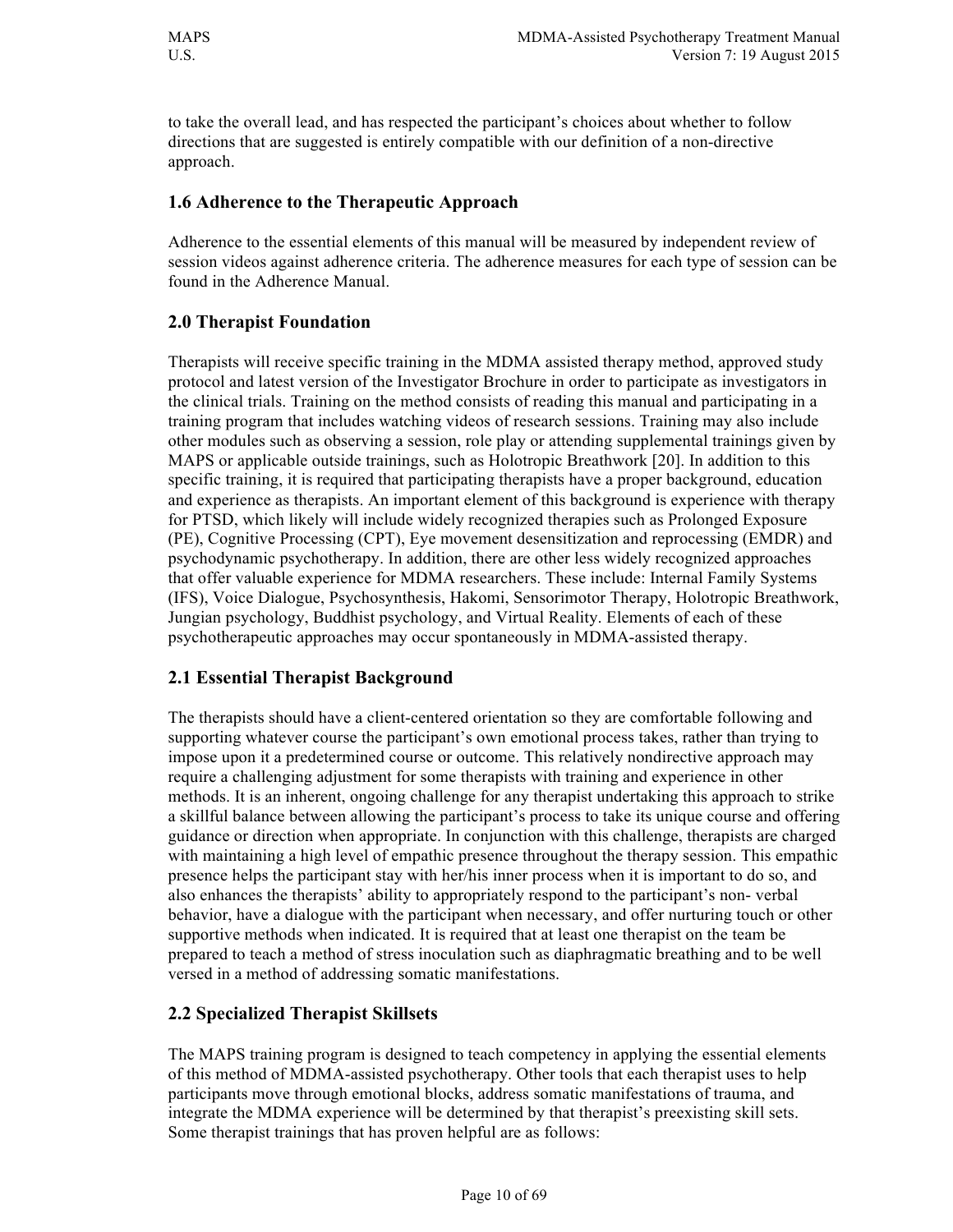to take the overall lead, and has respected the participant's choices about whether to follow directions that are suggested is entirely compatible with our definition of a non-directive approach.

## 1.6 Adherence to the Therapeutic Approach

Adherence to the essential elements of this manual will be measured by independent review of session videos against adherence criteria. The adherence measures for each type of session can be found in the Adherence Manual.

## 2.0 Therapist Foundation

Therapists will receive specific training in the MDMA assisted therapy method, approved study protocol and latest version of the Investigator Brochure in order to participate as investigators in the clinical trials. Training on the method consists of reading this manual and participating in a training program that includes watching videos of research sessions. Training may also include other modules such as observing a session, role play or attending supplemental trainings given by MAPS or applicable outside trainings, such as Holotropic Breathwork [20]. In addition to this specific training, it is required that participating therapists have a proper background, education and experience as therapists. An important element of this background is experience with therapy for PTSD, which likely will include widely recognized therapies such as Prolonged Exposure (PE), Cognitive Processing (CPT), Eye movement desensitization and reprocessing (EMDR) and psychodynamic psychotherapy. In addition, there are other less widely recognized approaches that offer valuable experience for MDMA researchers. These include: Internal Family Systems (IFS), Voice Dialogue, Psychosynthesis, Hakomi, Sensorimotor Therapy, Holotropic Breathwork, Jungian psychology, Buddhist psychology, and Virtual Reality. Elements of each of these psychotherapeutic approaches may occur spontaneously in MDMA-assisted therapy.

## 2.1 Essential Therapist Background

The therapists should have a client-centered orientation so they are comfortable following and supporting whatever course the participant's own emotional process takes, rather than trying to impose upon it a predetermined course or outcome. This relatively nondirective approach may require a challenging adjustment for some therapists with training and experience in other methods. It is an inherent, ongoing challenge for any therapist undertaking this approach to strike a skillful balance between allowing the participant's process to take its unique course and offering guidance or direction when appropriate. In conjunction with this challenge, therapists are charged with maintaining a high level of empathic presence throughout the therapy session. This empathic presence helps the participant stay with her/his inner process when it is important to do so, and also enhances the therapists' ability to appropriately respond to the participant's non- verbal behavior, have a dialogue with the participant when necessary, and offer nurturing touch or other supportive methods when indicated. It is required that at least one therapist on the team be prepared to teach a method of stress inoculation such as diaphragmatic breathing and to be well versed in a method of addressing somatic manifestations.

## 2.2 Specialized Therapist Skillsets

The MAPS training program is designed to teach competency in applying the essential elements of this method of MDMA-assisted psychotherapy. Other tools that each therapist uses to help participants move through emotional blocks, address somatic manifestations of trauma, and integrate the MDMA experience will be determined by that therapist's preexisting skill sets. Some therapist trainings that has proven helpful are as follows: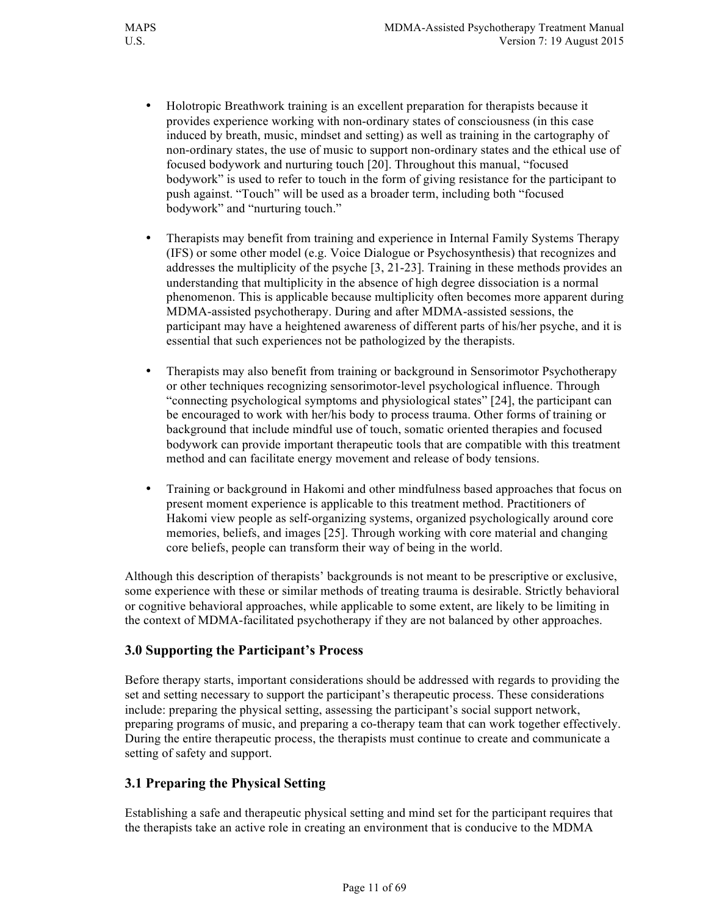- Holotropic Breathwork training is an excellent preparation for therapists because it provides experience working with non-ordinary states of consciousness (in this case induced by breath, music, mindset and setting) as well as training in the cartography of non-ordinary states, the use of music to support non-ordinary states and the ethical use of focused bodywork and nurturing touch [20]. Throughout this manual, "focused bodywork" is used to refer to touch in the form of giving resistance for the participant to push against. "Touch" will be used as a broader term, including both "focused bodywork" and "nurturing touch."

- Therapists may benefit from training and experience in Internal Family Systems Therapy (IFS) or some other model (e.g. Voice Dialogue or Psychosynthesis) that recognizes and addresses the multiplicity of the psyche [3, 21-23]. Training in these methods provides an understanding that multiplicity in the absence of high degree dissociation is a normal phenomenon. This is applicable because multiplicity often becomes more apparent during MDMA-assisted psychotherapy. During and after MDMA-assisted sessions, the participant may have a heightened awareness of different parts of his/her psyche, and it is essential that such experiences not be pathologized by the therapists.

- Therapists may also benefit from training or background in Sensorimotor Psychotherapy or other techniques recognizing sensorimotor-level psychological influence. Through "connecting psychological symptoms and physiological states" [24], the participant can be encouraged to work with her/his body to process trauma. Other forms of training or background that include mindful use of touch, somatic oriented therapies and focused bodywork can provide important therapeutic tools that are compatible with this treatment method and can facilitate energy movement and release of body tensions.

- Training or background in Hakomi and other mindfulness based approaches that focus on present moment experience is applicable to this treatment method. Practitioners of Hakomi view people as self-organizing systems, organized psychologically around core memories, beliefs, and images [25]. Through working with core material and changing core beliefs, people can transform their way of being in the world.

Although this description of therapists' backgrounds is not meant to be prescriptive or exclusive, some experience with these or similar methods of treating trauma is desirable. Strictly behavioral or cognitive behavioral approaches, while applicable to some extent, are likely to be limiting in the context of MDMA-facilitated psychotherapy if they are not balanced by other approaches.

## 3.0 Supporting the Participant's Process

Before therapy starts, important considerations should be addressed with regards to providing the set and setting necessary to support the participant's therapeutic process. These considerations include: preparing the physical setting, assessing the participant's social support network, preparing programs of music, and preparing a co-therapy team that can work together effectively. During the entire therapeutic process, the therapists must continue to create and communicate a setting of safety and support.

## 3.1 Preparing the Physical Setting

Establishing a safe and therapeutic physical setting and mind set for the participant requires that the therapists take an active role in creating an environment that is conducive to the MDMA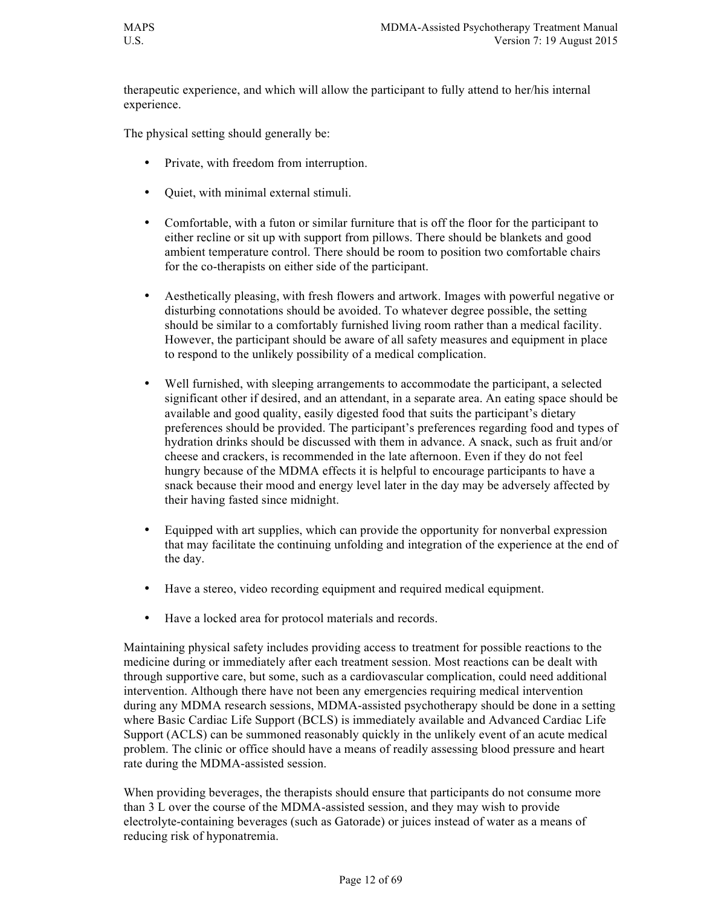therapeutic experience, and which will allow the participant to fully attend to her/his internal experience.

The physical setting should generally be:

- Private, with freedom from interruption.
- Quiet, with minimal external stimuli.
- Comfortable, with a futon or similar furniture that is off the floor for the participant to either recline or sit up with support from pillows. There should be blankets and good ambient temperature control. There should be room to position two comfortable chairs for the co-therapists on either side of the participant.
- Aesthetically pleasing, with fresh flowers and artwork. Images with powerful negative or disturbing connotations should be avoided. To whatever degree possible, the setting should be similar to a comfortably furnished living room rather than a medical facility. However, the participant should be aware of all safety measures and equipment in place to respond to the unlikely possibility of a medical complication.
- Well furnished, with sleeping arrangements to accommodate the participant, a selected significant other if desired, and an attendant, in a separate area. An eating space should be available and good quality, easily digested food that suits the participant's dietary preferences should be provided. The participant's preferences regarding food and types of hydration drinks should be discussed with them in advance. A snack, such as fruit and/or cheese and crackers, is recommended in the late afternoon. Even if they do not feel hungry because of the MDMA effects it is helpful to encourage participants to have a snack because their mood and energy level later in the day may be adversely affected by their having fasted since midnight.
- Equipped with art supplies, which can provide the opportunity for nonverbal expression that may facilitate the continuing unfolding and integration of the experience at the end of the day.
- Have a stereo, video recording equipment and required medical equipment.
- Have a locked area for protocol materials and records.

Maintaining physical safety includes providing access to treatment for possible reactions to the medicine during or immediately after each treatment session. Most reactions can be dealt with through supportive care, but some, such as a cardiovascular complication, could need additional intervention. Although there have not been any emergencies requiring medical intervention during any MDMA research sessions, MDMA-assisted psychotherapy should be done in a setting where Basic Cardiac Life Support (BCLS) is immediately available and Advanced Cardiac Life Support (ACLS) can be summoned reasonably quickly in the unlikely event of an acute medical problem. The clinic or office should have a means of readily assessing blood pressure and heart rate during the MDMA-assisted session.

When providing beverages, the therapists should ensure that participants do not consume more than 3 L over the course of the MDMA-assisted session, and they may wish to provide electrolyte-containing beverages (such as Gatorade) or juices instead of water as a means of reducing risk of hyponatremia.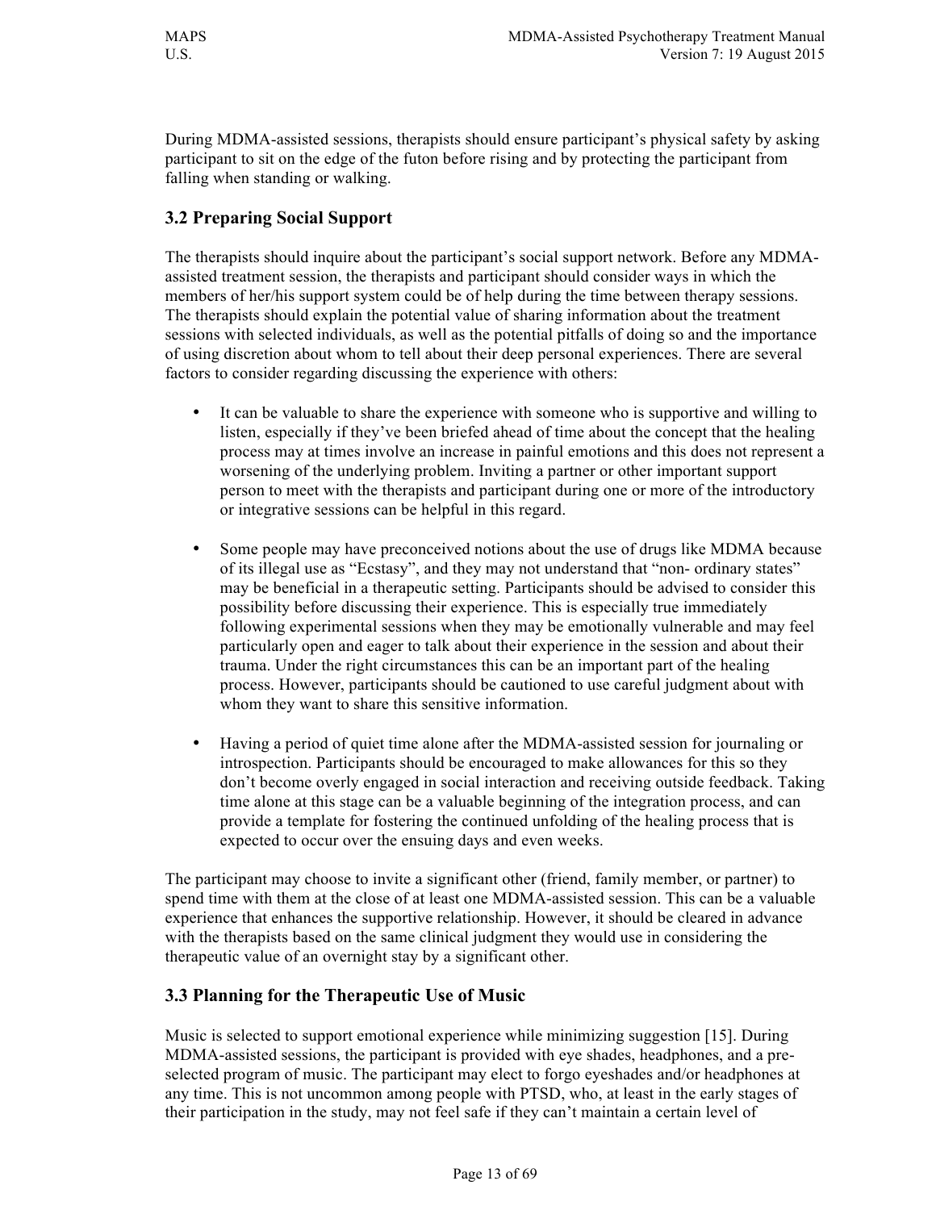During MDMA-assisted sessions, therapists should ensure participant's physical safety by asking participant to sit on the edge of the futon before rising and by protecting the participant from falling when standing or walking.

## 3.2 Preparing Social Support

The therapists should inquire about the participant's social support network. Before any MDMA-assisted treatment session, the therapists and participant should consider ways in which the members of her/his support system could be of help during the time between therapy sessions. The therapists should explain the potential value of sharing information about the treatment sessions with selected individuals, as well as the potential pitfalls of doing so and the importance of using discretion about whom to tell about their deep personal experiences. There are several factors to consider regarding discussing the experience with others:

- It can be valuable to share the experience with someone who is supportive and willing to listen, especially if they've been briefed ahead of time about the concept that the healing process may at times involve an increase in painful emotions and this does not represent a worsening of the underlying problem. Inviting a partner or other important support person to meet with the therapists and participant during one or more of the introductory or integrative sessions can be helpful in this regard.

- Some people may have preconceived notions about the use of drugs like MDMA because of its illegal use as "Ecstasy", and they may not understand that "non- ordinary states" may be beneficial in a therapeutic setting. Participants should be advised to consider this possibility before discussing their experience. This is especially true immediately following experimental sessions when they may be emotionally vulnerable and may feel particularly open and eager to talk about their experience in the session and about their trauma. Under the right circumstances this can be an important part of the healing process. However, participants should be cautioned to use careful judgment about with whom they want to share this sensitive information.

- Having a period of quiet time alone after the MDMA-assisted session for journaling or introspection. Participants should be encouraged to make allowances for this so they don't become overly engaged in social interaction and receiving outside feedback. Taking time alone at this stage can be a valuable beginning of the integration process, and can provide a template for fostering the continued unfolding of the healing process that is expected to occur over the ensuing days and even weeks.

The participant may choose to invite a significant other (friend, family member, or partner) to spend time with them at the close of at least one MDMA-assisted session. This can be a valuable experience that enhances the supportive relationship. However, it should be cleared in advance with the therapists based on the same clinical judgment they would use in considering the therapeutic value of an overnight stay by a significant other.

## 3.3 Planning for the Therapeutic Use of Music

Music is selected to support emotional experience while minimizing suggestion [15]. During MDMA-assisted sessions, the participant is provided with eye shades, headphones, and a pre-selected program of music. The participant may elect to forgo eyeshades and/or headphones at any time. This is not uncommon among people with PTSD, who, at least in the early stages of their participation in the study, may not feel safe if they can't maintain a certain level of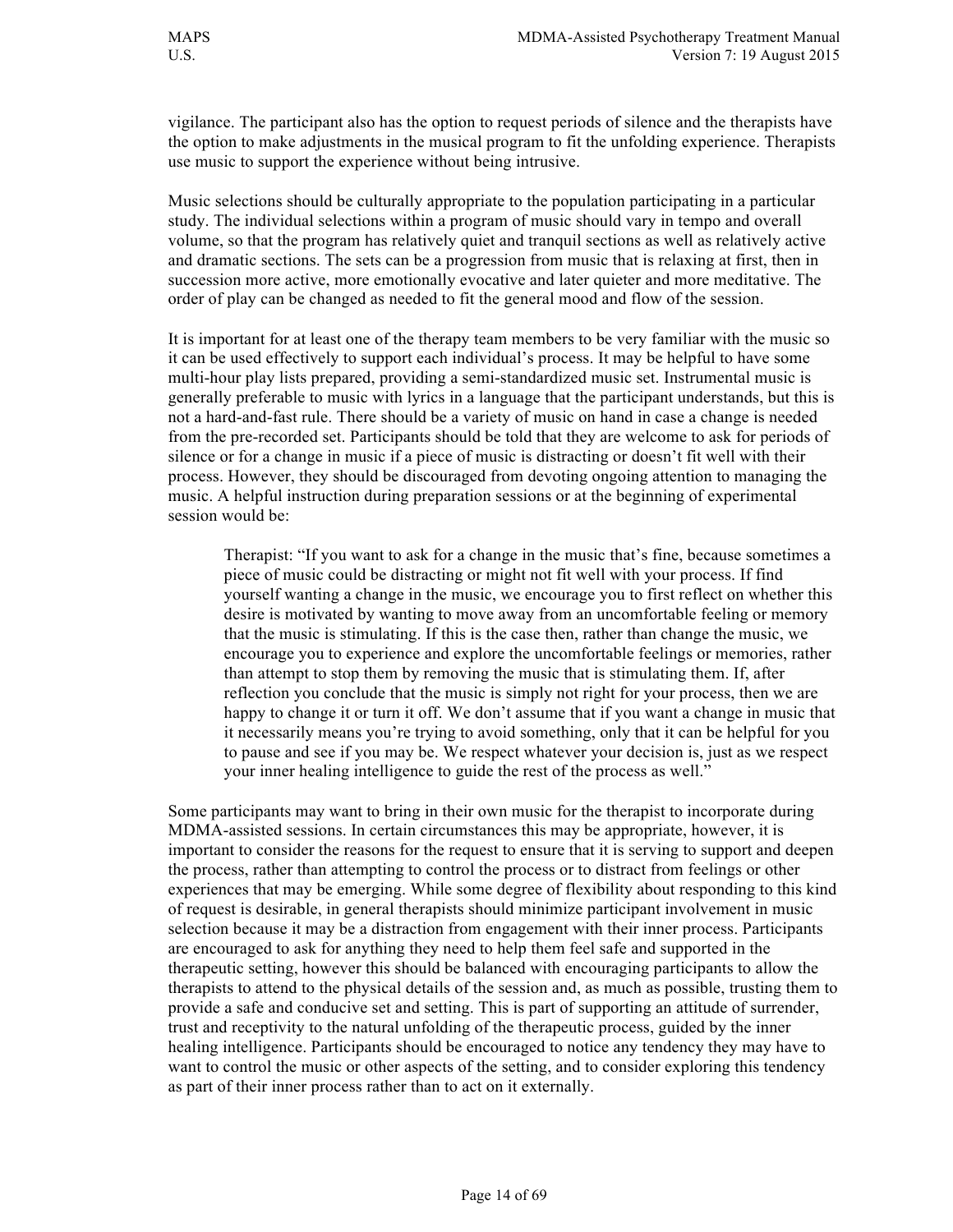vigilance. The participant also has the option to request periods of silence and the therapists have the option to make adjustments in the musical program to fit the unfolding experience. Therapists use music to support the experience without being intrusive.

Music selections should be culturally appropriate to the population participating in a particular study. The individual selections within a program of music should vary in tempo and overall volume, so that the program has relatively quiet and tranquil sections as well as relatively active and dramatic sections. The sets can be a progression from music that is relaxing at first, then in succession more active, more emotionally evocative and later quieter and more meditative. The order of play can be changed as needed to fit the general mood and flow of the session.

It is important for at least one of the therapy team members to be very familiar with the music so it can be used effectively to support each individual's process. It may be helpful to have some multi-hour play lists prepared, providing a semi-standardized music set. Instrumental music is generally preferable to music with lyrics in a language that the participant understands, but this is not a hard-and-fast rule. There should be a variety of music on hand in case a change is needed from the pre-recorded set. Participants should be told that they are welcome to ask for periods of silence or for a change in music if a piece of music is distracting or doesn't fit well with their process. However, they should be discouraged from devoting ongoing attention to managing the music. A helpful instruction during preparation sessions or at the beginning of experimental session would be:

> Therapist: "If you want to ask for a change in the music that's fine, because sometimes a piece of music could be distracting or might not fit well with your process. If find yourself wanting a change in the music, we encourage you to first reflect on whether this desire is motivated by wanting to move away from an uncomfortable feeling or memory that the music is stimulating. If this is the case then, rather than change the music, we encourage you to experience and explore the uncomfortable feelings or memories, rather than attempt to stop them by removing the music that is stimulating them. If, after reflection you conclude that the music is simply not right for your process, then we are happy to change it or turn it off. We don't assume that if you want a change in music that it necessarily means you're trying to avoid something, only that it can be helpful for you to pause and see if you may be. We respect whatever your decision is, just as we respect your inner healing intelligence to guide the rest of the process as well."

Some participants may want to bring in their own music for the therapist to incorporate during MDMA-assisted sessions. In certain circumstances this may be appropriate, however, it is important to consider the reasons for the request to ensure that it is serving to support and deepen the process, rather than attempting to control the process or to distract from feelings or other experiences that may be emerging. While some degree of flexibility about responding to this kind of request is desirable, in general therapists should minimize participant involvement in music selection because it may be a distraction from engagement with their inner process. Participants are encouraged to ask for anything they need to help them feel safe and supported in the therapeutic setting, however this should be balanced with encouraging participants to allow the therapists to attend to the physical details of the session and, as much as possible, trusting them to provide a safe and conducive set and setting. This is part of supporting an attitude of surrender, trust and receptivity to the natural unfolding of the therapeutic process, guided by the inner healing intelligence. Participants should be encouraged to notice any tendency they may have to want to control the music or other aspects of the setting, and to consider exploring this tendency as part of their inner process rather than to act on it externally.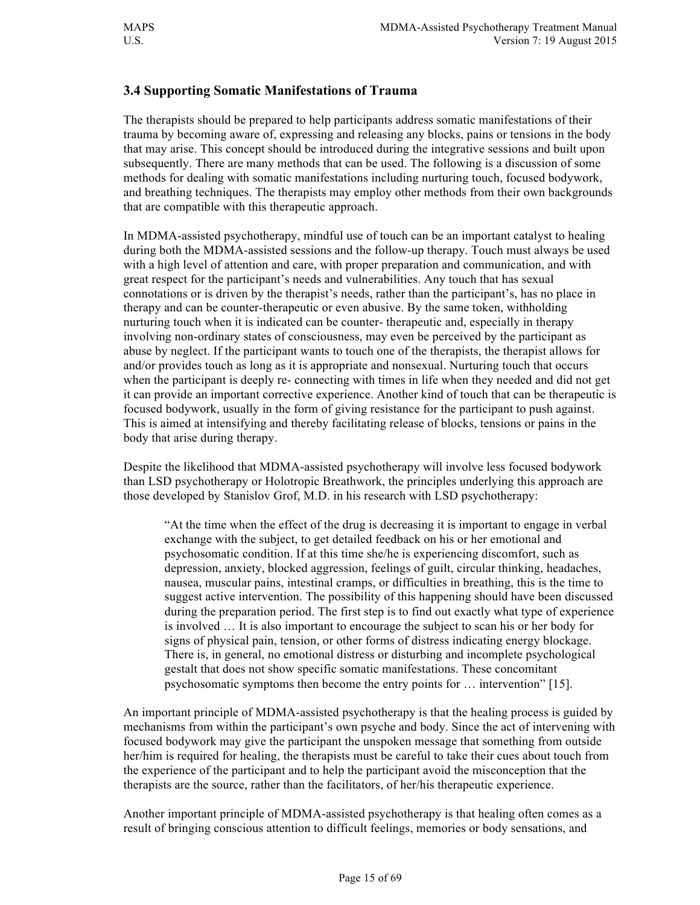### 3.4 Supporting Somatic Manifestations of Trauma

The therapists should be prepared to help participants address somatic manifestations of their trauma by becoming aware of, expressing and releasing any blocks, pains or tensions in the body that may arise. This concept should be introduced during the integrative sessions and built upon subsequently. There are many methods that can be used. The following is a discussion of some methods for dealing with somatic manifestations including nurturing touch, focused bodywork, and breathing techniques. The therapists may employ other methods from their own backgrounds that are compatible with this therapeutic approach.

In MDMA-assisted psychotherapy, mindful use of touch can be an important catalyst to healing during both the MDMA-assisted sessions and the follow-up therapy. Touch must always be used with a high level of attention and care, with proper preparation and communication, and with great respect for the participant's needs and vulnerabilities. Any touch that has sexual connotations or is driven by the therapist's needs, rather than the participant's, has no place in therapy and can be counter-therapeutic or even abusive. By the same token, withholding nurturing touch when it is indicated can be counter- therapeutic and, especially in therapy involving non-ordinary states of consciousness, may even be perceived by the participant as abuse by neglect. If the participant wants to touch one of the therapists, the therapist allows for and/or provides touch as long as it is appropriate and nonsexual. Nurturing touch that occurs when the participant is deeply re- connecting with times in life when they needed and did not get it can provide an important corrective experience. Another kind of touch that can be therapeutic is focused bodywork, usually in the form of giving resistance for the participant to push against. This is aimed at intensifying and thereby facilitating release of blocks, tensions or pains in the body that arise during therapy.

Despite the likelihood that MDMA-assisted psychotherapy will involve less focused bodywork than LSD psychotherapy or Holotropic Breathwork, the principles underlying this approach are those developed by Stanislov Grof, M.D. in his research with LSD psychotherapy:

> "At the time when the effect of the drug is decreasing it is important to engage in verbal exchange with the subject, to get detailed feedback on his or her emotional and psychosomatic condition. If at this time she/he is experiencing discomfort, such as depression, anxiety, blocked aggression, feelings of guilt, circular thinking, headaches, nausea, muscular pains, intestinal cramps, or difficulties in breathing, this is the time to suggest active intervention. The possibility of this happening should have been discussed during the preparation period. The first step is to find out exactly what type of experience is involved … It is also important to encourage the subject to scan his or her body for signs of physical pain, tension, or other forms of distress indicating energy blockage. There is, in general, no emotional distress or disturbing and incomplete psychological gestalt that does not show specific somatic manifestations. These concomitant psychosomatic symptoms then become the entry points for … intervention" [15].

An important principle of MDMA-assisted psychotherapy is that the healing process is guided by mechanisms from within the participant's own psyche and body. Since the act of intervening with focused bodywork may give the participant the unspoken message that something from outside her/him is required for healing, the therapists must be careful to take their cues about touch from the experience of the participant and to help the participant avoid the misconception that the therapists are the source, rather than the facilitators, of her/his therapeutic experience.

Another important principle of MDMA-assisted psychotherapy is that healing often comes as a result of bringing conscious attention to difficult feelings, memories or body sensations, and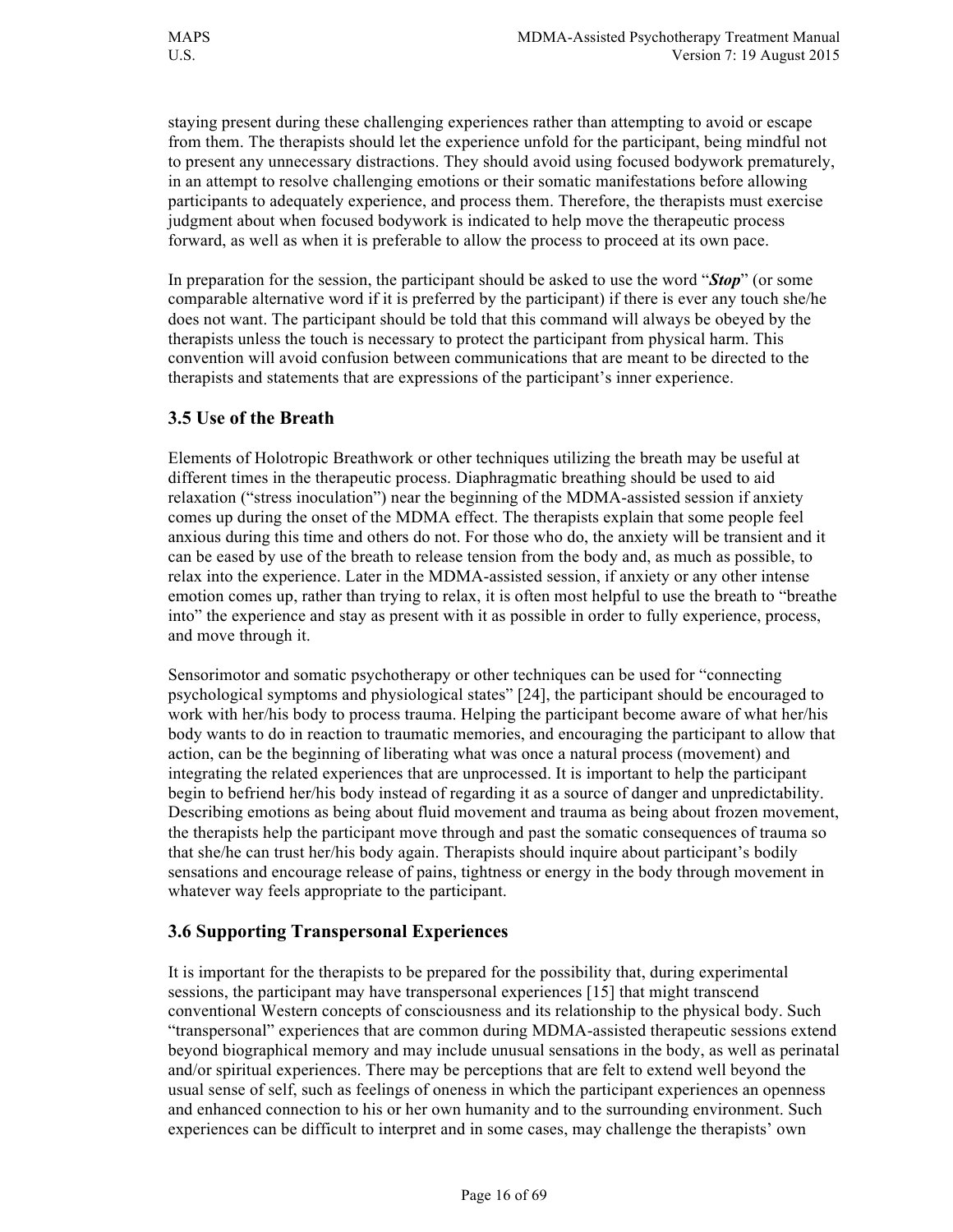staying present during these challenging experiences rather than attempting to avoid or escape from them. The therapists should let the experience unfold for the participant, being mindful not to present any unnecessary distractions. They should avoid using focused bodywork prematurely, in an attempt to resolve challenging emotions or their somatic manifestations before allowing participants to adequately experience, and process them. Therefore, the therapists must exercise judgment about when focused bodywork is indicated to help move the therapeutic process forward, as well as when it is preferable to allow the process to proceed at its own pace.

In preparation for the session, the participant should be asked to use the word "***Stop***" (or some comparable alternative word if it is preferred by the participant) if there is ever any touch she/he does not want. The participant should be told that this command will always be obeyed by the therapists unless the touch is necessary to protect the participant from physical harm. This convention will avoid confusion between communications that are meant to be directed to the therapists and statements that are expressions of the participant's inner experience.

## 3.5 Use of the Breath

Elements of Holotropic Breathwork or other techniques utilizing the breath may be useful at different times in the therapeutic process. Diaphragmatic breathing should be used to aid relaxation ("stress inoculation") near the beginning of the MDMA-assisted session if anxiety comes up during the onset of the MDMA effect. The therapists explain that some people feel anxious during this time and others do not. For those who do, the anxiety will be transient and it can be eased by use of the breath to release tension from the body and, as much as possible, to relax into the experience. Later in the MDMA-assisted session, if anxiety or any other intense emotion comes up, rather than trying to relax, it is often most helpful to use the breath to "breathe into" the experience and stay as present with it as possible in order to fully experience, process, and move through it.

Sensorimotor and somatic psychotherapy or other techniques can be used for "connecting psychological symptoms and physiological states" [24], the participant should be encouraged to work with her/his body to process trauma. Helping the participant become aware of what her/his body wants to do in reaction to traumatic memories, and encouraging the participant to allow that action, can be the beginning of liberating what was once a natural process (movement) and integrating the related experiences that are unprocessed. It is important to help the participant begin to befriend her/his body instead of regarding it as a source of danger and unpredictability. Describing emotions as being about fluid movement and trauma as being about frozen movement, the therapists help the participant move through and past the somatic consequences of trauma so that she/he can trust her/his body again. Therapists should inquire about participant's bodily sensations and encourage release of pains, tightness or energy in the body through movement in whatever way feels appropriate to the participant.

## 3.6 Supporting Transpersonal Experiences

It is important for the therapists to be prepared for the possibility that, during experimental sessions, the participant may have transpersonal experiences [15] that might transcend conventional Western concepts of consciousness and its relationship to the physical body. Such "transpersonal" experiences that are common during MDMA-assisted therapeutic sessions extend beyond biographical memory and may include unusual sensations in the body, as well as perinatal and/or spiritual experiences. There may be perceptions that are felt to extend well beyond the usual sense of self, such as feelings of oneness in which the participant experiences an openness and enhanced connection to his or her own humanity and to the surrounding environment. Such experiences can be difficult to interpret and in some cases, may challenge the therapists' own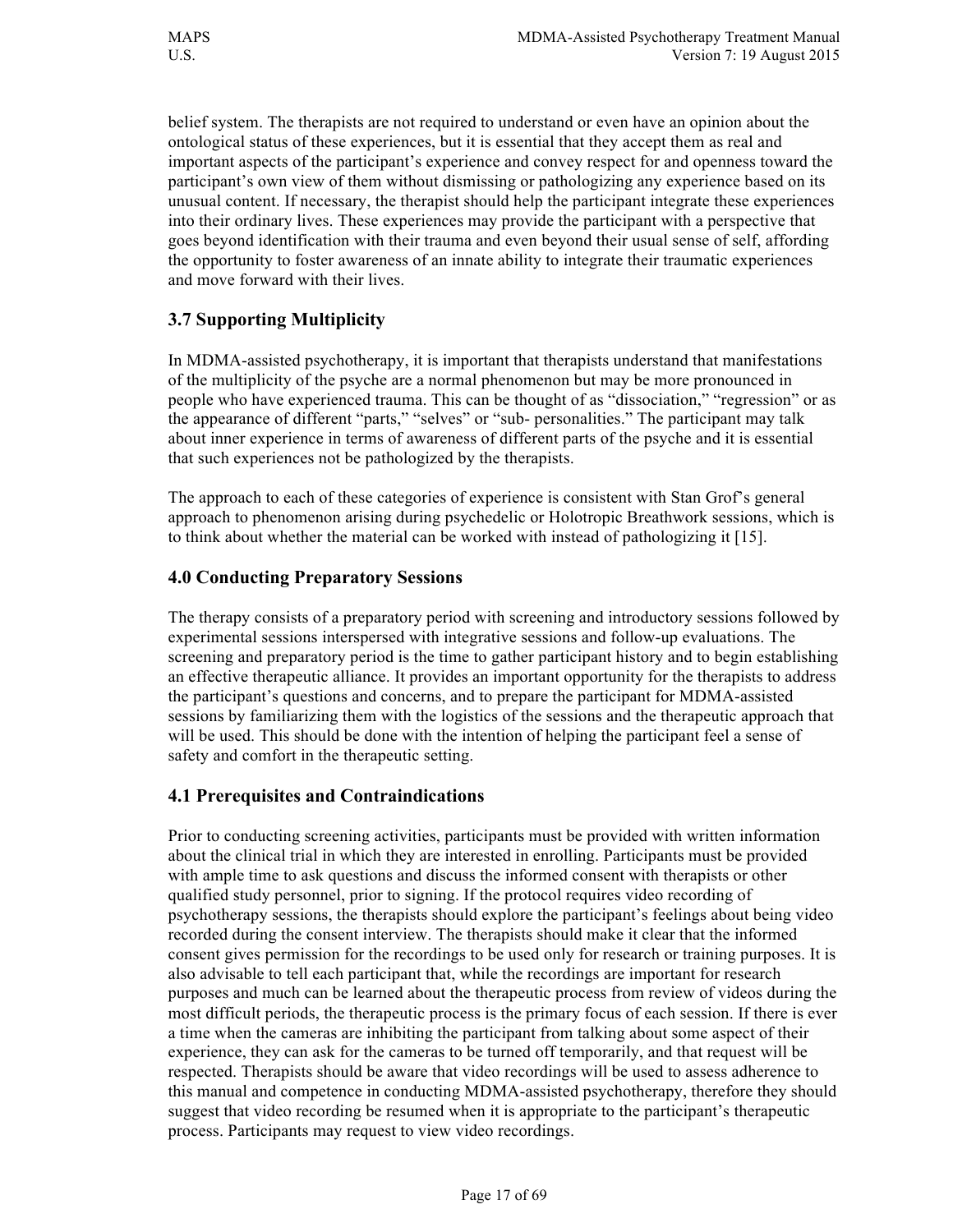belief system. The therapists are not required to understand or even have an opinion about the ontological status of these experiences, but it is essential that they accept them as real and important aspects of the participant's experience and convey respect for and openness toward the participant's own view of them without dismissing or pathologizing any experience based on its unusual content. If necessary, the therapist should help the participant integrate these experiences into their ordinary lives. These experiences may provide the participant with a perspective that goes beyond identification with their trauma and even beyond their usual sense of self, affording the opportunity to foster awareness of an innate ability to integrate their traumatic experiences and move forward with their lives.

## 3.7 Supporting Multiplicity

In MDMA-assisted psychotherapy, it is important that therapists understand that manifestations of the multiplicity of the psyche are a normal phenomenon but may be more pronounced in people who have experienced trauma. This can be thought of as "dissociation," "regression" or as the appearance of different "parts," "selves" or "sub- personalities." The participant may talk about inner experience in terms of awareness of different parts of the psyche and it is essential that such experiences not be pathologized by the therapists.

The approach to each of these categories of experience is consistent with Stan Grof's general approach to phenomenon arising during psychedelic or Holotropic Breathwork sessions, which is to think about whether the material can be worked with instead of pathologizing it [15].

## 4.0 Conducting Preparatory Sessions

The therapy consists of a preparatory period with screening and introductory sessions followed by experimental sessions interspersed with integrative sessions and follow-up evaluations. The screening and preparatory period is the time to gather participant history and to begin establishing an effective therapeutic alliance. It provides an important opportunity for the therapists to address the participant's questions and concerns, and to prepare the participant for MDMA-assisted sessions by familiarizing them with the logistics of the sessions and the therapeutic approach that will be used. This should be done with the intention of helping the participant feel a sense of safety and comfort in the therapeutic setting.

## 4.1 Prerequisites and Contraindications

Prior to conducting screening activities, participants must be provided with written information about the clinical trial in which they are interested in enrolling. Participants must be provided with ample time to ask questions and discuss the informed consent with therapists or other qualified study personnel, prior to signing. If the protocol requires video recording of psychotherapy sessions, the therapists should explore the participant's feelings about being video recorded during the consent interview. The therapists should make it clear that the informed consent gives permission for the recordings to be used only for research or training purposes. It is also advisable to tell each participant that, while the recordings are important for research purposes and much can be learned about the therapeutic process from review of videos during the most difficult periods, the therapeutic process is the primary focus of each session. If there is ever a time when the cameras are inhibiting the participant from talking about some aspect of their experience, they can ask for the cameras to be turned off temporarily, and that request will be respected. Therapists should be aware that video recordings will be used to assess adherence to this manual and competence in conducting MDMA-assisted psychotherapy, therefore they should suggest that video recording be resumed when it is appropriate to the participant's therapeutic process. Participants may request to view video recordings.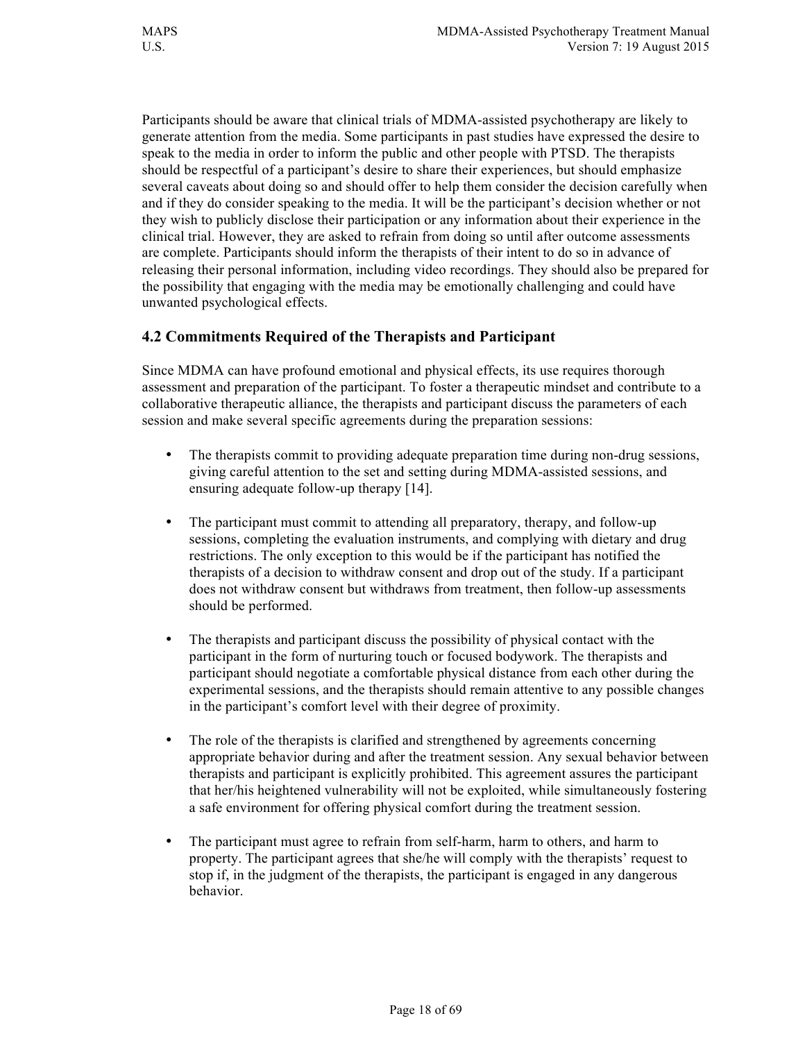Participants should be aware that clinical trials of MDMA-assisted psychotherapy are likely to generate attention from the media. Some participants in past studies have expressed the desire to speak to the media in order to inform the public and other people with PTSD. The therapists should be respectful of a participant's desire to share their experiences, but should emphasize several caveats about doing so and should offer to help them consider the decision carefully when and if they do consider speaking to the media. It will be the participant's decision whether or not they wish to publicly disclose their participation or any information about their experience in the clinical trial. However, they are asked to refrain from doing so until after outcome assessments are complete. Participants should inform the therapists of their intent to do so in advance of releasing their personal information, including video recordings. They should also be prepared for the possibility that engaging with the media may be emotionally challenging and could have unwanted psychological effects.

## 4.2 Commitments Required of the Therapists and Participant

Since MDMA can have profound emotional and physical effects, its use requires thorough assessment and preparation of the participant. To foster a therapeutic mindset and contribute to a collaborative therapeutic alliance, the therapists and participant discuss the parameters of each session and make several specific agreements during the preparation sessions:

- The therapists commit to providing adequate preparation time during non-drug sessions, giving careful attention to the set and setting during MDMA-assisted sessions, and ensuring adequate follow-up therapy [14].

- The participant must commit to attending all preparatory, therapy, and follow-up sessions, completing the evaluation instruments, and complying with dietary and drug restrictions. The only exception to this would be if the participant has notified the therapists of a decision to withdraw consent and drop out of the study. If a participant does not withdraw consent but withdraws from treatment, then follow-up assessments should be performed.

- The therapists and participant discuss the possibility of physical contact with the participant in the form of nurturing touch or focused bodywork. The therapists and participant should negotiate a comfortable physical distance from each other during the experimental sessions, and the therapists should remain attentive to any possible changes in the participant's comfort level with their degree of proximity.

- The role of the therapists is clarified and strengthened by agreements concerning appropriate behavior during and after the treatment session. Any sexual behavior between therapists and participant is explicitly prohibited. This agreement assures the participant that her/his heightened vulnerability will not be exploited, while simultaneously fostering a safe environment for offering physical comfort during the treatment session.

- The participant must agree to refrain from self-harm, harm to others, and harm to property. The participant agrees that she/he will comply with the therapists' request to stop if, in the judgment of the therapists, the participant is engaged in any dangerous behavior.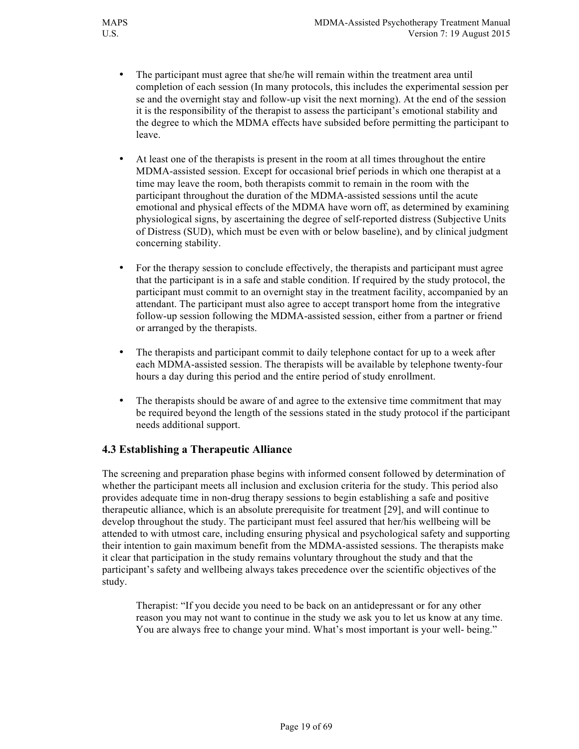- The participant must agree that she/he will remain within the treatment area until completion of each session (In many protocols, this includes the experimental session per se and the overnight stay and follow-up visit the next morning). At the end of the session it is the responsibility of the therapist to assess the participant's emotional stability and the degree to which the MDMA effects have subsided before permitting the participant to leave.

- At least one of the therapists is present in the room at all times throughout the entire MDMA-assisted session. Except for occasional brief periods in which one therapist at a time may leave the room, both therapists commit to remain in the room with the participant throughout the duration of the MDMA-assisted sessions until the acute emotional and physical effects of the MDMA have worn off, as determined by examining physiological signs, by ascertaining the degree of self-reported distress (Subjective Units of Distress (SUD), which must be even with or below baseline), and by clinical judgment concerning stability.

- For the therapy session to conclude effectively, the therapists and participant must agree that the participant is in a safe and stable condition. If required by the study protocol, the participant must commit to an overnight stay in the treatment facility, accompanied by an attendant. The participant must also agree to accept transport home from the integrative follow-up session following the MDMA-assisted session, either from a partner or friend or arranged by the therapists.

- The therapists and participant commit to daily telephone contact for up to a week after each MDMA-assisted session. The therapists will be available by telephone twenty-four hours a day during this period and the entire period of study enrollment.

- The therapists should be aware of and agree to the extensive time commitment that may be required beyond the length of the sessions stated in the study protocol if the participant needs additional support.

## 4.3 Establishing a Therapeutic Alliance

The screening and preparation phase begins with informed consent followed by determination of whether the participant meets all inclusion and exclusion criteria for the study. This period also provides adequate time in non-drug therapy sessions to begin establishing a safe and positive therapeutic alliance, which is an absolute prerequisite for treatment [29], and will continue to develop throughout the study. The participant must feel assured that her/his wellbeing will be attended to with utmost care, including ensuring physical and psychological safety and supporting their intention to gain maximum benefit from the MDMA-assisted sessions. The therapists make it clear that participation in the study remains voluntary throughout the study and that the participant's safety and wellbeing always takes precedence over the scientific objectives of the study.

> Therapist: "If you decide you need to be back on an antidepressant or for any other reason you may not want to continue in the study we ask you to let us know at any time. You are always free to change your mind. What's most important is your well- being."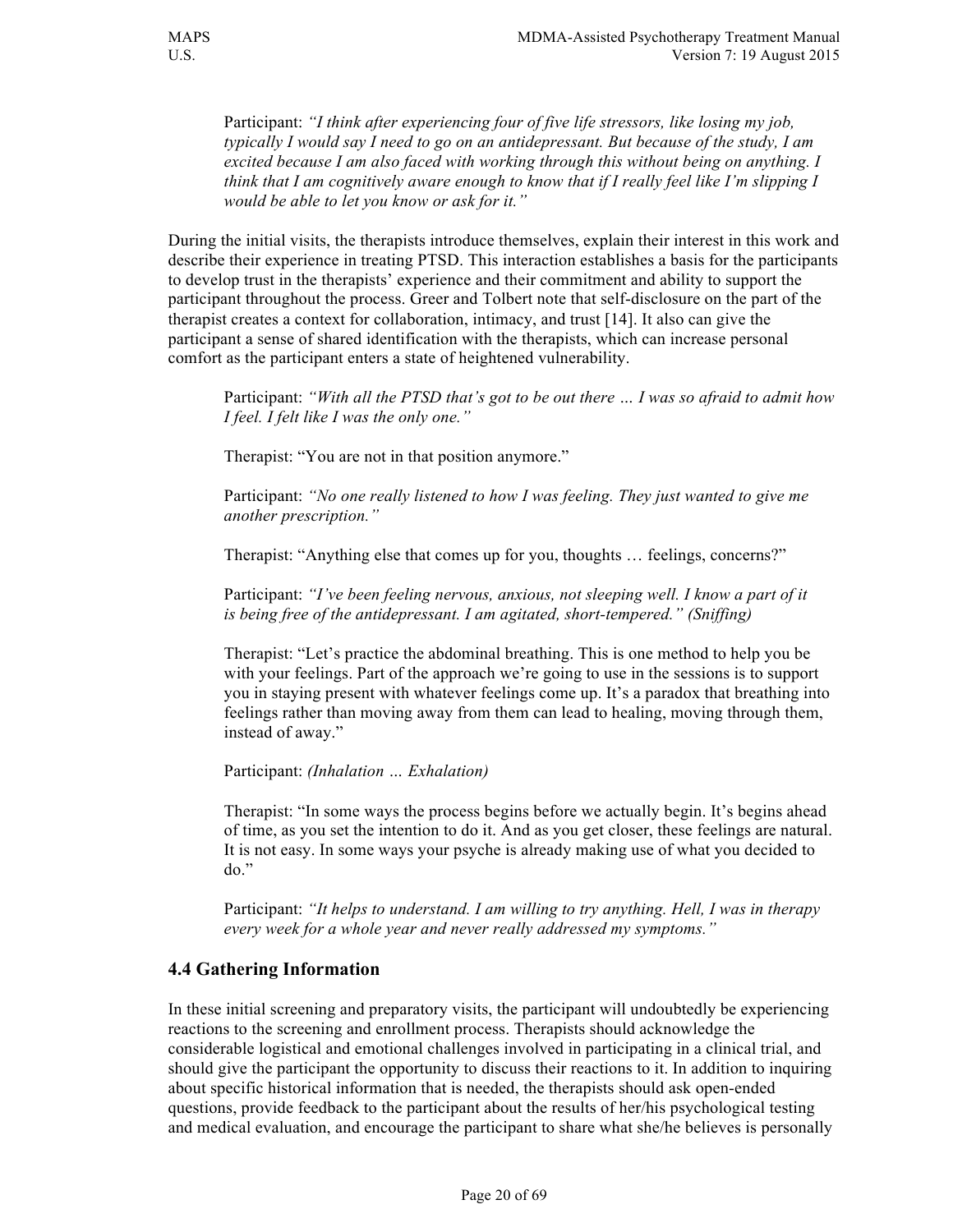Participant: *"I think after experiencing four of five life stressors, like losing my job, typically I would say I need to go on an antidepressant. But because of the study, I am excited because I am also faced with working through this without being on anything. I think that I am cognitively aware enough to know that if I really feel like I'm slipping I would be able to let you know or ask for it."*

During the initial visits, the therapists introduce themselves, explain their interest in this work and describe their experience in treating PTSD. This interaction establishes a basis for the participants to develop trust in the therapists' experience and their commitment and ability to support the participant throughout the process. Greer and Tolbert note that self-disclosure on the part of the therapist creates a context for collaboration, intimacy, and trust [14]. It also can give the participant a sense of shared identification with the therapists, which can increase personal comfort as the participant enters a state of heightened vulnerability.

Participant: *"With all the PTSD that's got to be out there … I was so afraid to admit how I feel. I felt like I was the only one."*

Therapist: "You are not in that position anymore."

Participant: *"No one really listened to how I was feeling. They just wanted to give me another prescription."*

Therapist: "Anything else that comes up for you, thoughts … feelings, concerns?"

Participant: *"I've been feeling nervous, anxious, not sleeping well. I know a part of it is being free of the antidepressant. I am agitated, short-tempered." (Sniffing)*

Therapist: "Let's practice the abdominal breathing. This is one method to help you be with your feelings. Part of the approach we're going to use in the sessions is to support you in staying present with whatever feelings come up. It's a paradox that breathing into feelings rather than moving away from them can lead to healing, moving through them, instead of away."

Participant: *(Inhalation … Exhalation)*

Therapist: "In some ways the process begins before we actually begin. It's begins ahead of time, as you set the intention to do it. And as you get closer, these feelings are natural. It is not easy. In some ways your psyche is already making use of what you decided to do."

Participant: *"It helps to understand. I am willing to try anything. Hell, I was in therapy every week for a whole year and never really addressed my symptoms."*

## 4.4 Gathering Information

In these initial screening and preparatory visits, the participant will undoubtedly be experiencing reactions to the screening and enrollment process. Therapists should acknowledge the considerable logistical and emotional challenges involved in participating in a clinical trial, and should give the participant the opportunity to discuss their reactions to it. In addition to inquiring about specific historical information that is needed, the therapists should ask open-ended questions, provide feedback to the participant about the results of her/his psychological testing and medical evaluation, and encourage the participant to share what she/he believes is personally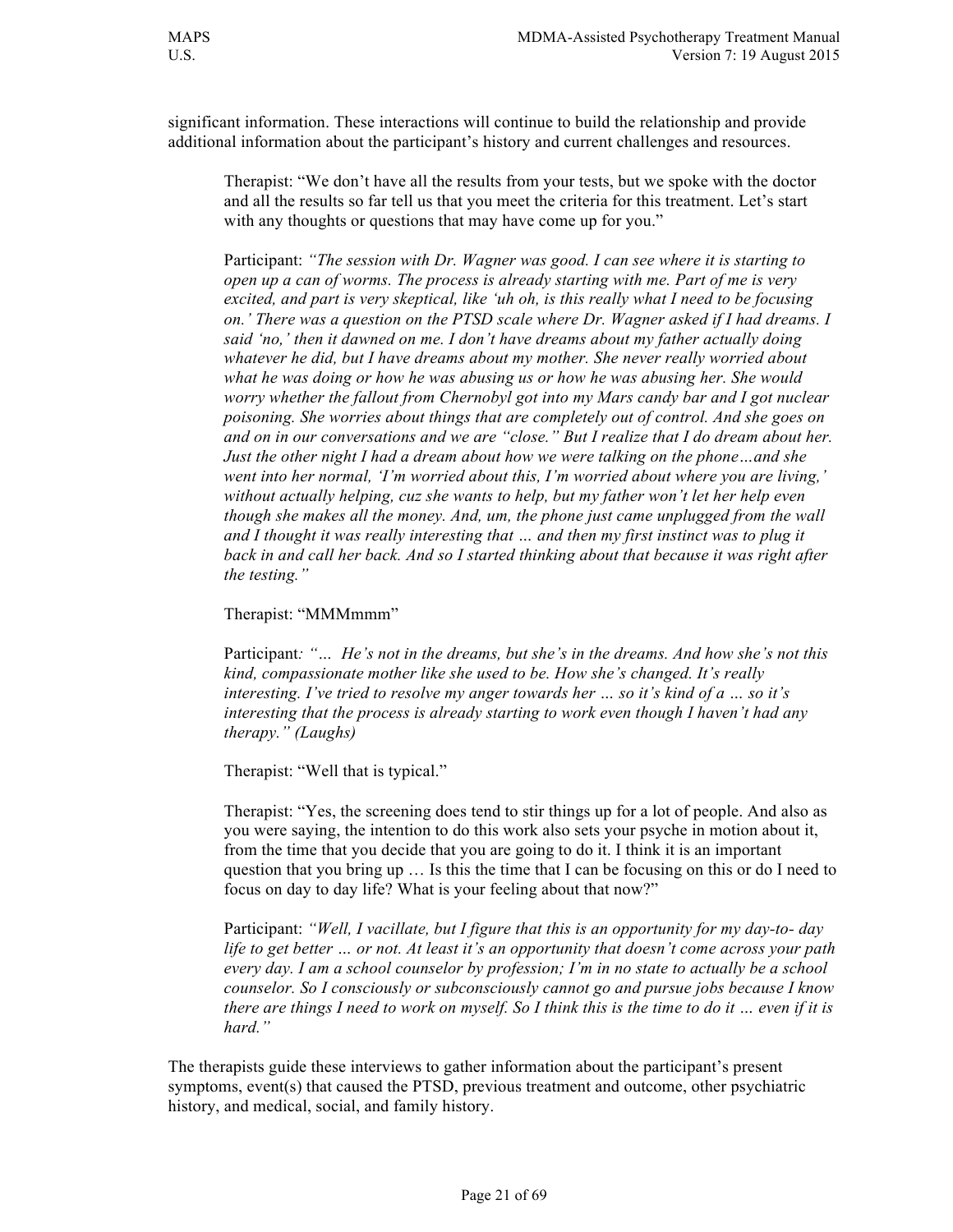significant information. These interactions will continue to build the relationship and provide additional information about the participant's history and current challenges and resources.

> Therapist: "We don't have all the results from your tests, but we spoke with the doctor and all the results so far tell us that you meet the criteria for this treatment. Let's start with any thoughts or questions that may have come up for you."
>
> Participant: *"The session with Dr. Wagner was good. I can see where it is starting to open up a can of worms. The process is already starting with me. Part of me is very excited, and part is very skeptical, like 'uh oh, is this really what I need to be focusing on.' There was a question on the PTSD scale where Dr. Wagner asked if I had dreams. I said 'no,' then it dawned on me. I don't have dreams about my father actually doing whatever he did, but I have dreams about my mother. She never really worried about what he was doing or how he was abusing us or how he was abusing her. She would worry whether the fallout from Chernobyl got into my Mars candy bar and I got nuclear poisoning. She worries about things that are completely out of control. And she goes on and on in our conversations and we are "close." But I realize that I do dream about her. Just the other night I had a dream about how we were talking on the phone…and she went into her normal, 'I'm worried about this, I'm worried about where you are living,' without actually helping, cuz she wants to help, but my father won't let her help even though she makes all the money. And, um, the phone just came unplugged from the wall and I thought it was really interesting that … and then my first instinct was to plug it back in and call her back. And so I started thinking about that because it was right after the testing."*
>
> Therapist: "MMMmmm"
>
> Participant*: "… He's not in the dreams, but she's in the dreams. And how she's not this kind, compassionate mother like she used to be. How she's changed. It's really interesting. I've tried to resolve my anger towards her … so it's kind of a … so it's interesting that the process is already starting to work even though I haven't had any therapy." (Laughs)*
>
> Therapist: "Well that is typical."
>
> Therapist: "Yes, the screening does tend to stir things up for a lot of people. And also as you were saying, the intention to do this work also sets your psyche in motion about it, from the time that you decide that you are going to do it. I think it is an important question that you bring up … Is this the time that I can be focusing on this or do I need to focus on day to day life? What is your feeling about that now?"
>
> Participant: *"Well, I vacillate, but I figure that this is an opportunity for my day-to- day life to get better … or not. At least it's an opportunity that doesn't come across your path every day. I am a school counselor by profession; I'm in no state to actually be a school counselor. So I consciously or subconsciously cannot go and pursue jobs because I know there are things I need to work on myself. So I think this is the time to do it … even if it is hard."*

The therapists guide these interviews to gather information about the participant's present symptoms, event(s) that caused the PTSD, previous treatment and outcome, other psychiatric history, and medical, social, and family history.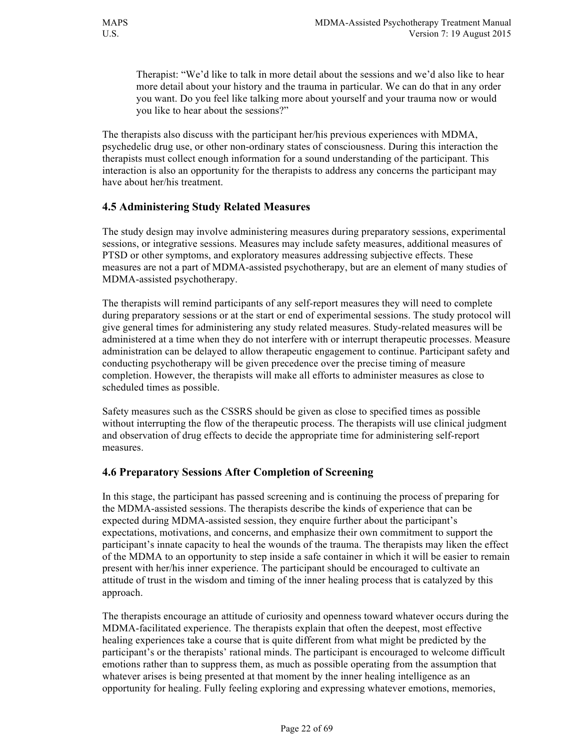> Therapist: "We'd like to talk in more detail about the sessions and we'd also like to hear more detail about your history and the trauma in particular. We can do that in any order you want. Do you feel like talking more about yourself and your trauma now or would you like to hear about the sessions?"

The therapists also discuss with the participant her/his previous experiences with MDMA, psychedelic drug use, or other non-ordinary states of consciousness. During this interaction the therapists must collect enough information for a sound understanding of the participant. This interaction is also an opportunity for the therapists to address any concerns the participant may have about her/his treatment.

## 4.5 Administering Study Related Measures

The study design may involve administering measures during preparatory sessions, experimental sessions, or integrative sessions. Measures may include safety measures, additional measures of PTSD or other symptoms, and exploratory measures addressing subjective effects. These measures are not a part of MDMA-assisted psychotherapy, but are an element of many studies of MDMA-assisted psychotherapy.

The therapists will remind participants of any self-report measures they will need to complete during preparatory sessions or at the start or end of experimental sessions. The study protocol will give general times for administering any study related measures. Study-related measures will be administered at a time when they do not interfere with or interrupt therapeutic processes. Measure administration can be delayed to allow therapeutic engagement to continue. Participant safety and conducting psychotherapy will be given precedence over the precise timing of measure completion. However, the therapists will make all efforts to administer measures as close to scheduled times as possible.

Safety measures such as the CSSRS should be given as close to specified times as possible without interrupting the flow of the therapeutic process. The therapists will use clinical judgment and observation of drug effects to decide the appropriate time for administering self-report measures.

## 4.6 Preparatory Sessions After Completion of Screening

In this stage, the participant has passed screening and is continuing the process of preparing for the MDMA-assisted sessions. The therapists describe the kinds of experience that can be expected during MDMA-assisted session, they enquire further about the participant's expectations, motivations, and concerns, and emphasize their own commitment to support the participant's innate capacity to heal the wounds of the trauma. The therapists may liken the effect of the MDMA to an opportunity to step inside a safe container in which it will be easier to remain present with her/his inner experience. The participant should be encouraged to cultivate an attitude of trust in the wisdom and timing of the inner healing process that is catalyzed by this approach.

The therapists encourage an attitude of curiosity and openness toward whatever occurs during the MDMA-facilitated experience. The therapists explain that often the deepest, most effective healing experiences take a course that is quite different from what might be predicted by the participant's or the therapists' rational minds. The participant is encouraged to welcome difficult emotions rather than to suppress them, as much as possible operating from the assumption that whatever arises is being presented at that moment by the inner healing intelligence as an opportunity for healing. Fully feeling exploring and expressing whatever emotions, memories,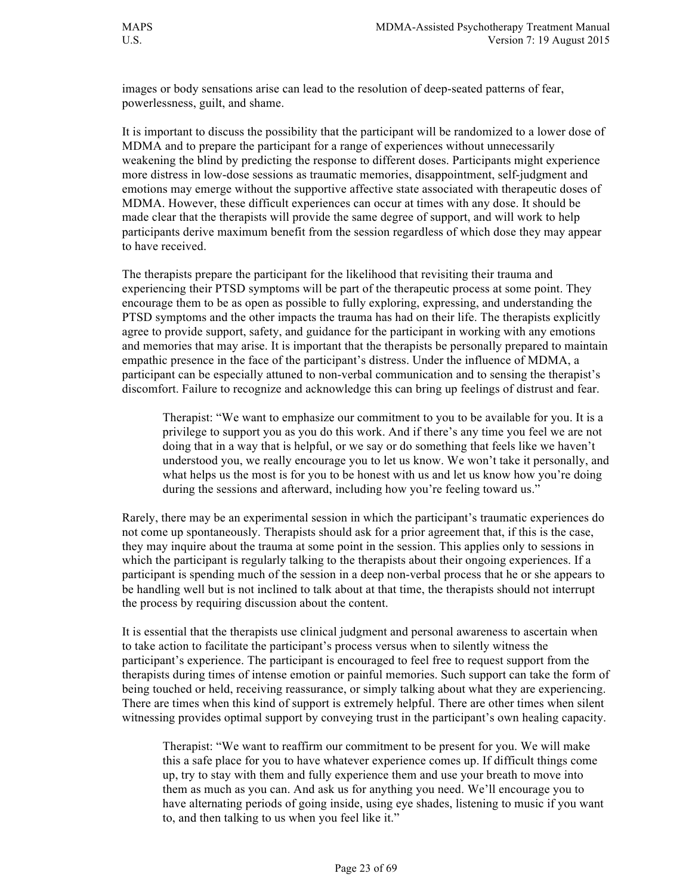images or body sensations arise can lead to the resolution of deep-seated patterns of fear, powerlessness, guilt, and shame.

It is important to discuss the possibility that the participant will be randomized to a lower dose of MDMA and to prepare the participant for a range of experiences without unnecessarily weakening the blind by predicting the response to different doses. Participants might experience more distress in low-dose sessions as traumatic memories, disappointment, self-judgment and emotions may emerge without the supportive affective state associated with therapeutic doses of MDMA. However, these difficult experiences can occur at times with any dose. It should be made clear that the therapists will provide the same degree of support, and will work to help participants derive maximum benefit from the session regardless of which dose they may appear to have received.

The therapists prepare the participant for the likelihood that revisiting their trauma and experiencing their PTSD symptoms will be part of the therapeutic process at some point. They encourage them to be as open as possible to fully exploring, expressing, and understanding the PTSD symptoms and the other impacts the trauma has had on their life. The therapists explicitly agree to provide support, safety, and guidance for the participant in working with any emotions and memories that may arise. It is important that the therapists be personally prepared to maintain empathic presence in the face of the participant's distress. Under the influence of MDMA, a participant can be especially attuned to non-verbal communication and to sensing the therapist's discomfort. Failure to recognize and acknowledge this can bring up feelings of distrust and fear.

> Therapist: "We want to emphasize our commitment to you to be available for you. It is a privilege to support you as you do this work. And if there's any time you feel we are not doing that in a way that is helpful, or we say or do something that feels like we haven't understood you, we really encourage you to let us know. We won't take it personally, and what helps us the most is for you to be honest with us and let us know how you're doing during the sessions and afterward, including how you're feeling toward us."

Rarely, there may be an experimental session in which the participant's traumatic experiences do not come up spontaneously. Therapists should ask for a prior agreement that, if this is the case, they may inquire about the trauma at some point in the session. This applies only to sessions in which the participant is regularly talking to the therapists about their ongoing experiences. If a participant is spending much of the session in a deep non-verbal process that he or she appears to be handling well but is not inclined to talk about at that time, the therapists should not interrupt the process by requiring discussion about the content.

It is essential that the therapists use clinical judgment and personal awareness to ascertain when to take action to facilitate the participant's process versus when to silently witness the participant's experience. The participant is encouraged to feel free to request support from the therapists during times of intense emotion or painful memories. Such support can take the form of being touched or held, receiving reassurance, or simply talking about what they are experiencing. There are times when this kind of support is extremely helpful. There are other times when silent witnessing provides optimal support by conveying trust in the participant's own healing capacity.

> Therapist: "We want to reaffirm our commitment to be present for you. We will make this a safe place for you to have whatever experience comes up. If difficult things come up, try to stay with them and fully experience them and use your breath to move into them as much as you can. And ask us for anything you need. We'll encourage you to have alternating periods of going inside, using eye shades, listening to music if you want to, and then talking to us when you feel like it."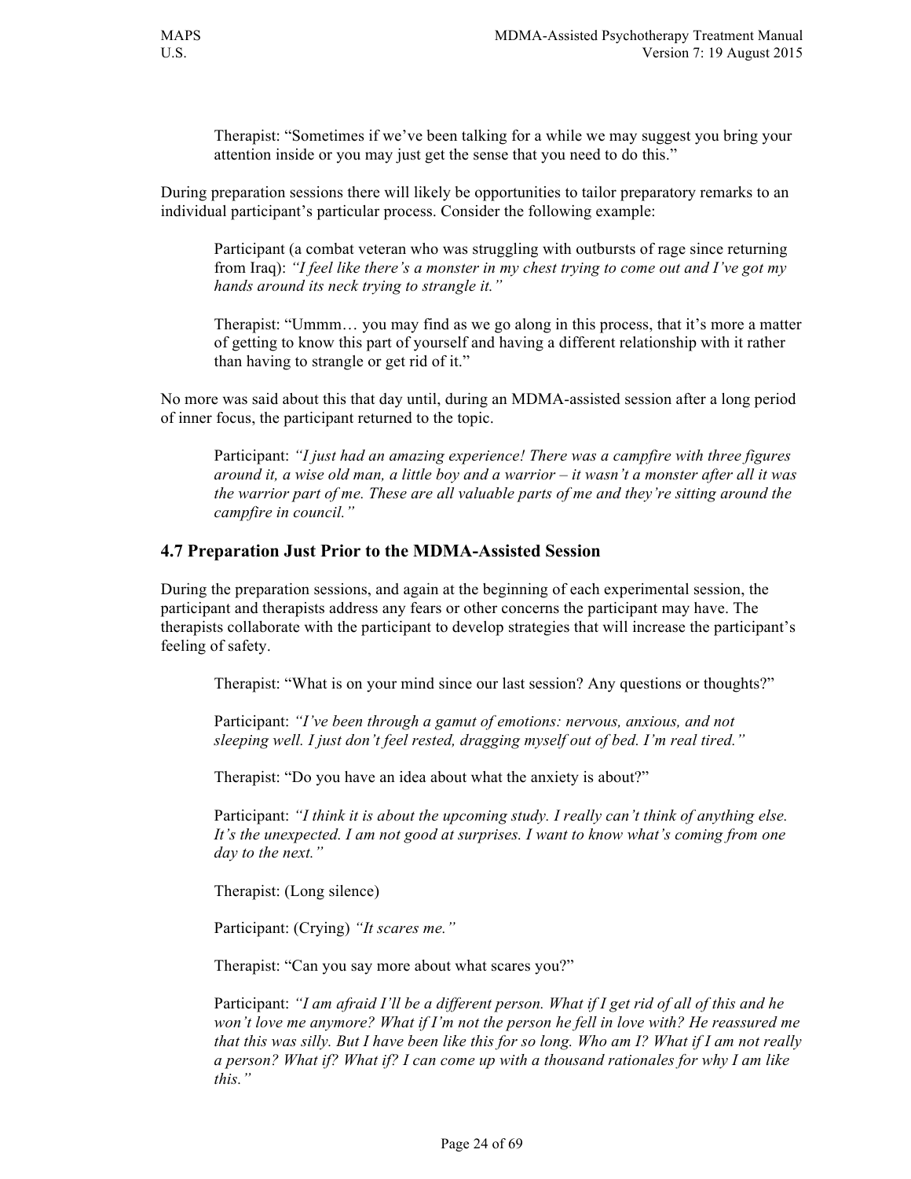> Therapist: "Sometimes if we've been talking for a while we may suggest you bring your attention inside or you may just get the sense that you need to do this."

During preparation sessions there will likely be opportunities to tailor preparatory remarks to an individual participant's particular process. Consider the following example:

> Participant (a combat veteran who was struggling with outbursts of rage since returning from Iraq): *"I feel like there's a monster in my chest trying to come out and I've got my hands around its neck trying to strangle it."*

> Therapist: "Ummm… you may find as we go along in this process, that it's more a matter of getting to know this part of yourself and having a different relationship with it rather than having to strangle or get rid of it."

No more was said about this that day until, during an MDMA-assisted session after a long period of inner focus, the participant returned to the topic.

> Participant: *"I just had an amazing experience! There was a campfire with three figures around it, a wise old man, a little boy and a warrior – it wasn't a monster after all it was the warrior part of me. These are all valuable parts of me and they're sitting around the campfire in council."*

## 4.7 Preparation Just Prior to the MDMA-Assisted Session

During the preparation sessions, and again at the beginning of each experimental session, the participant and therapists address any fears or other concerns the participant may have. The therapists collaborate with the participant to develop strategies that will increase the participant's feeling of safety.

> Therapist: "What is on your mind since our last session? Any questions or thoughts?"

> Participant: *"I've been through a gamut of emotions: nervous, anxious, and not sleeping well. I just don't feel rested, dragging myself out of bed. I'm real tired."*

> Therapist: "Do you have an idea about what the anxiety is about?"

> Participant: *"I think it is about the upcoming study. I really can't think of anything else. It's the unexpected. I am not good at surprises. I want to know what's coming from one day to the next."*

> Therapist: (Long silence)

> Participant: (Crying) *"It scares me."*

> Therapist: "Can you say more about what scares you?"

> Participant: *"I am afraid I'll be a different person. What if I get rid of all of this and he won't love me anymore? What if I'm not the person he fell in love with? He reassured me that this was silly. But I have been like this for so long. Who am I? What if I am not really a person? What if? What if? I can come up with a thousand rationales for why I am like this."*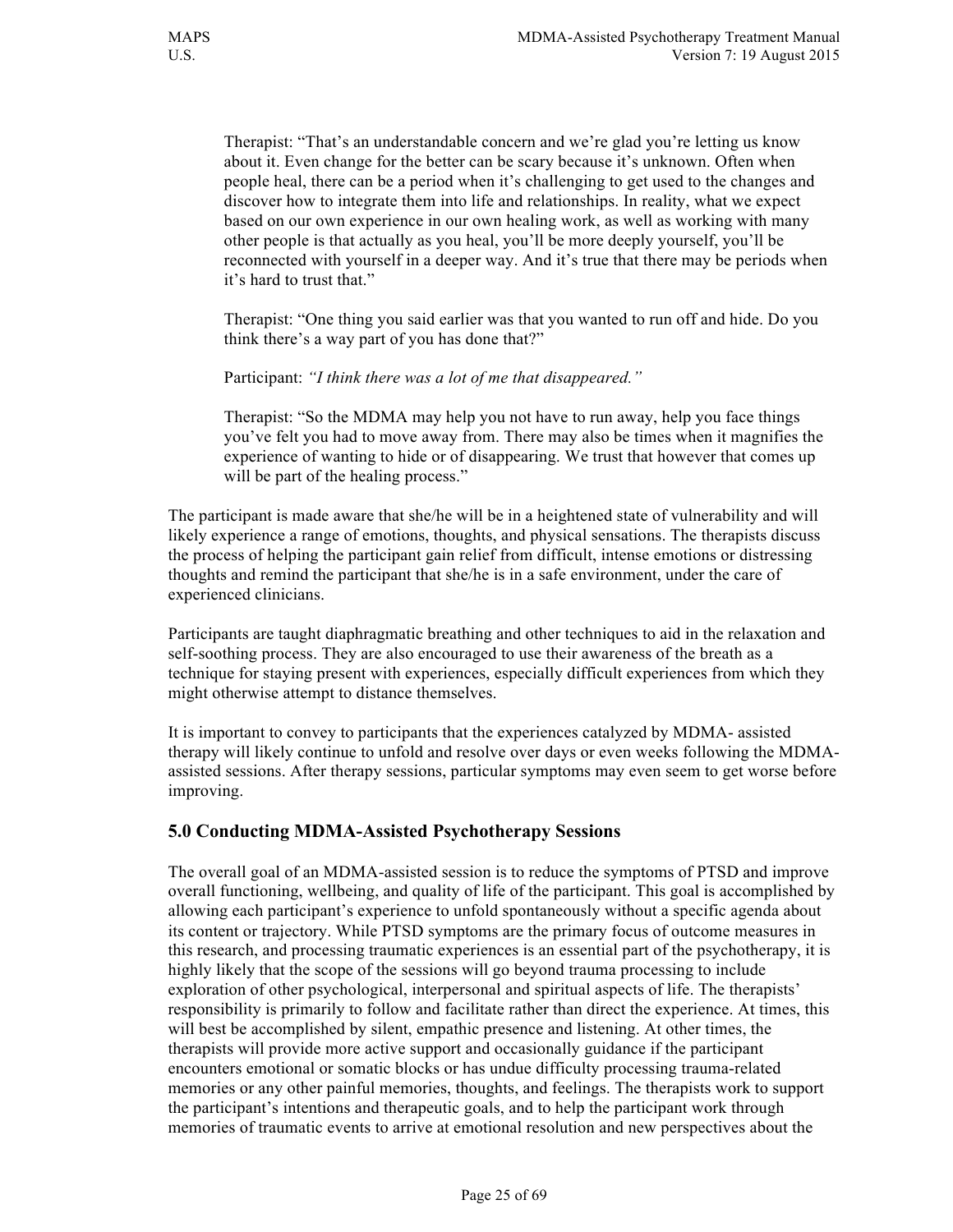> Therapist: “That’s an understandable concern and we’re glad you’re letting us know about it. Even change for the better can be scary because it’s unknown. Often when people heal, there can be a period when it’s challenging to get used to the changes and discover how to integrate them into life and relationships. In reality, what we expect based on our own experience in our own healing work, as well as working with many other people is that actually as you heal, you’ll be more deeply yourself, you’ll be reconnected with yourself in a deeper way. And it’s true that there may be periods when it’s hard to trust that.”
>
> Therapist: “One thing you said earlier was that you wanted to run off and hide. Do you think there’s a way part of you has done that?”
>
> Participant: *“I think there was a lot of me that disappeared.”*
>
> Therapist: “So the MDMA may help you not have to run away, help you face things you’ve felt you had to move away from. There may also be times when it magnifies the experience of wanting to hide or of disappearing. We trust that however that comes up will be part of the healing process.”

The participant is made aware that she/he will be in a heightened state of vulnerability and will likely experience a range of emotions, thoughts, and physical sensations. The therapists discuss the process of helping the participant gain relief from difficult, intense emotions or distressing thoughts and remind the participant that she/he is in a safe environment, under the care of experienced clinicians.

Participants are taught diaphragmatic breathing and other techniques to aid in the relaxation and self-soothing process. They are also encouraged to use their awareness of the breath as a technique for staying present with experiences, especially difficult experiences from which they might otherwise attempt to distance themselves.

It is important to convey to participants that the experiences catalyzed by MDMA- assisted therapy will likely continue to unfold and resolve over days or even weeks following the MDMA-assisted sessions. After therapy sessions, particular symptoms may even seem to get worse before improving.

## 5.0 Conducting MDMA-Assisted Psychotherapy Sessions

The overall goal of an MDMA-assisted session is to reduce the symptoms of PTSD and improve overall functioning, wellbeing, and quality of life of the participant. This goal is accomplished by allowing each participant’s experience to unfold spontaneously without a specific agenda about its content or trajectory. While PTSD symptoms are the primary focus of outcome measures in this research, and processing traumatic experiences is an essential part of the psychotherapy, it is highly likely that the scope of the sessions will go beyond trauma processing to include exploration of other psychological, interpersonal and spiritual aspects of life. The therapists’ responsibility is primarily to follow and facilitate rather than direct the experience. At times, this will best be accomplished by silent, empathic presence and listening. At other times, the therapists will provide more active support and occasionally guidance if the participant encounters emotional or somatic blocks or has undue difficulty processing trauma-related memories or any other painful memories, thoughts, and feelings. The therapists work to support the participant’s intentions and therapeutic goals, and to help the participant work through memories of traumatic events to arrive at emotional resolution and new perspectives about the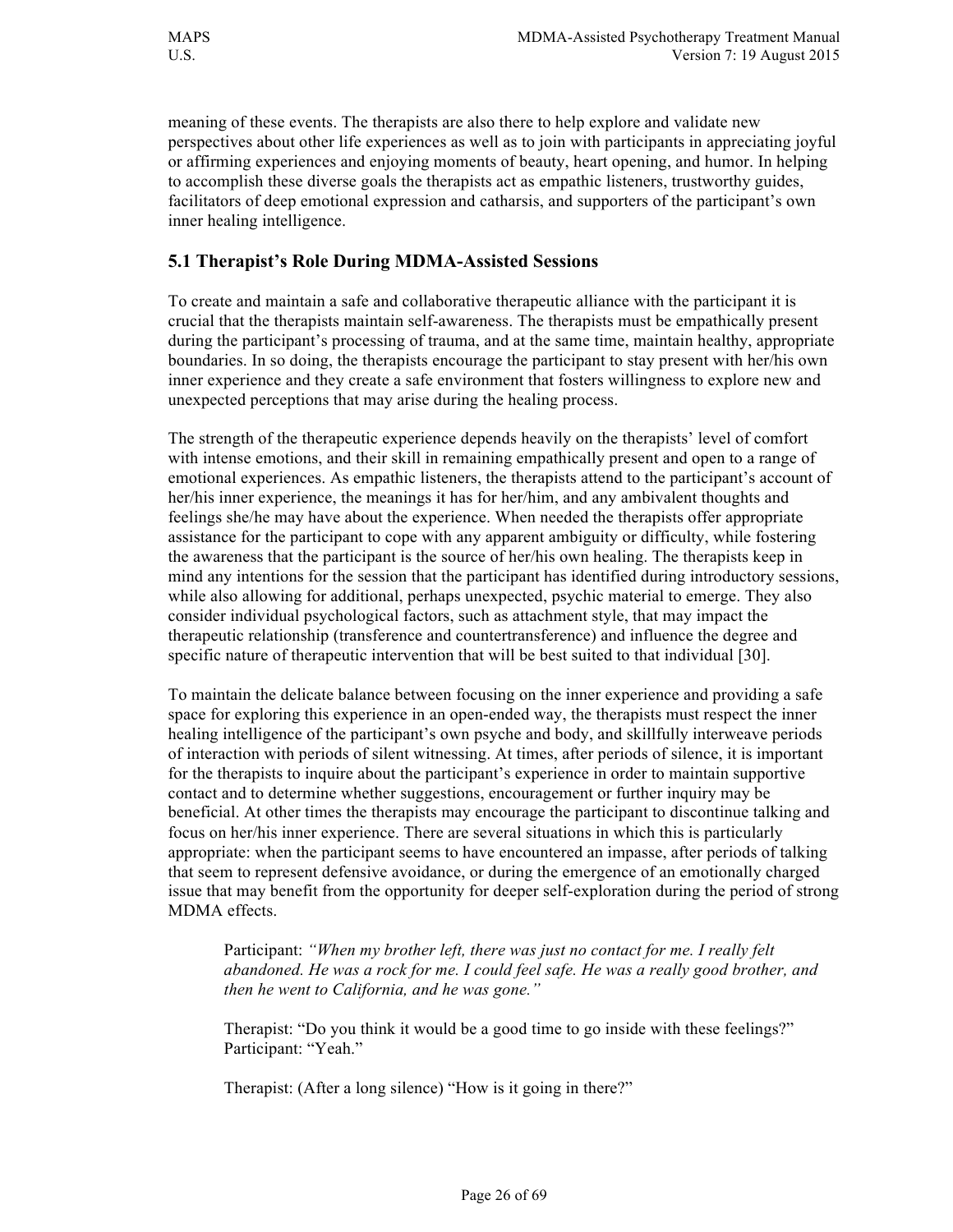meaning of these events. The therapists are also there to help explore and validate new perspectives about other life experiences as well as to join with participants in appreciating joyful or affirming experiences and enjoying moments of beauty, heart opening, and humor. In helping to accomplish these diverse goals the therapists act as empathic listeners, trustworthy guides, facilitators of deep emotional expression and catharsis, and supporters of the participant's own inner healing intelligence.

## 5.1 Therapist's Role During MDMA-Assisted Sessions

To create and maintain a safe and collaborative therapeutic alliance with the participant it is crucial that the therapists maintain self-awareness. The therapists must be empathically present during the participant's processing of trauma, and at the same time, maintain healthy, appropriate boundaries. In so doing, the therapists encourage the participant to stay present with her/his own inner experience and they create a safe environment that fosters willingness to explore new and unexpected perceptions that may arise during the healing process.

The strength of the therapeutic experience depends heavily on the therapists' level of comfort with intense emotions, and their skill in remaining empathically present and open to a range of emotional experiences. As empathic listeners, the therapists attend to the participant's account of her/his inner experience, the meanings it has for her/him, and any ambivalent thoughts and feelings she/he may have about the experience. When needed the therapists offer appropriate assistance for the participant to cope with any apparent ambiguity or difficulty, while fostering the awareness that the participant is the source of her/his own healing. The therapists keep in mind any intentions for the session that the participant has identified during introductory sessions, while also allowing for additional, perhaps unexpected, psychic material to emerge. They also consider individual psychological factors, such as attachment style, that may impact the therapeutic relationship (transference and countertransference) and influence the degree and specific nature of therapeutic intervention that will be best suited to that individual [30].

To maintain the delicate balance between focusing on the inner experience and providing a safe space for exploring this experience in an open-ended way, the therapists must respect the inner healing intelligence of the participant's own psyche and body, and skillfully interweave periods of interaction with periods of silent witnessing. At times, after periods of silence, it is important for the therapists to inquire about the participant's experience in order to maintain supportive contact and to determine whether suggestions, encouragement or further inquiry may be beneficial. At other times the therapists may encourage the participant to discontinue talking and focus on her/his inner experience. There are several situations in which this is particularly appropriate: when the participant seems to have encountered an impasse, after periods of talking that seem to represent defensive avoidance, or during the emergence of an emotionally charged issue that may benefit from the opportunity for deeper self-exploration during the period of strong MDMA effects.

> Participant: *"When my brother left, there was just no contact for me. I really felt abandoned. He was a rock for me. I could feel safe. He was a really good brother, and then he went to California, and he was gone."*
>
> Therapist: "Do you think it would be a good time to go inside with these feelings?"
> Participant: "Yeah."
>
> Therapist: (After a long silence) "How is it going in there?"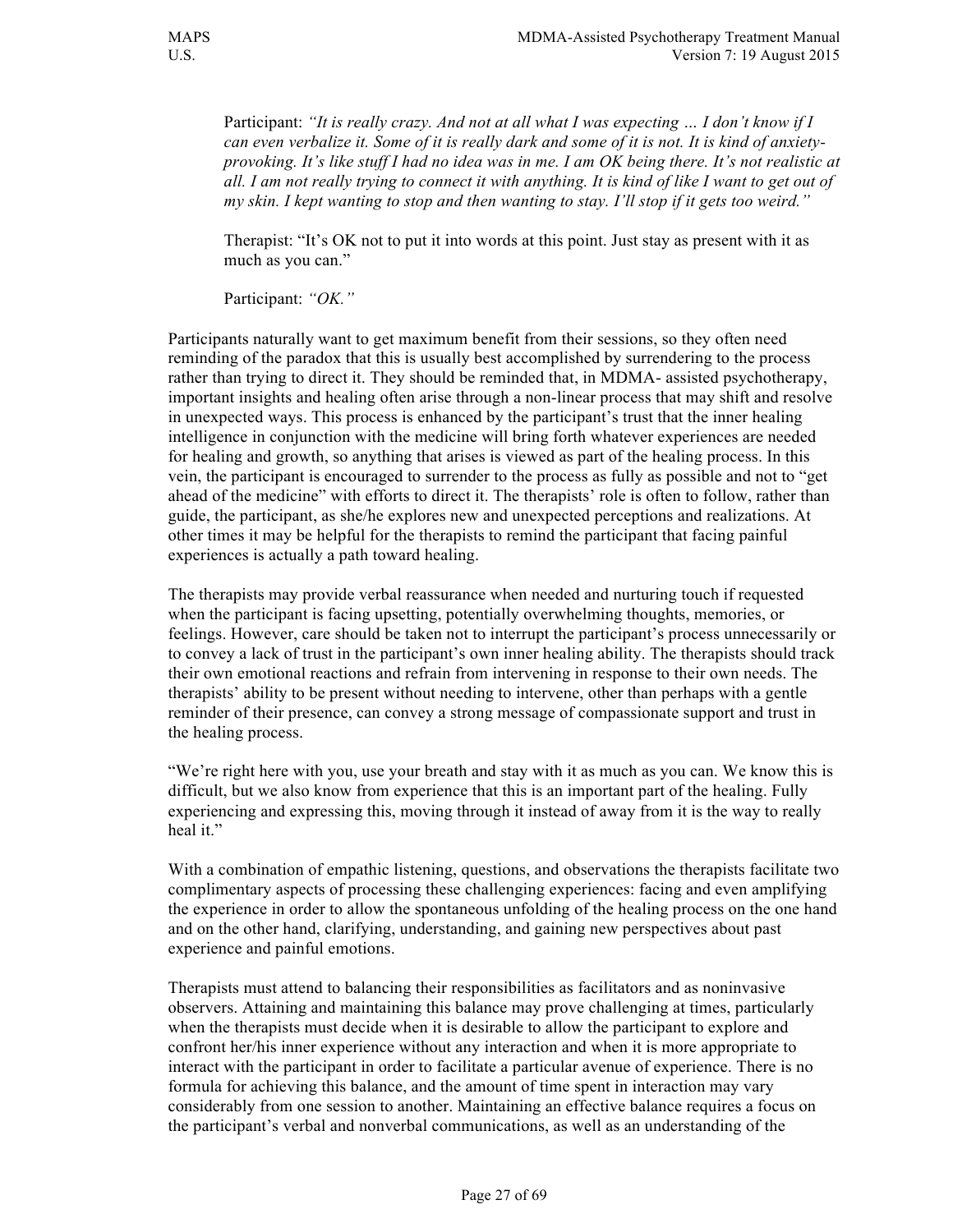> Participant: *"It is really crazy. And not at all what I was expecting … I don't know if I can even verbalize it. Some of it is really dark and some of it is not. It is kind of anxiety-provoking. It's like stuff I had no idea was in me. I am OK being there. It's not realistic at all. I am not really trying to connect it with anything. It is kind of like I want to get out of my skin. I kept wanting to stop and then wanting to stay. I'll stop if it gets too weird."*
>
> Therapist: "It's OK not to put it into words at this point. Just stay as present with it as much as you can."
>
> Participant: *"OK."*

Participants naturally want to get maximum benefit from their sessions, so they often need reminding of the paradox that this is usually best accomplished by surrendering to the process rather than trying to direct it. They should be reminded that, in MDMA- assisted psychotherapy, important insights and healing often arise through a non-linear process that may shift and resolve in unexpected ways. This process is enhanced by the participant's trust that the inner healing intelligence in conjunction with the medicine will bring forth whatever experiences are needed for healing and growth, so anything that arises is viewed as part of the healing process. In this vein, the participant is encouraged to surrender to the process as fully as possible and not to "get ahead of the medicine" with efforts to direct it. The therapists' role is often to follow, rather than guide, the participant, as she/he explores new and unexpected perceptions and realizations. At other times it may be helpful for the therapists to remind the participant that facing painful experiences is actually a path toward healing.

The therapists may provide verbal reassurance when needed and nurturing touch if requested when the participant is facing upsetting, potentially overwhelming thoughts, memories, or feelings. However, care should be taken not to interrupt the participant's process unnecessarily or to convey a lack of trust in the participant's own inner healing ability. The therapists should track their own emotional reactions and refrain from intervening in response to their own needs. The therapists' ability to be present without needing to intervene, other than perhaps with a gentle reminder of their presence, can convey a strong message of compassionate support and trust in the healing process.

"We're right here with you, use your breath and stay with it as much as you can. We know this is difficult, but we also know from experience that this is an important part of the healing. Fully experiencing and expressing this, moving through it instead of away from it is the way to really heal it."

With a combination of empathic listening, questions, and observations the therapists facilitate two complimentary aspects of processing these challenging experiences: facing and even amplifying the experience in order to allow the spontaneous unfolding of the healing process on the one hand and on the other hand, clarifying, understanding, and gaining new perspectives about past experience and painful emotions.

Therapists must attend to balancing their responsibilities as facilitators and as noninvasive observers. Attaining and maintaining this balance may prove challenging at times, particularly when the therapists must decide when it is desirable to allow the participant to explore and confront her/his inner experience without any interaction and when it is more appropriate to interact with the participant in order to facilitate a particular avenue of experience. There is no formula for achieving this balance, and the amount of time spent in interaction may vary considerably from one session to another. Maintaining an effective balance requires a focus on the participant's verbal and nonverbal communications, as well as an understanding of the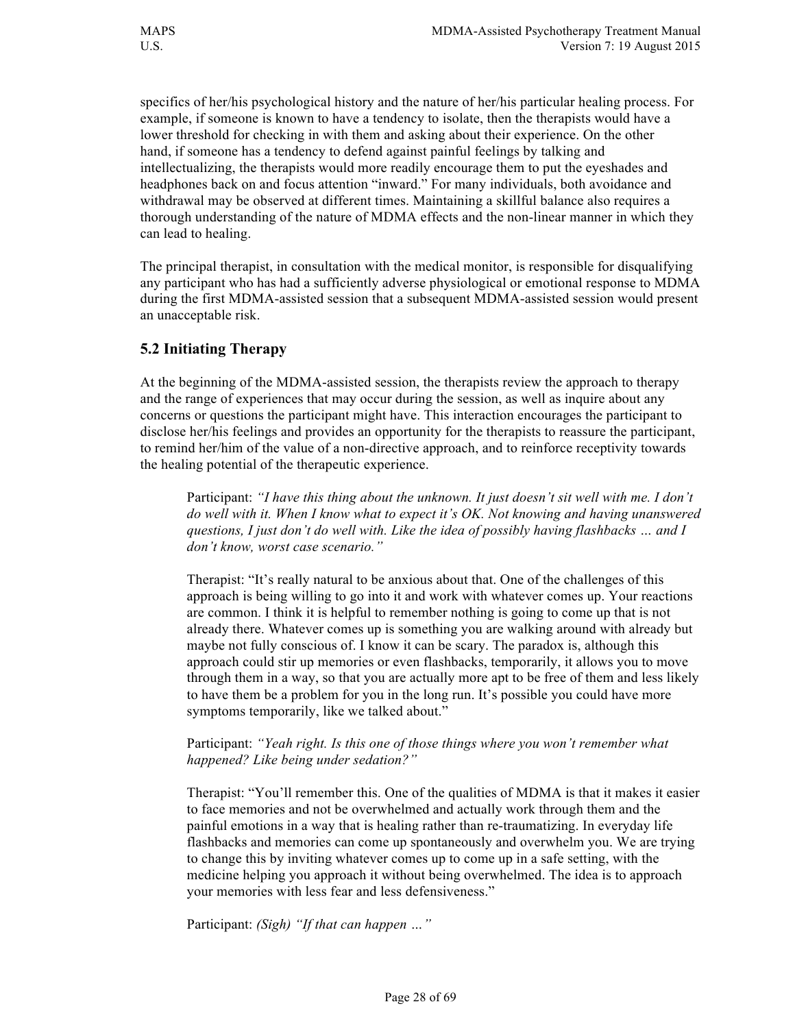specifics of her/his psychological history and the nature of her/his particular healing process. For example, if someone is known to have a tendency to isolate, then the therapists would have a lower threshold for checking in with them and asking about their experience. On the other hand, if someone has a tendency to defend against painful feelings by talking and intellectualizing, the therapists would more readily encourage them to put the eyeshades and headphones back on and focus attention "inward." For many individuals, both avoidance and withdrawal may be observed at different times. Maintaining a skillful balance also requires a thorough understanding of the nature of MDMA effects and the non-linear manner in which they can lead to healing.

The principal therapist, in consultation with the medical monitor, is responsible for disqualifying any participant who has had a sufficiently adverse physiological or emotional response to MDMA during the first MDMA-assisted session that a subsequent MDMA-assisted session would present an unacceptable risk.

## 5.2 Initiating Therapy

At the beginning of the MDMA-assisted session, the therapists review the approach to therapy and the range of experiences that may occur during the session, as well as inquire about any concerns or questions the participant might have. This interaction encourages the participant to disclose her/his feelings and provides an opportunity for the therapists to reassure the participant, to remind her/him of the value of a non-directive approach, and to reinforce receptivity towards the healing potential of the therapeutic experience.

> Participant: *"I have this thing about the unknown. It just doesn't sit well with me. I don't do well with it. When I know what to expect it's OK. Not knowing and having unanswered questions, I just don't do well with. Like the idea of possibly having flashbacks … and I don't know, worst case scenario."*
>
> Therapist: "It's really natural to be anxious about that. One of the challenges of this approach is being willing to go into it and work with whatever comes up. Your reactions are common. I think it is helpful to remember nothing is going to come up that is not already there. Whatever comes up is something you are walking around with already but maybe not fully conscious of. I know it can be scary. The paradox is, although this approach could stir up memories or even flashbacks, temporarily, it allows you to move through them in a way, so that you are actually more apt to be free of them and less likely to have them be a problem for you in the long run. It's possible you could have more symptoms temporarily, like we talked about."
>
> Participant: *"Yeah right. Is this one of those things where you won't remember what happened? Like being under sedation?"*
>
> Therapist: "You'll remember this. One of the qualities of MDMA is that it makes it easier to face memories and not be overwhelmed and actually work through them and the painful emotions in a way that is healing rather than re-traumatizing. In everyday life flashbacks and memories can come up spontaneously and overwhelm you. We are trying to change this by inviting whatever comes up to come up in a safe setting, with the medicine helping you approach it without being overwhelmed. The idea is to approach your memories with less fear and less defensiveness."
>
> Participant: *(Sigh) "If that can happen …"*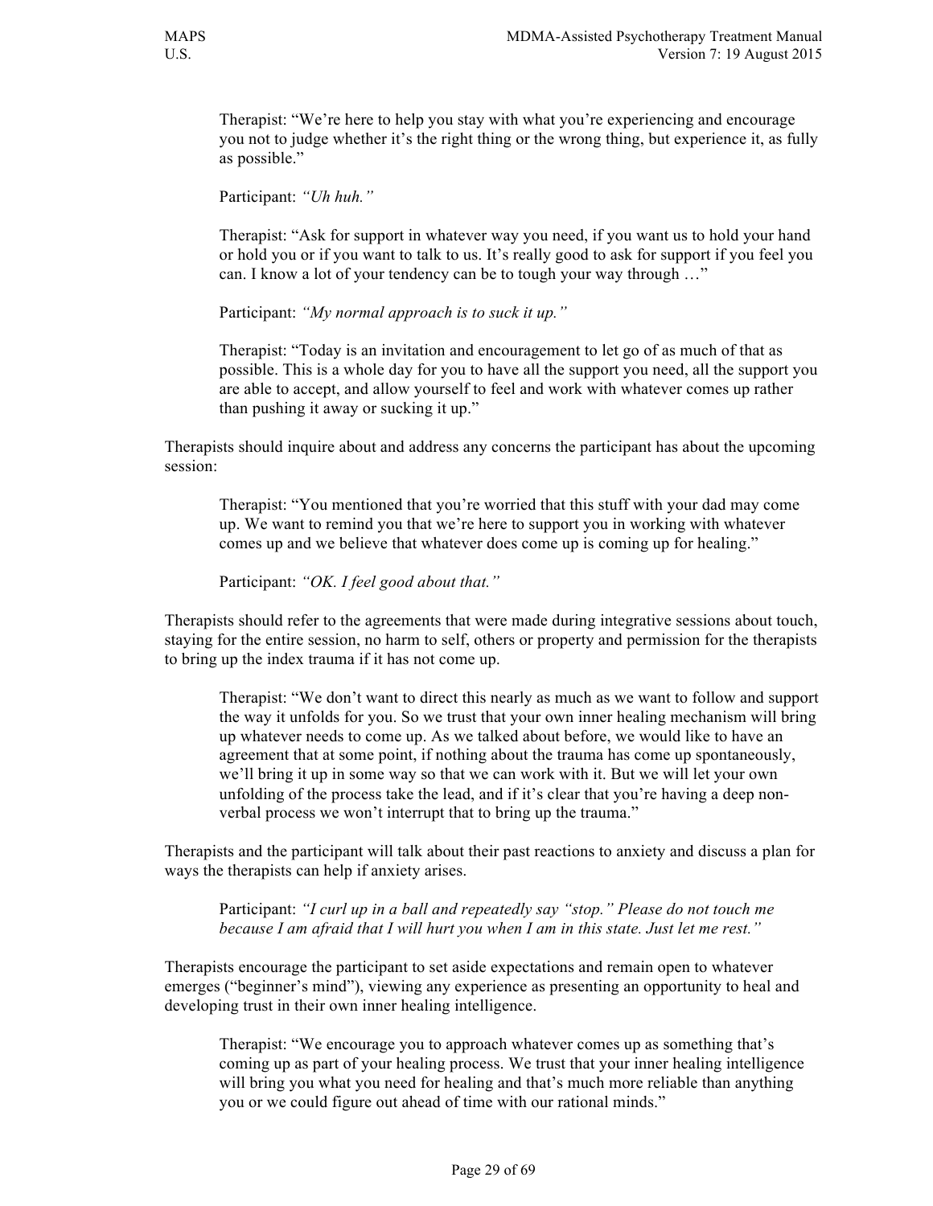> Therapist: "We're here to help you stay with what you're experiencing and encourage you not to judge whether it's the right thing or the wrong thing, but experience it, as fully as possible."
>
> Participant: *"Uh huh."*
>
> Therapist: "Ask for support in whatever way you need, if you want us to hold your hand or hold you or if you want to talk to us. It's really good to ask for support if you feel you can. I know a lot of your tendency can be to tough your way through …"
>
> Participant: *"My normal approach is to suck it up."*
>
> Therapist: "Today is an invitation and encouragement to let go of as much of that as possible. This is a whole day for you to have all the support you need, all the support you are able to accept, and allow yourself to feel and work with whatever comes up rather than pushing it away or sucking it up."

Therapists should inquire about and address any concerns the participant has about the upcoming session:

> Therapist: "You mentioned that you're worried that this stuff with your dad may come up. We want to remind you that we're here to support you in working with whatever comes up and we believe that whatever does come up is coming up for healing."
>
> Participant: *"OK. I feel good about that."*

Therapists should refer to the agreements that were made during integrative sessions about touch, staying for the entire session, no harm to self, others or property and permission for the therapists to bring up the index trauma if it has not come up.

> Therapist: "We don't want to direct this nearly as much as we want to follow and support the way it unfolds for you. So we trust that your own inner healing mechanism will bring up whatever needs to come up. As we talked about before, we would like to have an agreement that at some point, if nothing about the trauma has come up spontaneously, we'll bring it up in some way so that we can work with it. But we will let your own unfolding of the process take the lead, and if it's clear that you're having a deep non-verbal process we won't interrupt that to bring up the trauma."

Therapists and the participant will talk about their past reactions to anxiety and discuss a plan for ways the therapists can help if anxiety arises.

> Participant: *"I curl up in a ball and repeatedly say "stop." Please do not touch me because I am afraid that I will hurt you when I am in this state. Just let me rest."*

Therapists encourage the participant to set aside expectations and remain open to whatever emerges ("beginner's mind"), viewing any experience as presenting an opportunity to heal and developing trust in their own inner healing intelligence.

> Therapist: "We encourage you to approach whatever comes up as something that's coming up as part of your healing process. We trust that your inner healing intelligence will bring you what you need for healing and that's much more reliable than anything you or we could figure out ahead of time with our rational minds."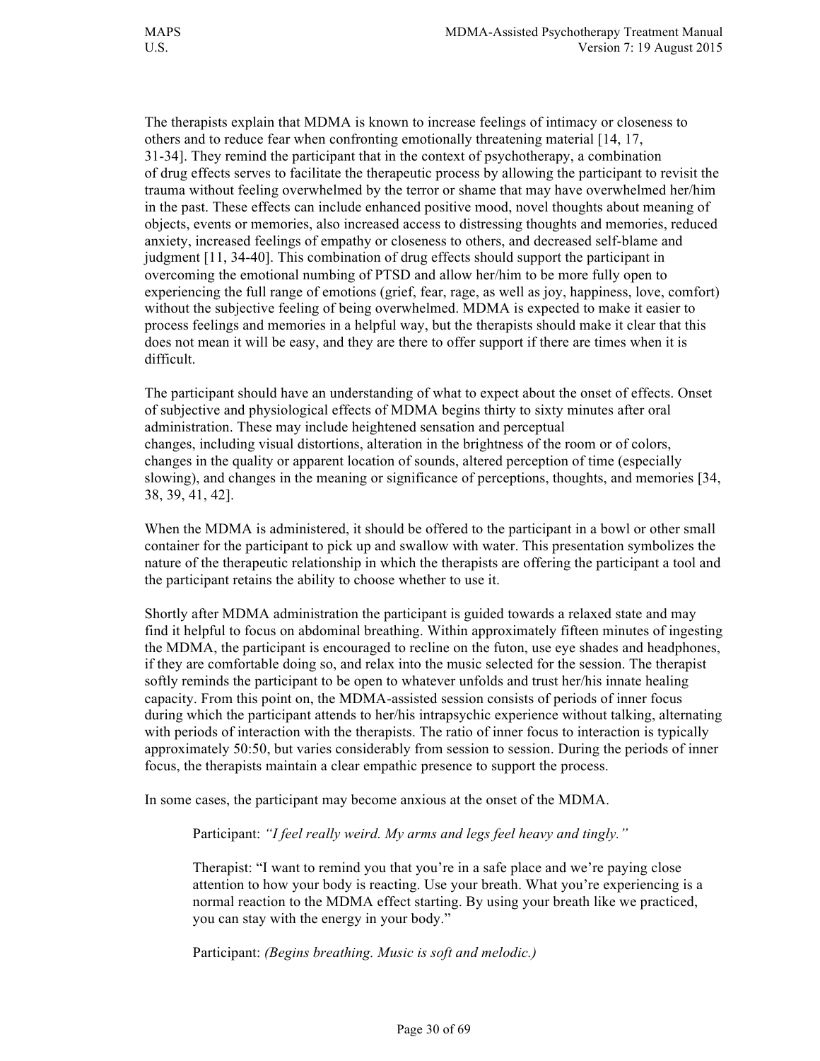The therapists explain that MDMA is known to increase feelings of intimacy or closeness to others and to reduce fear when confronting emotionally threatening material [14, 17, 31-34]. They remind the participant that in the context of psychotherapy, a combination of drug effects serves to facilitate the therapeutic process by allowing the participant to revisit the trauma without feeling overwhelmed by the terror or shame that may have overwhelmed her/him in the past. These effects can include enhanced positive mood, novel thoughts about meaning of objects, events or memories, also increased access to distressing thoughts and memories, reduced anxiety, increased feelings of empathy or closeness to others, and decreased self-blame and judgment [11, 34-40]. This combination of drug effects should support the participant in overcoming the emotional numbing of PTSD and allow her/him to be more fully open to experiencing the full range of emotions (grief, fear, rage, as well as joy, happiness, love, comfort) without the subjective feeling of being overwhelmed. MDMA is expected to make it easier to process feelings and memories in a helpful way, but the therapists should make it clear that this does not mean it will be easy, and they are there to offer support if there are times when it is difficult.

The participant should have an understanding of what to expect about the onset of effects. Onset of subjective and physiological effects of MDMA begins thirty to sixty minutes after oral administration. These may include heightened sensation and perceptual changes, including visual distortions, alteration in the brightness of the room or of colors, changes in the quality or apparent location of sounds, altered perception of time (especially slowing), and changes in the meaning or significance of perceptions, thoughts, and memories [34, 38, 39, 41, 42].

When the MDMA is administered, it should be offered to the participant in a bowl or other small container for the participant to pick up and swallow with water. This presentation symbolizes the nature of the therapeutic relationship in which the therapists are offering the participant a tool and the participant retains the ability to choose whether to use it.

Shortly after MDMA administration the participant is guided towards a relaxed state and may find it helpful to focus on abdominal breathing. Within approximately fifteen minutes of ingesting the MDMA, the participant is encouraged to recline on the futon, use eye shades and headphones, if they are comfortable doing so, and relax into the music selected for the session. The therapist softly reminds the participant to be open to whatever unfolds and trust her/his innate healing capacity. From this point on, the MDMA-assisted session consists of periods of inner focus during which the participant attends to her/his intrapsychic experience without talking, alternating with periods of interaction with the therapists. The ratio of inner focus to interaction is typically approximately 50:50, but varies considerably from session to session. During the periods of inner focus, the therapists maintain a clear empathic presence to support the process.

In some cases, the participant may become anxious at the onset of the MDMA.

> Participant: *"I feel really weird. My arms and legs feel heavy and tingly."*
>
> Therapist: "I want to remind you that you're in a safe place and we're paying close attention to how your body is reacting. Use your breath. What you're experiencing is a normal reaction to the MDMA effect starting. By using your breath like we practiced, you can stay with the energy in your body."
>
> Participant: *(Begins breathing. Music is soft and melodic.)*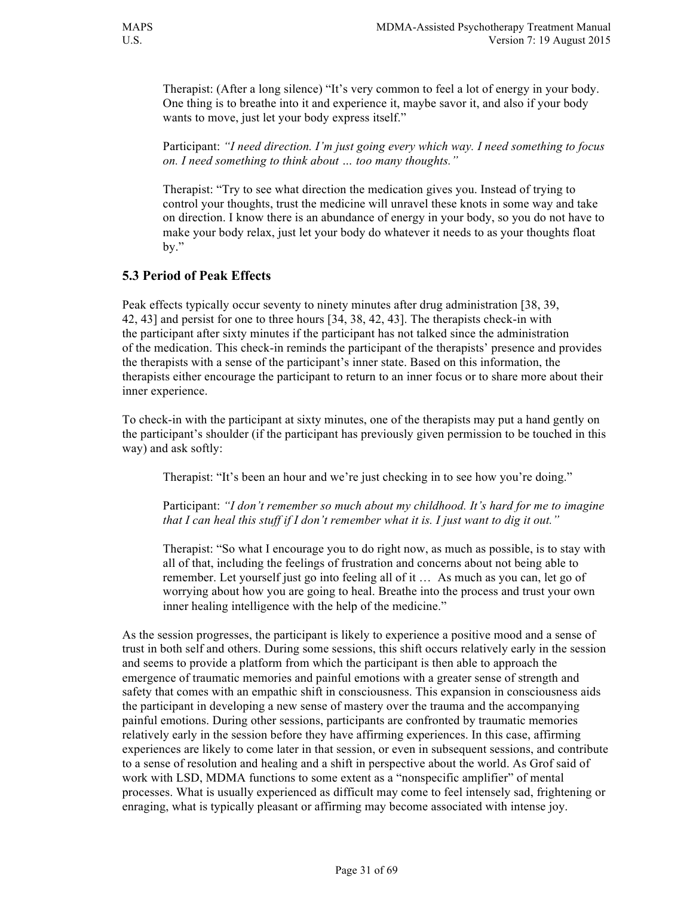> Therapist: (After a long silence) "It's very common to feel a lot of energy in your body. One thing is to breathe into it and experience it, maybe savor it, and also if your body wants to move, just let your body express itself."
>
> Participant: *"I need direction. I'm just going every which way. I need something to focus on. I need something to think about … too many thoughts."*
>
> Therapist: "Try to see what direction the medication gives you. Instead of trying to control your thoughts, trust the medicine will unravel these knots in some way and take on direction. I know there is an abundance of energy in your body, so you do not have to make your body relax, just let your body do whatever it needs to as your thoughts float by."

### 5.3 Period of Peak Effects

Peak effects typically occur seventy to ninety minutes after drug administration [38, 39, 42, 43] and persist for one to three hours [34, 38, 42, 43]. The therapists check-in with the participant after sixty minutes if the participant has not talked since the administration of the medication. This check-in reminds the participant of the therapists' presence and provides the therapists with a sense of the participant's inner state. Based on this information, the therapists either encourage the participant to return to an inner focus or to share more about their inner experience.

To check-in with the participant at sixty minutes, one of the therapists may put a hand gently on the participant's shoulder (if the participant has previously given permission to be touched in this way) and ask softly:

> Therapist: "It's been an hour and we're just checking in to see how you're doing."
>
> Participant: *"I don't remember so much about my childhood. It's hard for me to imagine that I can heal this stuff if I don't remember what it is. I just want to dig it out."*
>
> Therapist: "So what I encourage you to do right now, as much as possible, is to stay with all of that, including the feelings of frustration and concerns about not being able to remember. Let yourself just go into feeling all of it … As much as you can, let go of worrying about how you are going to heal. Breathe into the process and trust your own inner healing intelligence with the help of the medicine."

As the session progresses, the participant is likely to experience a positive mood and a sense of trust in both self and others. During some sessions, this shift occurs relatively early in the session and seems to provide a platform from which the participant is then able to approach the emergence of traumatic memories and painful emotions with a greater sense of strength and safety that comes with an empathic shift in consciousness. This expansion in consciousness aids the participant in developing a new sense of mastery over the trauma and the accompanying painful emotions. During other sessions, participants are confronted by traumatic memories relatively early in the session before they have affirming experiences. In this case, affirming experiences are likely to come later in that session, or even in subsequent sessions, and contribute to a sense of resolution and healing and a shift in perspective about the world. As Grof said of work with LSD, MDMA functions to some extent as a "nonspecific amplifier" of mental processes. What is usually experienced as difficult may come to feel intensely sad, frightening or enraging, what is typically pleasant or affirming may become associated with intense joy.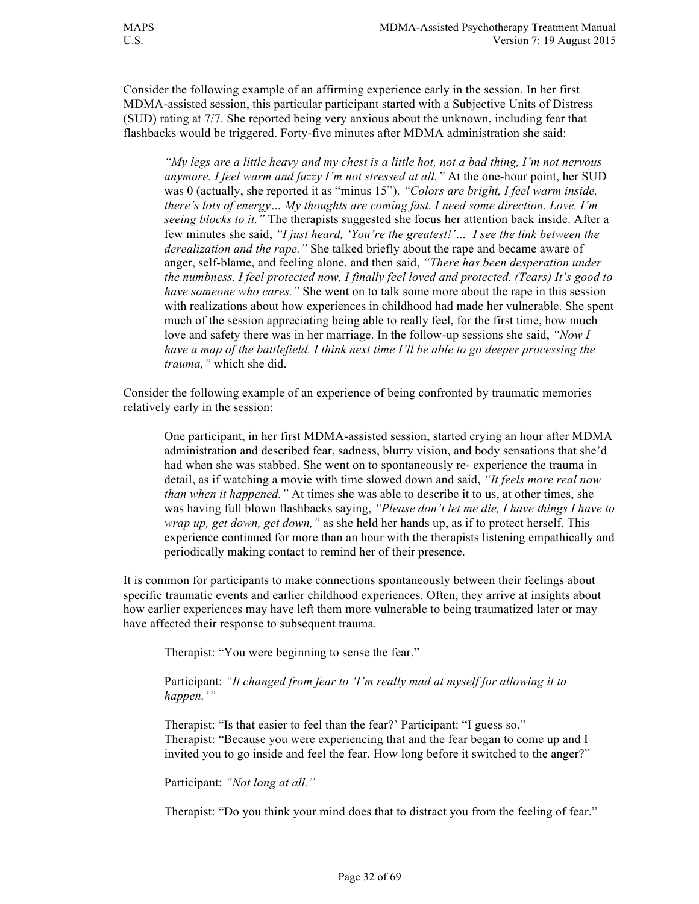Consider the following example of an affirming experience early in the session. In her first MDMA-assisted session, this particular participant started with a Subjective Units of Distress (SUD) rating at 7/7. She reported being very anxious about the unknown, including fear that flashbacks would be triggered. Forty-five minutes after MDMA administration she said:

> *"My legs are a little heavy and my chest is a little hot, not a bad thing, I'm not nervous anymore. I feel warm and fuzzy I'm not stressed at all."* At the one-hour point, her SUD was 0 (actually, she reported it as "minus 15"). *"Colors are bright, I feel warm inside, there's lots of energy… My thoughts are coming fast. I need some direction. Love, I'm seeing blocks to it."* The therapists suggested she focus her attention back inside. After a few minutes she said, *"I just heard, 'You're the greatest!'… I see the link between the derealization and the rape."* She talked briefly about the rape and became aware of anger, self-blame, and feeling alone, and then said, *"There has been desperation under the numbness. I feel protected now, I finally feel loved and protected. (Tears) It's good to have someone who cares."* She went on to talk some more about the rape in this session with realizations about how experiences in childhood had made her vulnerable. She spent much of the session appreciating being able to really feel, for the first time, how much love and safety there was in her marriage. In the follow-up sessions she said, *"Now I have a map of the battlefield. I think next time I'll be able to go deeper processing the trauma,"* which she did.

Consider the following example of an experience of being confronted by traumatic memories relatively early in the session:

> One participant, in her first MDMA-assisted session, started crying an hour after MDMA administration and described fear, sadness, blurry vision, and body sensations that she'd had when she was stabbed. She went on to spontaneously re- experience the trauma in detail, as if watching a movie with time slowed down and said, *"It feels more real now than when it happened."* At times she was able to describe it to us, at other times, she was having full blown flashbacks saying, *"Please don't let me die, I have things I have to wrap up, get down, get down,"* as she held her hands up, as if to protect herself. This experience continued for more than an hour with the therapists listening empathically and periodically making contact to remind her of their presence.

It is common for participants to make connections spontaneously between their feelings about specific traumatic events and earlier childhood experiences. Often, they arrive at insights about how earlier experiences may have left them more vulnerable to being traumatized later or may have affected their response to subsequent trauma.

> Therapist: "You were beginning to sense the fear."
>
> Participant: *"It changed from fear to 'I'm really mad at myself for allowing it to happen.'"*
>
> Therapist: "Is that easier to feel than the fear?' Participant: "I guess so."
> Therapist: "Because you were experiencing that and the fear began to come up and I invited you to go inside and feel the fear. How long before it switched to the anger?"
>
> Participant: *"Not long at all."*
>
> Therapist: "Do you think your mind does that to distract you from the feeling of fear."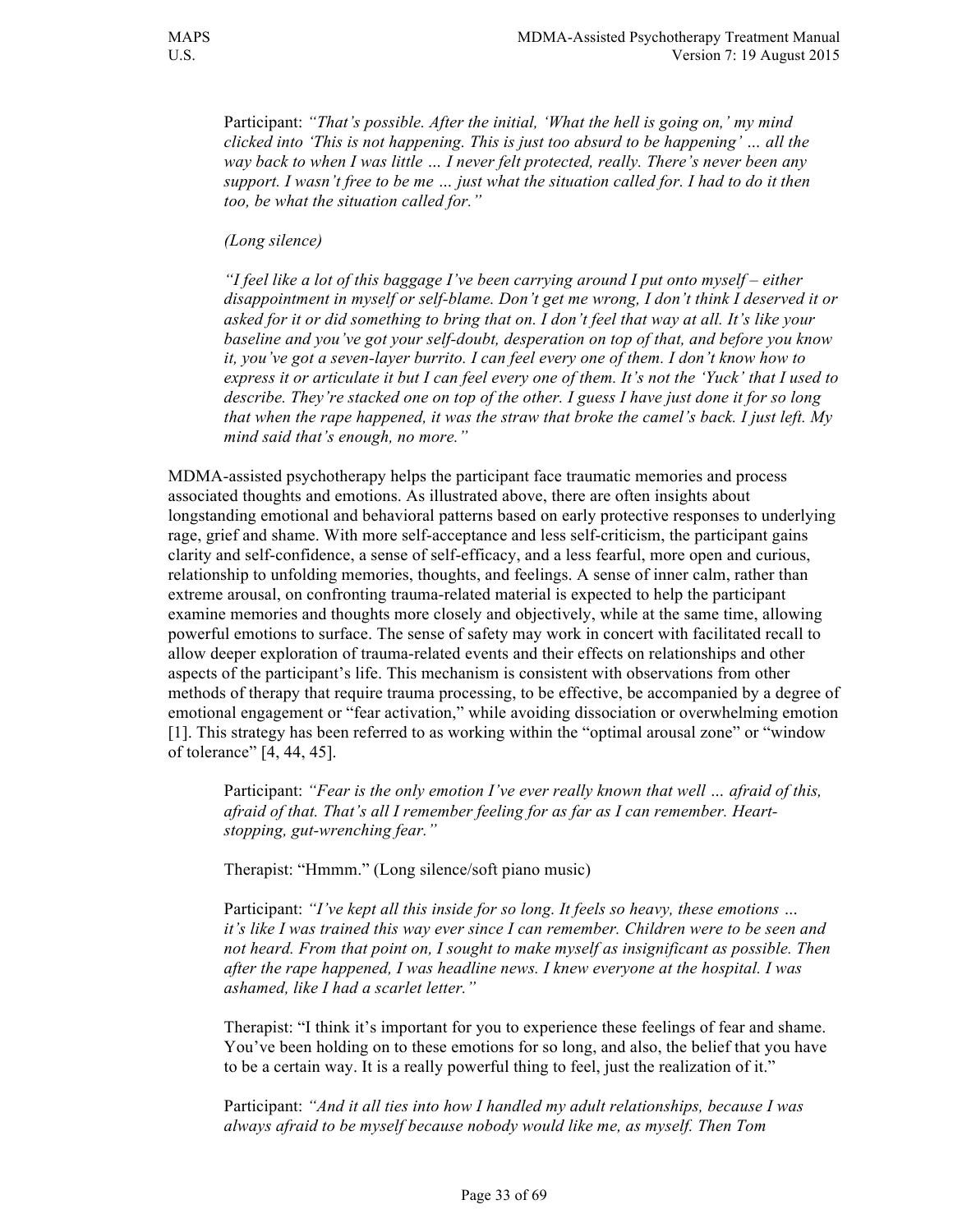Participant: *"That's possible. After the initial, 'What the hell is going on,' my mind clicked into 'This is not happening. This is just too absurd to be happening' … all the way back to when I was little … I never felt protected, really. There's never been any support. I wasn't free to be me … just what the situation called for. I had to do it then too, be what the situation called for."*

*(Long silence)*

*"I feel like a lot of this baggage I've been carrying around I put onto myself – either disappointment in myself or self-blame. Don't get me wrong, I don't think I deserved it or asked for it or did something to bring that on. I don't feel that way at all. It's like your baseline and you've got your self-doubt, desperation on top of that, and before you know it, you've got a seven-layer burrito. I can feel every one of them. I don't know how to express it or articulate it but I can feel every one of them. It's not the 'Yuck' that I used to describe. They're stacked one on top of the other. I guess I have just done it for so long that when the rape happened, it was the straw that broke the camel's back. I just left. My mind said that's enough, no more."*

MDMA-assisted psychotherapy helps the participant face traumatic memories and process associated thoughts and emotions. As illustrated above, there are often insights about longstanding emotional and behavioral patterns based on early protective responses to underlying rage, grief and shame. With more self-acceptance and less self-criticism, the participant gains clarity and self-confidence, a sense of self-efficacy, and a less fearful, more open and curious, relationship to unfolding memories, thoughts, and feelings. A sense of inner calm, rather than extreme arousal, on confronting trauma-related material is expected to help the participant examine memories and thoughts more closely and objectively, while at the same time, allowing powerful emotions to surface. The sense of safety may work in concert with facilitated recall to allow deeper exploration of trauma-related events and their effects on relationships and other aspects of the participant's life. This mechanism is consistent with observations from other methods of therapy that require trauma processing, to be effective, be accompanied by a degree of emotional engagement or "fear activation," while avoiding dissociation or overwhelming emotion [1]. This strategy has been referred to as working within the "optimal arousal zone" or "window of tolerance" [4, 44, 45].

Participant: *"Fear is the only emotion I've ever really known that well … afraid of this, afraid of that. That's all I remember feeling for as far as I can remember. Heart-stopping, gut-wrenching fear."*

Therapist: "Hmmm." (Long silence/soft piano music)

Participant: *"I've kept all this inside for so long. It feels so heavy, these emotions … it's like I was trained this way ever since I can remember. Children were to be seen and not heard. From that point on, I sought to make myself as insignificant as possible. Then after the rape happened, I was headline news. I knew everyone at the hospital. I was ashamed, like I had a scarlet letter."*

Therapist: "I think it's important for you to experience these feelings of fear and shame. You've been holding on to these emotions for so long, and also, the belief that you have to be a certain way. It is a really powerful thing to feel, just the realization of it."

Participant: *"And it all ties into how I handled my adult relationships, because I was always afraid to be myself because nobody would like me, as myself. Then Tom*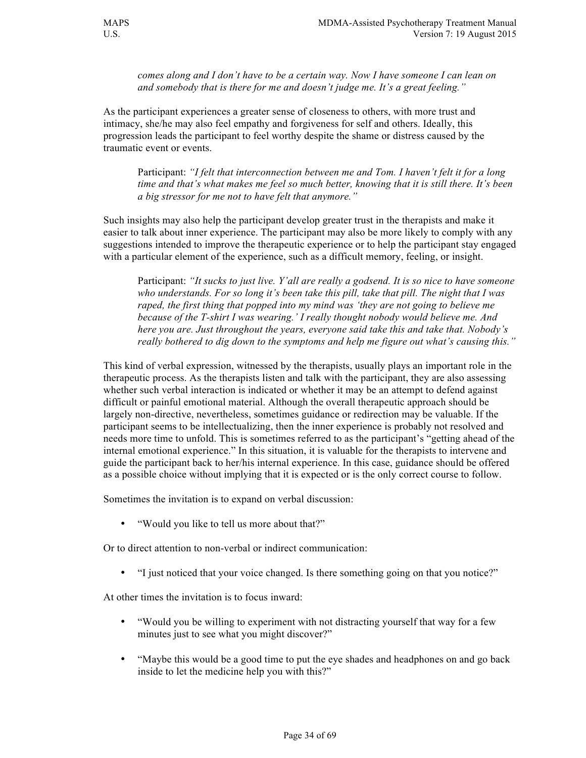> *comes along and I don't have to be a certain way. Now I have someone I can lean on and somebody that is there for me and doesn't judge me. It's a great feeling."*

As the participant experiences a greater sense of closeness to others, with more trust and intimacy, she/he may also feel empathy and forgiveness for self and others. Ideally, this progression leads the participant to feel worthy despite the shame or distress caused by the traumatic event or events.

> Participant: *"I felt that interconnection between me and Tom. I haven't felt it for a long time and that's what makes me feel so much better, knowing that it is still there. It's been a big stressor for me not to have felt that anymore."*

Such insights may also help the participant develop greater trust in the therapists and make it easier to talk about inner experience. The participant may also be more likely to comply with any suggestions intended to improve the therapeutic experience or to help the participant stay engaged with a particular element of the experience, such as a difficult memory, feeling, or insight.

> Participant: *"It sucks to just live. Y'all are really a godsend. It is so nice to have someone who understands. For so long it's been take this pill, take that pill. The night that I was raped, the first thing that popped into my mind was 'they are not going to believe me because of the T-shirt I was wearing.' I really thought nobody would believe me. And here you are. Just throughout the years, everyone said take this and take that. Nobody's really bothered to dig down to the symptoms and help me figure out what's causing this."*

This kind of verbal expression, witnessed by the therapists, usually plays an important role in the therapeutic process. As the therapists listen and talk with the participant, they are also assessing whether such verbal interaction is indicated or whether it may be an attempt to defend against difficult or painful emotional material. Although the overall therapeutic approach should be largely non-directive, nevertheless, sometimes guidance or redirection may be valuable. If the participant seems to be intellectualizing, then the inner experience is probably not resolved and needs more time to unfold. This is sometimes referred to as the participant's "getting ahead of the internal emotional experience." In this situation, it is valuable for the therapists to intervene and guide the participant back to her/his internal experience. In this case, guidance should be offered as a possible choice without implying that it is expected or is the only correct course to follow.

Sometimes the invitation is to expand on verbal discussion:

- "Would you like to tell us more about that?"

Or to direct attention to non-verbal or indirect communication:

- "I just noticed that your voice changed. Is there something going on that you notice?"

At other times the invitation is to focus inward:

- "Would you be willing to experiment with not distracting yourself that way for a few minutes just to see what you might discover?"
- "Maybe this would be a good time to put the eye shades and headphones on and go back inside to let the medicine help you with this?"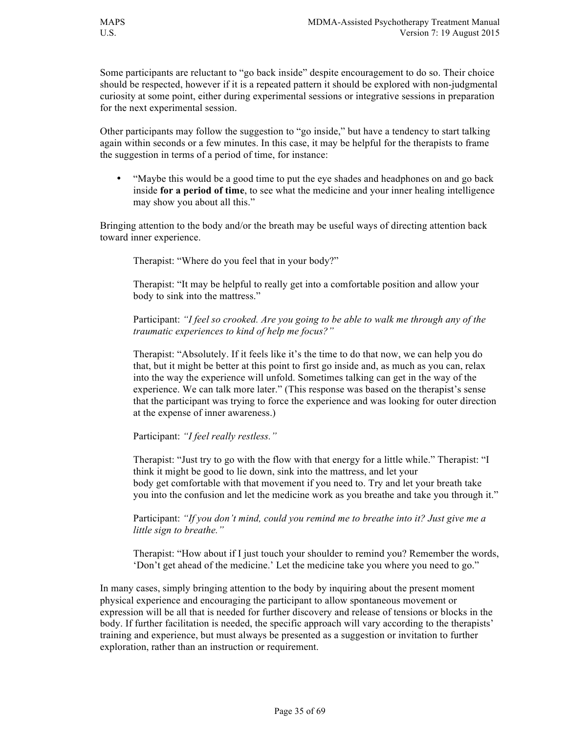Some participants are reluctant to "go back inside" despite encouragement to do so. Their choice should be respected, however if it is a repeated pattern it should be explored with non-judgmental curiosity at some point, either during experimental sessions or integrative sessions in preparation for the next experimental session.

Other participants may follow the suggestion to "go inside," but have a tendency to start talking again within seconds or a few minutes. In this case, it may be helpful for the therapists to frame the suggestion in terms of a period of time, for instance:

- "Maybe this would be a good time to put the eye shades and headphones on and go back inside **for a period of time**, to see what the medicine and your inner healing intelligence may show you about all this."

Bringing attention to the body and/or the breath may be useful ways of directing attention back toward inner experience.

> Therapist: "Where do you feel that in your body?"
>
> Therapist: "It may be helpful to really get into a comfortable position and allow your body to sink into the mattress."
>
> Participant: *"I feel so crooked. Are you going to be able to walk me through any of the traumatic experiences to kind of help me focus?"*
>
> Therapist: "Absolutely. If it feels like it's the time to do that now, we can help you do that, but it might be better at this point to first go inside and, as much as you can, relax into the way the experience will unfold. Sometimes talking can get in the way of the experience. We can talk more later." (This response was based on the therapist's sense that the participant was trying to force the experience and was looking for outer direction at the expense of inner awareness.)
>
> Participant: *"I feel really restless."*
>
> Therapist: "Just try to go with the flow with that energy for a little while." Therapist: "I think it might be good to lie down, sink into the mattress, and let your body get comfortable with that movement if you need to. Try and let your breath take you into the confusion and let the medicine work as you breathe and take you through it."
>
> Participant: *"If you don't mind, could you remind me to breathe into it? Just give me a little sign to breathe."*
>
> Therapist: "How about if I just touch your shoulder to remind you? Remember the words, 'Don't get ahead of the medicine.' Let the medicine take you where you need to go."

In many cases, simply bringing attention to the body by inquiring about the present moment physical experience and encouraging the participant to allow spontaneous movement or expression will be all that is needed for further discovery and release of tensions or blocks in the body. If further facilitation is needed, the specific approach will vary according to the therapists' training and experience, but must always be presented as a suggestion or invitation to further exploration, rather than an instruction or requirement.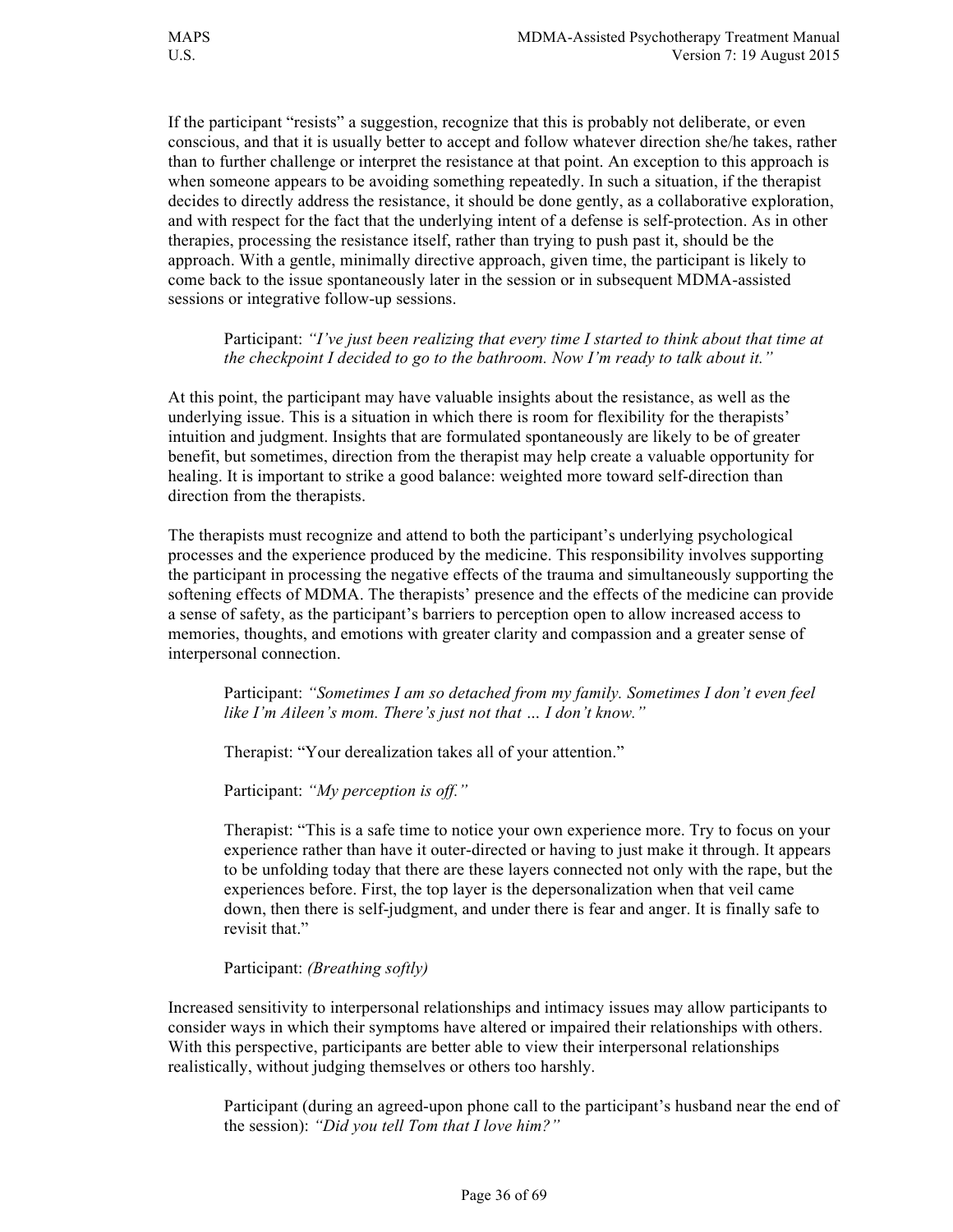If the participant "resists" a suggestion, recognize that this is probably not deliberate, or even conscious, and that it is usually better to accept and follow whatever direction she/he takes, rather than to further challenge or interpret the resistance at that point. An exception to this approach is when someone appears to be avoiding something repeatedly. In such a situation, if the therapist decides to directly address the resistance, it should be done gently, as a collaborative exploration, and with respect for the fact that the underlying intent of a defense is self-protection. As in other therapies, processing the resistance itself, rather than trying to push past it, should be the approach. With a gentle, minimally directive approach, given time, the participant is likely to come back to the issue spontaneously later in the session or in subsequent MDMA-assisted sessions or integrative follow-up sessions.

> Participant: *"I've just been realizing that every time I started to think about that time at the checkpoint I decided to go to the bathroom. Now I'm ready to talk about it."*

At this point, the participant may have valuable insights about the resistance, as well as the underlying issue. This is a situation in which there is room for flexibility for the therapists' intuition and judgment. Insights that are formulated spontaneously are likely to be of greater benefit, but sometimes, direction from the therapist may help create a valuable opportunity for healing. It is important to strike a good balance: weighted more toward self-direction than direction from the therapists.

The therapists must recognize and attend to both the participant's underlying psychological processes and the experience produced by the medicine. This responsibility involves supporting the participant in processing the negative effects of the trauma and simultaneously supporting the softening effects of MDMA. The therapists' presence and the effects of the medicine can provide a sense of safety, as the participant's barriers to perception open to allow increased access to memories, thoughts, and emotions with greater clarity and compassion and a greater sense of interpersonal connection.

> Participant: *"Sometimes I am so detached from my family. Sometimes I don't even feel like I'm Aileen's mom. There's just not that … I don't know."*
>
> Therapist: "Your derealization takes all of your attention."
>
> Participant: *"My perception is off."*
>
> Therapist: "This is a safe time to notice your own experience more. Try to focus on your experience rather than have it outer-directed or having to just make it through. It appears to be unfolding today that there are these layers connected not only with the rape, but the experiences before. First, the top layer is the depersonalization when that veil came down, then there is self-judgment, and under there is fear and anger. It is finally safe to revisit that."
>
> Participant: *(Breathing softly)*

Increased sensitivity to interpersonal relationships and intimacy issues may allow participants to consider ways in which their symptoms have altered or impaired their relationships with others. With this perspective, participants are better able to view their interpersonal relationships realistically, without judging themselves or others too harshly.

> Participant (during an agreed-upon phone call to the participant's husband near the end of the session): *"Did you tell Tom that I love him?"*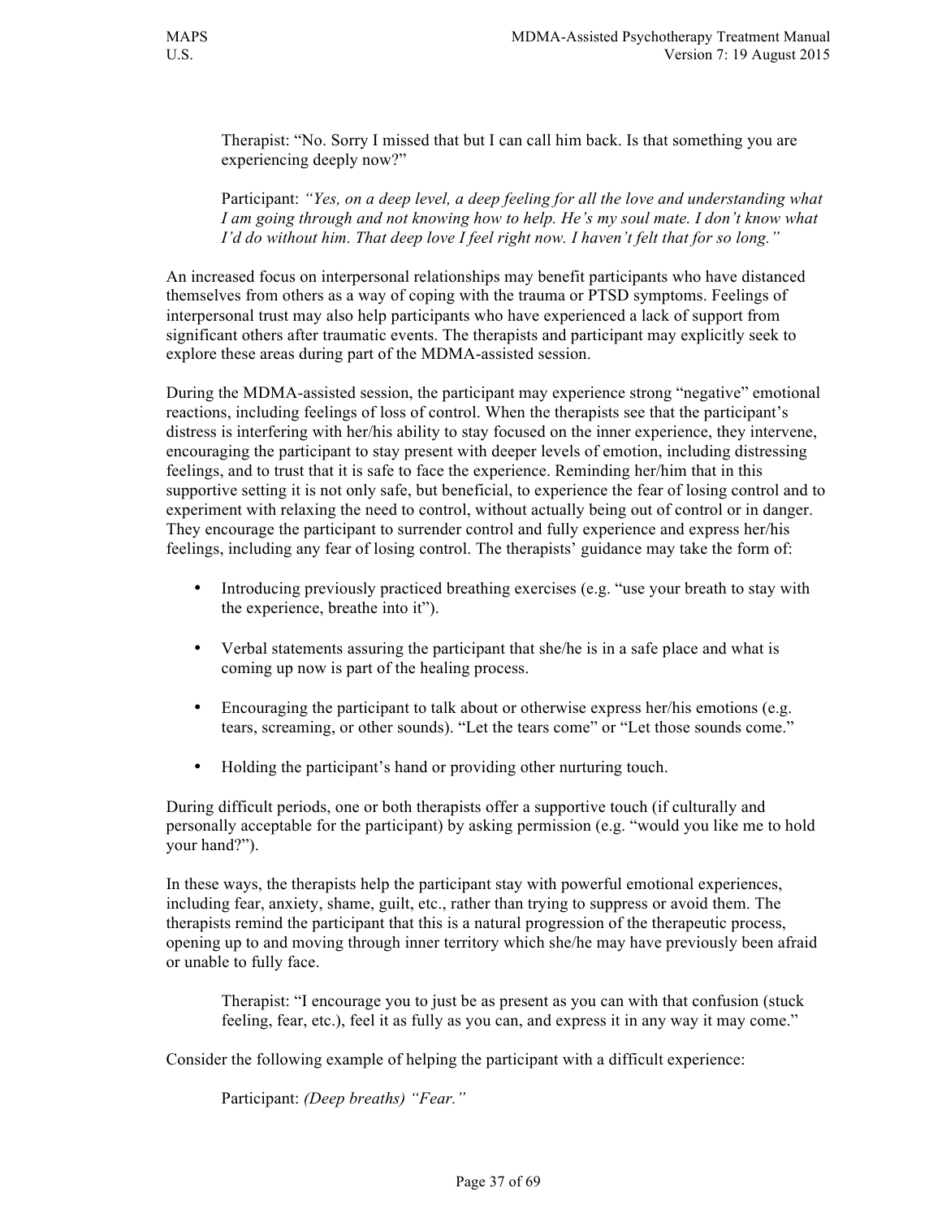Therapist: “No. Sorry I missed that but I can call him back. Is that something you are experiencing deeply now?”

Participant: *“Yes, on a deep level, a deep feeling for all the love and understanding what I am going through and not knowing how to help. He’s my soul mate. I don’t know what I’d do without him. That deep love I feel right now. I haven’t felt that for so long.”*

An increased focus on interpersonal relationships may benefit participants who have distanced themselves from others as a way of coping with the trauma or PTSD symptoms. Feelings of interpersonal trust may also help participants who have experienced a lack of support from significant others after traumatic events. The therapists and participant may explicitly seek to explore these areas during part of the MDMA-assisted session.

During the MDMA-assisted session, the participant may experience strong “negative” emotional reactions, including feelings of loss of control. When the therapists see that the participant’s distress is interfering with her/his ability to stay focused on the inner experience, they intervene, encouraging the participant to stay present with deeper levels of emotion, including distressing feelings, and to trust that it is safe to face the experience. Reminding her/him that in this supportive setting it is not only safe, but beneficial, to experience the fear of losing control and to experiment with relaxing the need to control, without actually being out of control or in danger. They encourage the participant to surrender control and fully experience and express her/his feelings, including any fear of losing control. The therapists’ guidance may take the form of:

- Introducing previously practiced breathing exercises (e.g. “use your breath to stay with the experience, breathe into it”).
- Verbal statements assuring the participant that she/he is in a safe place and what is coming up now is part of the healing process.
- Encouraging the participant to talk about or otherwise express her/his emotions (e.g. tears, screaming, or other sounds). “Let the tears come” or “Let those sounds come.”
- Holding the participant’s hand or providing other nurturing touch.

During difficult periods, one or both therapists offer a supportive touch (if culturally and personally acceptable for the participant) by asking permission (e.g. “would you like me to hold your hand?”).

In these ways, the therapists help the participant stay with powerful emotional experiences, including fear, anxiety, shame, guilt, etc., rather than trying to suppress or avoid them. The therapists remind the participant that this is a natural progression of the therapeutic process, opening up to and moving through inner territory which she/he may have previously been afraid or unable to fully face.

Therapist: “I encourage you to just be as present as you can with that confusion (stuck feeling, fear, etc.), feel it as fully as you can, and express it in any way it may come.”

Consider the following example of helping the participant with a difficult experience:

Participant: *(Deep breaths) “Fear.”*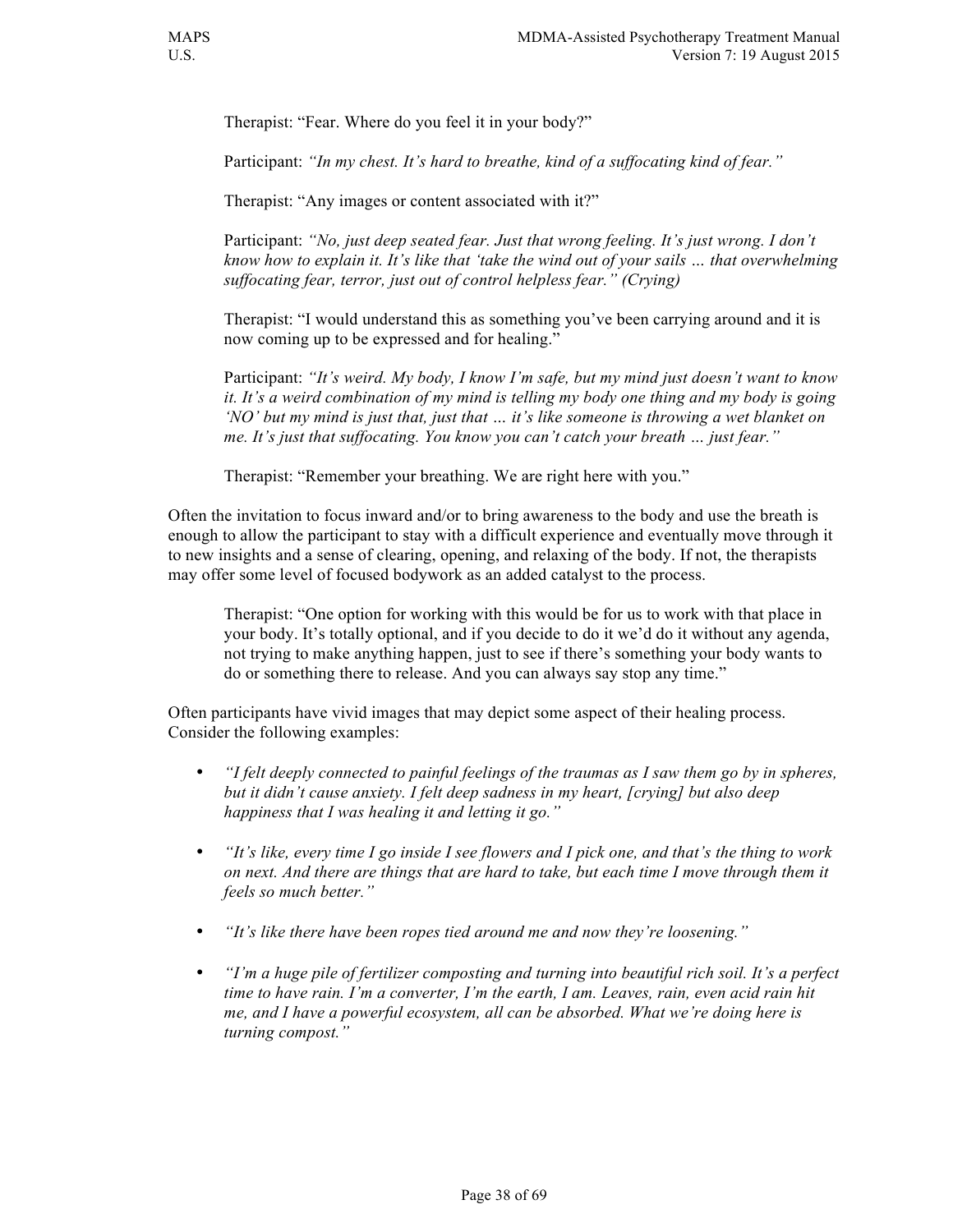Therapist: "Fear. Where do you feel it in your body?"

Participant: *"In my chest. It's hard to breathe, kind of a suffocating kind of fear."*

Therapist: "Any images or content associated with it?"

Participant: *"No, just deep seated fear. Just that wrong feeling. It's just wrong. I don't know how to explain it. It's like that 'take the wind out of your sails … that overwhelming suffocating fear, terror, just out of control helpless fear." (Crying)*

Therapist: "I would understand this as something you've been carrying around and it is now coming up to be expressed and for healing."

Participant: *"It's weird. My body, I know I'm safe, but my mind just doesn't want to know it. It's a weird combination of my mind is telling my body one thing and my body is going 'NO' but my mind is just that, just that … it's like someone is throwing a wet blanket on me. It's just that suffocating. You know you can't catch your breath … just fear."*

Therapist: "Remember your breathing. We are right here with you."

Often the invitation to focus inward and/or to bring awareness to the body and use the breath is enough to allow the participant to stay with a difficult experience and eventually move through it to new insights and a sense of clearing, opening, and relaxing of the body. If not, the therapists may offer some level of focused bodywork as an added catalyst to the process.

Therapist: "One option for working with this would be for us to work with that place in your body. It's totally optional, and if you decide to do it we'd do it without any agenda, not trying to make anything happen, just to see if there's something your body wants to do or something there to release. And you can always say stop any time."

Often participants have vivid images that may depict some aspect of their healing process. Consider the following examples:

- *"I felt deeply connected to painful feelings of the traumas as I saw them go by in spheres, but it didn't cause anxiety. I felt deep sadness in my heart, [crying] but also deep happiness that I was healing it and letting it go."*
- *"It's like, every time I go inside I see flowers and I pick one, and that's the thing to work on next. And there are things that are hard to take, but each time I move through them it feels so much better."*
- *"It's like there have been ropes tied around me and now they're loosening."*
- *"I'm a huge pile of fertilizer composting and turning into beautiful rich soil. It's a perfect time to have rain. I'm a converter, I'm the earth, I am. Leaves, rain, even acid rain hit me, and I have a powerful ecosystem, all can be absorbed. What we're doing here is turning compost."*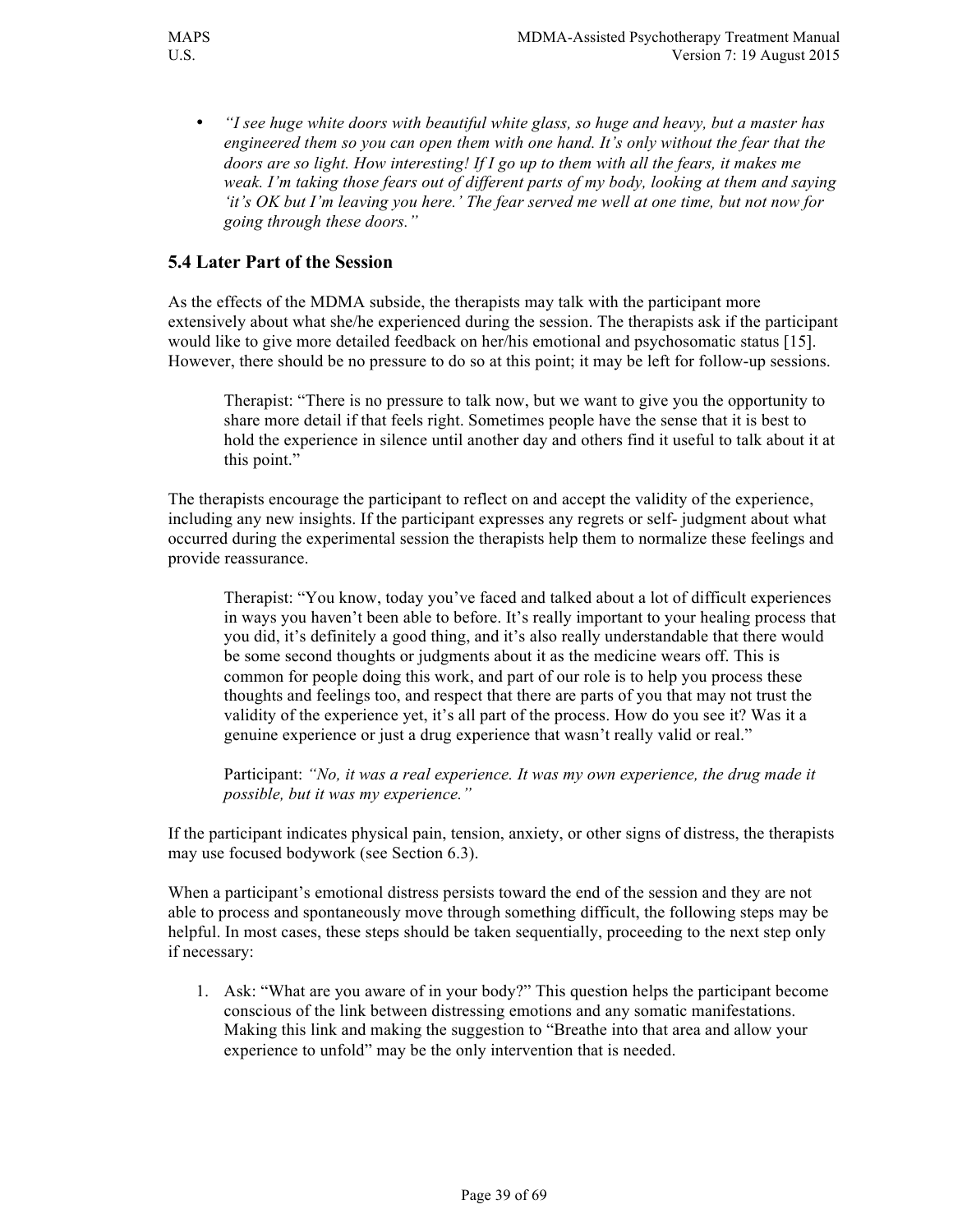- *"I see huge white doors with beautiful white glass, so huge and heavy, but a master has engineered them so you can open them with one hand. It's only without the fear that the doors are so light. How interesting! If I go up to them with all the fears, it makes me weak. I'm taking those fears out of different parts of my body, looking at them and saying 'it's OK but I'm leaving you here.' The fear served me well at one time, but not now for going through these doors."*

## 5.4 Later Part of the Session

As the effects of the MDMA subside, the therapists may talk with the participant more extensively about what she/he experienced during the session. The therapists ask if the participant would like to give more detailed feedback on her/his emotional and psychosomatic status [15]. However, there should be no pressure to do so at this point; it may be left for follow-up sessions.

> Therapist: "There is no pressure to talk now, but we want to give you the opportunity to share more detail if that feels right. Sometimes people have the sense that it is best to hold the experience in silence until another day and others find it useful to talk about it at this point."

The therapists encourage the participant to reflect on and accept the validity of the experience, including any new insights. If the participant expresses any regrets or self- judgment about what occurred during the experimental session the therapists help them to normalize these feelings and provide reassurance.

> Therapist: "You know, today you've faced and talked about a lot of difficult experiences in ways you haven't been able to before. It's really important to your healing process that you did, it's definitely a good thing, and it's also really understandable that there would be some second thoughts or judgments about it as the medicine wears off. This is common for people doing this work, and part of our role is to help you process these thoughts and feelings too, and respect that there are parts of you that may not trust the validity of the experience yet, it's all part of the process. How do you see it? Was it a genuine experience or just a drug experience that wasn't really valid or real."
>
> Participant: *"No, it was a real experience. It was my own experience, the drug made it possible, but it was my experience."*

If the participant indicates physical pain, tension, anxiety, or other signs of distress, the therapists may use focused bodywork (see Section 6.3).

When a participant's emotional distress persists toward the end of the session and they are not able to process and spontaneously move through something difficult, the following steps may be helpful. In most cases, these steps should be taken sequentially, proceeding to the next step only if necessary:

1. Ask: "What are you aware of in your body?" This question helps the participant become conscious of the link between distressing emotions and any somatic manifestations. Making this link and making the suggestion to "Breathe into that area and allow your experience to unfold" may be the only intervention that is needed.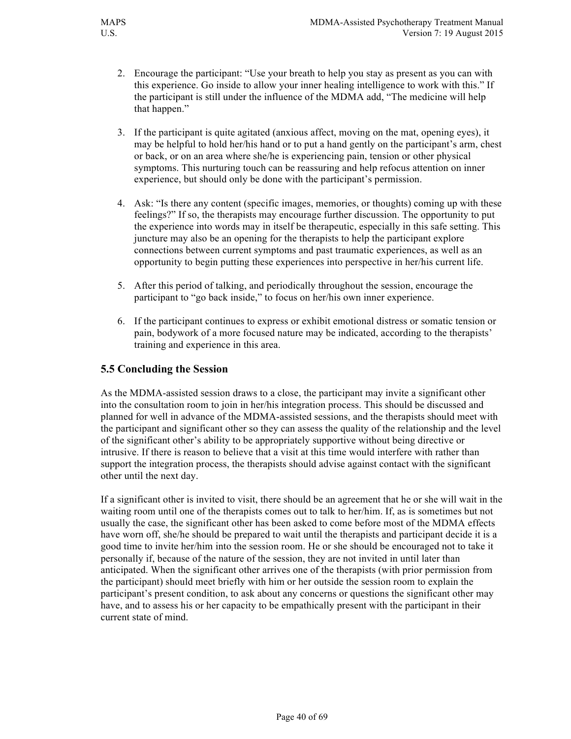2. Encourage the participant: "Use your breath to help you stay as present as you can with this experience. Go inside to allow your inner healing intelligence to work with this." If the participant is still under the influence of the MDMA add, "The medicine will help that happen."

3. If the participant is quite agitated (anxious affect, moving on the mat, opening eyes), it may be helpful to hold her/his hand or to put a hand gently on the participant's arm, chest or back, or on an area where she/he is experiencing pain, tension or other physical symptoms. This nurturing touch can be reassuring and help refocus attention on inner experience, but should only be done with the participant's permission.

4. Ask: "Is there any content (specific images, memories, or thoughts) coming up with these feelings?" If so, the therapists may encourage further discussion. The opportunity to put the experience into words may in itself be therapeutic, especially in this safe setting. This juncture may also be an opening for the therapists to help the participant explore connections between current symptoms and past traumatic experiences, as well as an opportunity to begin putting these experiences into perspective in her/his current life.

5. After this period of talking, and periodically throughout the session, encourage the participant to "go back inside," to focus on her/his own inner experience.

6. If the participant continues to express or exhibit emotional distress or somatic tension or pain, bodywork of a more focused nature may be indicated, according to the therapists' training and experience in this area.

## 5.5 Concluding the Session

As the MDMA-assisted session draws to a close, the participant may invite a significant other into the consultation room to join in her/his integration process. This should be discussed and planned for well in advance of the MDMA-assisted sessions, and the therapists should meet with the participant and significant other so they can assess the quality of the relationship and the level of the significant other's ability to be appropriately supportive without being directive or intrusive. If there is reason to believe that a visit at this time would interfere with rather than support the integration process, the therapists should advise against contact with the significant other until the next day.

If a significant other is invited to visit, there should be an agreement that he or she will wait in the waiting room until one of the therapists comes out to talk to her/him. If, as is sometimes but not usually the case, the significant other has been asked to come before most of the MDMA effects have worn off, she/he should be prepared to wait until the therapists and participant decide it is a good time to invite her/him into the session room. He or she should be encouraged not to take it personally if, because of the nature of the session, they are not invited in until later than anticipated. When the significant other arrives one of the therapists (with prior permission from the participant) should meet briefly with him or her outside the session room to explain the participant's present condition, to ask about any concerns or questions the significant other may have, and to assess his or her capacity to be empathically present with the participant in their current state of mind.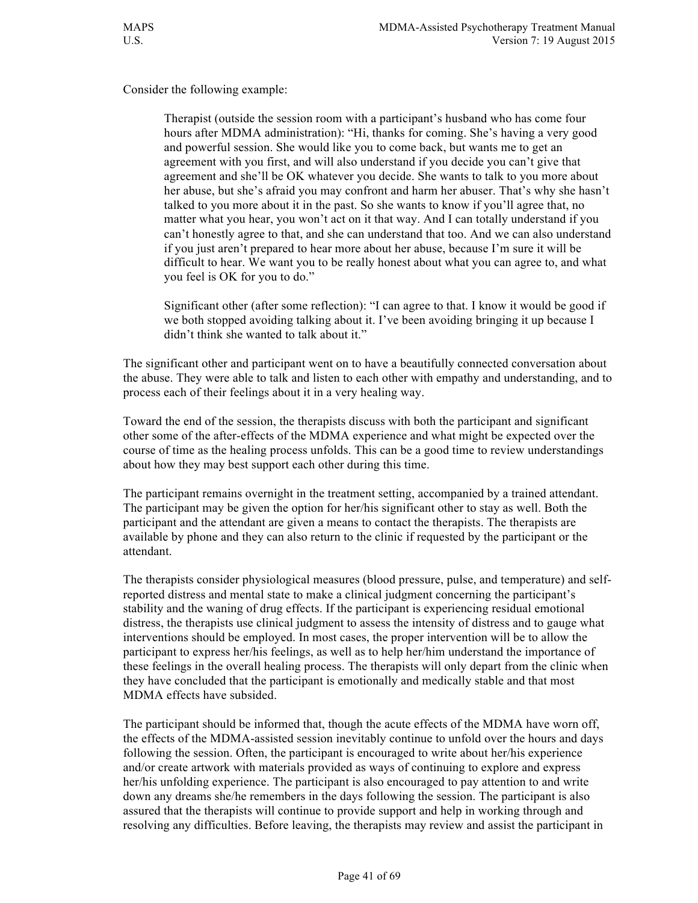Consider the following example:

> Therapist (outside the session room with a participant's husband who has come four hours after MDMA administration): "Hi, thanks for coming. She's having a very good and powerful session. She would like you to come back, but wants me to get an agreement with you first, and will also understand if you decide you can't give that agreement and she'll be OK whatever you decide. She wants to talk to you more about her abuse, but she's afraid you may confront and harm her abuser. That's why she hasn't talked to you more about it in the past. So she wants to know if you'll agree that, no matter what you hear, you won't act on it that way. And I can totally understand if you can't honestly agree to that, and she can understand that too. And we can also understand if you just aren't prepared to hear more about her abuse, because I'm sure it will be difficult to hear. We want you to be really honest about what you can agree to, and what you feel is OK for you to do."
>
> Significant other (after some reflection): "I can agree to that. I know it would be good if we both stopped avoiding talking about it. I've been avoiding bringing it up because I didn't think she wanted to talk about it."

The significant other and participant went on to have a beautifully connected conversation about the abuse. They were able to talk and listen to each other with empathy and understanding, and to process each of their feelings about it in a very healing way.

Toward the end of the session, the therapists discuss with both the participant and significant other some of the after-effects of the MDMA experience and what might be expected over the course of time as the healing process unfolds. This can be a good time to review understandings about how they may best support each other during this time.

The participant remains overnight in the treatment setting, accompanied by a trained attendant. The participant may be given the option for her/his significant other to stay as well. Both the participant and the attendant are given a means to contact the therapists. The therapists are available by phone and they can also return to the clinic if requested by the participant or the attendant.

The therapists consider physiological measures (blood pressure, pulse, and temperature) and self-reported distress and mental state to make a clinical judgment concerning the participant's stability and the waning of drug effects. If the participant is experiencing residual emotional distress, the therapists use clinical judgment to assess the intensity of distress and to gauge what interventions should be employed. In most cases, the proper intervention will be to allow the participant to express her/his feelings, as well as to help her/him understand the importance of these feelings in the overall healing process. The therapists will only depart from the clinic when they have concluded that the participant is emotionally and medically stable and that most MDMA effects have subsided.

The participant should be informed that, though the acute effects of the MDMA have worn off, the effects of the MDMA-assisted session inevitably continue to unfold over the hours and days following the session. Often, the participant is encouraged to write about her/his experience and/or create artwork with materials provided as ways of continuing to explore and express her/his unfolding experience. The participant is also encouraged to pay attention to and write down any dreams she/he remembers in the days following the session. The participant is also assured that the therapists will continue to provide support and help in working through and resolving any difficulties. Before leaving, the therapists may review and assist the participant in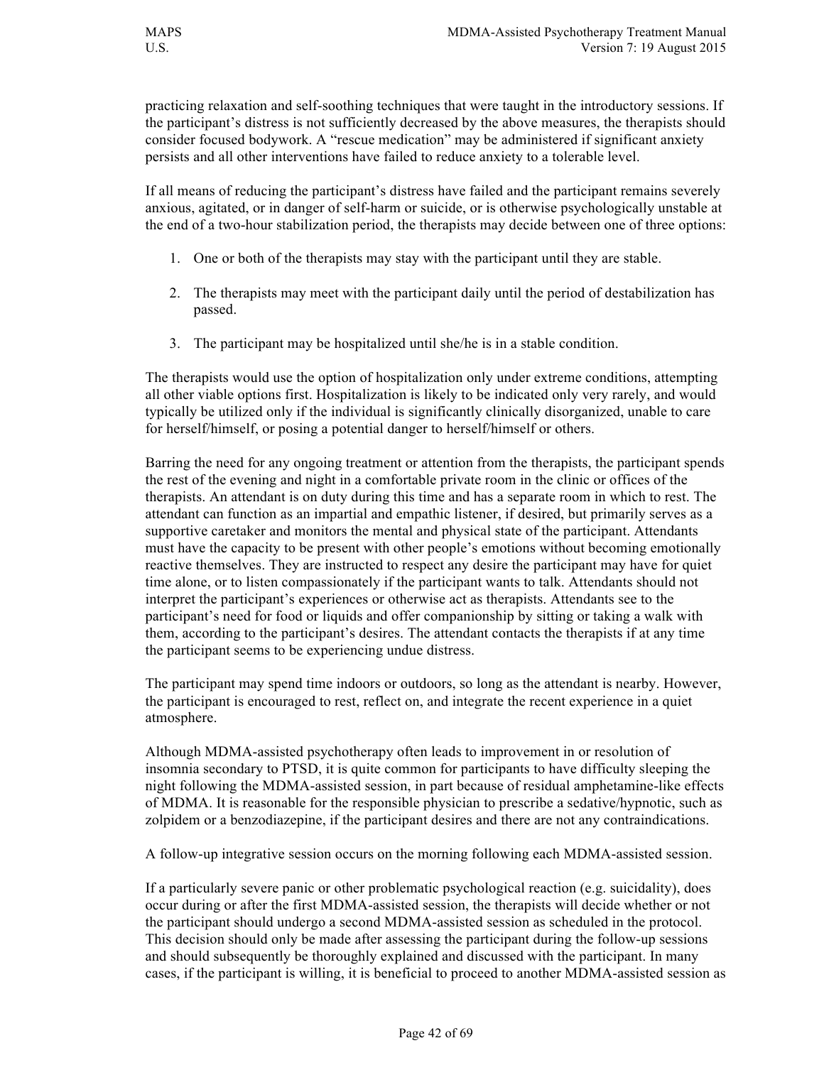practicing relaxation and self-soothing techniques that were taught in the introductory sessions. If the participant's distress is not sufficiently decreased by the above measures, the therapists should consider focused bodywork. A "rescue medication" may be administered if significant anxiety persists and all other interventions have failed to reduce anxiety to a tolerable level.

If all means of reducing the participant's distress have failed and the participant remains severely anxious, agitated, or in danger of self-harm or suicide, or is otherwise psychologically unstable at the end of a two-hour stabilization period, the therapists may decide between one of three options:

1. One or both of the therapists may stay with the participant until they are stable.

2. The therapists may meet with the participant daily until the period of destabilization has passed.

3. The participant may be hospitalized until she/he is in a stable condition.

The therapists would use the option of hospitalization only under extreme conditions, attempting all other viable options first. Hospitalization is likely to be indicated only very rarely, and would typically be utilized only if the individual is significantly clinically disorganized, unable to care for herself/himself, or posing a potential danger to herself/himself or others.

Barring the need for any ongoing treatment or attention from the therapists, the participant spends the rest of the evening and night in a comfortable private room in the clinic or offices of the therapists. An attendant is on duty during this time and has a separate room in which to rest. The attendant can function as an impartial and empathic listener, if desired, but primarily serves as a supportive caretaker and monitors the mental and physical state of the participant. Attendants must have the capacity to be present with other people's emotions without becoming emotionally reactive themselves. They are instructed to respect any desire the participant may have for quiet time alone, or to listen compassionately if the participant wants to talk. Attendants should not interpret the participant's experiences or otherwise act as therapists. Attendants see to the participant's need for food or liquids and offer companionship by sitting or taking a walk with them, according to the participant's desires. The attendant contacts the therapists if at any time the participant seems to be experiencing undue distress.

The participant may spend time indoors or outdoors, so long as the attendant is nearby. However, the participant is encouraged to rest, reflect on, and integrate the recent experience in a quiet atmosphere.

Although MDMA-assisted psychotherapy often leads to improvement in or resolution of insomnia secondary to PTSD, it is quite common for participants to have difficulty sleeping the night following the MDMA-assisted session, in part because of residual amphetamine-like effects of MDMA. It is reasonable for the responsible physician to prescribe a sedative/hypnotic, such as zolpidem or a benzodiazepine, if the participant desires and there are not any contraindications.

A follow-up integrative session occurs on the morning following each MDMA-assisted session.

If a particularly severe panic or other problematic psychological reaction (e.g. suicidality), does occur during or after the first MDMA-assisted session, the therapists will decide whether or not the participant should undergo a second MDMA-assisted session as scheduled in the protocol. This decision should only be made after assessing the participant during the follow-up sessions and should subsequently be thoroughly explained and discussed with the participant. In many cases, if the participant is willing, it is beneficial to proceed to another MDMA-assisted session as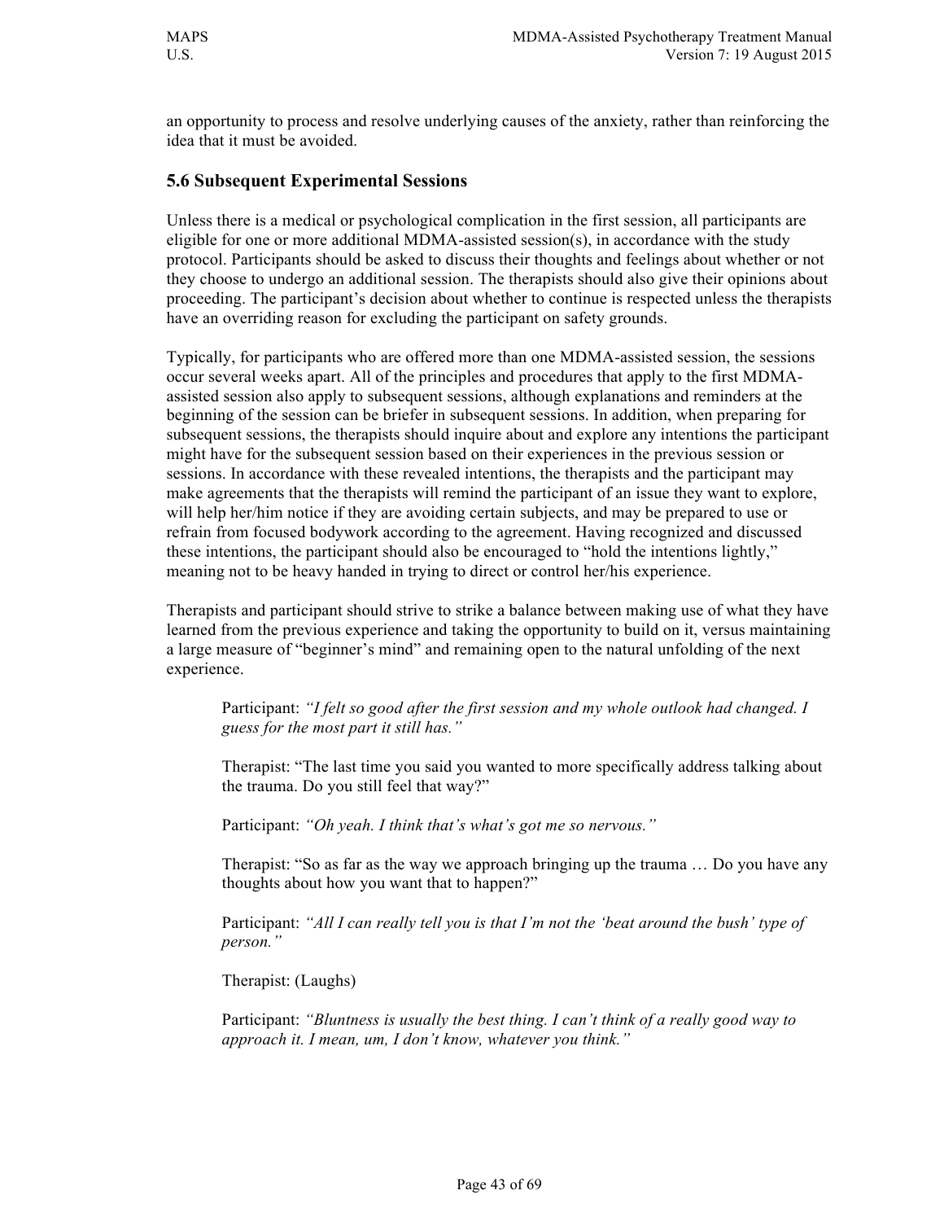an opportunity to process and resolve underlying causes of the anxiety, rather than reinforcing the idea that it must be avoided.

## 5.6 Subsequent Experimental Sessions

Unless there is a medical or psychological complication in the first session, all participants are eligible for one or more additional MDMA-assisted session(s), in accordance with the study protocol. Participants should be asked to discuss their thoughts and feelings about whether or not they choose to undergo an additional session. The therapists should also give their opinions about proceeding. The participant's decision about whether to continue is respected unless the therapists have an overriding reason for excluding the participant on safety grounds.

Typically, for participants who are offered more than one MDMA-assisted session, the sessions occur several weeks apart. All of the principles and procedures that apply to the first MDMA-assisted session also apply to subsequent sessions, although explanations and reminders at the beginning of the session can be briefer in subsequent sessions. In addition, when preparing for subsequent sessions, the therapists should inquire about and explore any intentions the participant might have for the subsequent session based on their experiences in the previous session or sessions. In accordance with these revealed intentions, the therapists and the participant may make agreements that the therapists will remind the participant of an issue they want to explore, will help her/him notice if they are avoiding certain subjects, and may be prepared to use or refrain from focused bodywork according to the agreement. Having recognized and discussed these intentions, the participant should also be encouraged to "hold the intentions lightly," meaning not to be heavy handed in trying to direct or control her/his experience.

Therapists and participant should strive to strike a balance between making use of what they have learned from the previous experience and taking the opportunity to build on it, versus maintaining a large measure of "beginner's mind" and remaining open to the natural unfolding of the next experience.

> Participant: *"I felt so good after the first session and my whole outlook had changed. I guess for the most part it still has."*
>
> Therapist: "The last time you said you wanted to more specifically address talking about the trauma. Do you still feel that way?"
>
> Participant: *"Oh yeah. I think that's what's got me so nervous."*
>
> Therapist: "So as far as the way we approach bringing up the trauma … Do you have any thoughts about how you want that to happen?"
>
> Participant: *"All I can really tell you is that I'm not the 'beat around the bush' type of person."*
>
> Therapist: (Laughs)
>
> Participant: *"Bluntness is usually the best thing. I can't think of a really good way to approach it. I mean, um, I don't know, whatever you think."*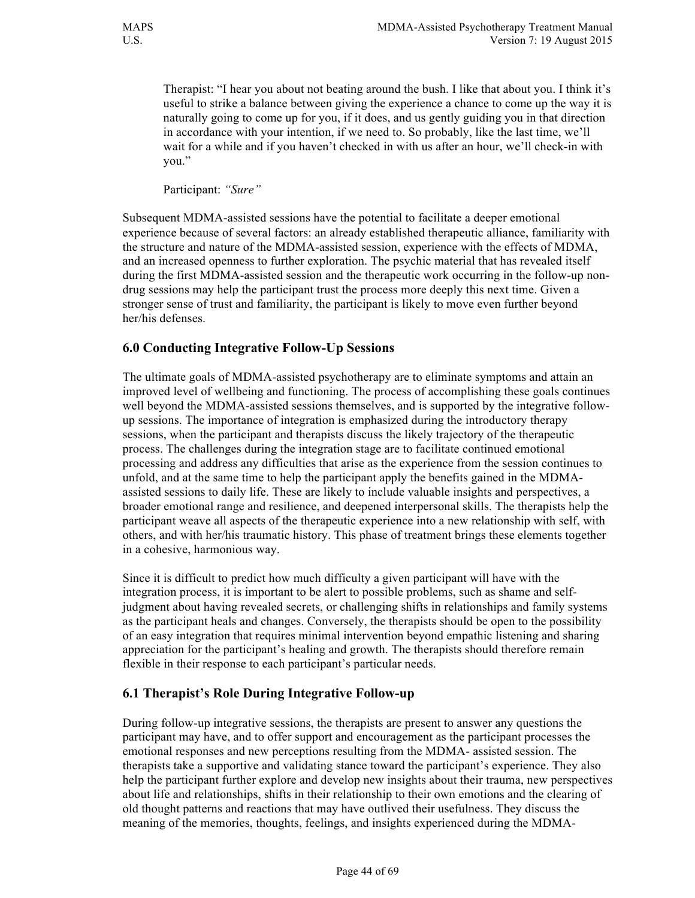Therapist: "I hear you about not beating around the bush. I like that about you. I think it's useful to strike a balance between giving the experience a chance to come up the way it is naturally going to come up for you, if it does, and us gently guiding you in that direction in accordance with your intention, if we need to. So probably, like the last time, we'll wait for a while and if you haven't checked in with us after an hour, we'll check-in with you."

Participant: *"Sure"*

Subsequent MDMA-assisted sessions have the potential to facilitate a deeper emotional experience because of several factors: an already established therapeutic alliance, familiarity with the structure and nature of the MDMA-assisted session, experience with the effects of MDMA, and an increased openness to further exploration. The psychic material that has revealed itself during the first MDMA-assisted session and the therapeutic work occurring in the follow-up non-drug sessions may help the participant trust the process more deeply this next time. Given a stronger sense of trust and familiarity, the participant is likely to move even further beyond her/his defenses.

## 6.0 Conducting Integrative Follow-Up Sessions

The ultimate goals of MDMA-assisted psychotherapy are to eliminate symptoms and attain an improved level of wellbeing and functioning. The process of accomplishing these goals continues well beyond the MDMA-assisted sessions themselves, and is supported by the integrative follow-up sessions. The importance of integration is emphasized during the introductory therapy sessions, when the participant and therapists discuss the likely trajectory of the therapeutic process. The challenges during the integration stage are to facilitate continued emotional processing and address any difficulties that arise as the experience from the session continues to unfold, and at the same time to help the participant apply the benefits gained in the MDMA-assisted sessions to daily life. These are likely to include valuable insights and perspectives, a broader emotional range and resilience, and deepened interpersonal skills. The therapists help the participant weave all aspects of the therapeutic experience into a new relationship with self, with others, and with her/his traumatic history. This phase of treatment brings these elements together in a cohesive, harmonious way.

Since it is difficult to predict how much difficulty a given participant will have with the integration process, it is important to be alert to possible problems, such as shame and self-judgment about having revealed secrets, or challenging shifts in relationships and family systems as the participant heals and changes. Conversely, the therapists should be open to the possibility of an easy integration that requires minimal intervention beyond empathic listening and sharing appreciation for the participant's healing and growth. The therapists should therefore remain flexible in their response to each participant's particular needs.

## 6.1 Therapist's Role During Integrative Follow-up

During follow-up integrative sessions, the therapists are present to answer any questions the participant may have, and to offer support and encouragement as the participant processes the emotional responses and new perceptions resulting from the MDMA- assisted session. The therapists take a supportive and validating stance toward the participant's experience. They also help the participant further explore and develop new insights about their trauma, new perspectives about life and relationships, shifts in their relationship to their own emotions and the clearing of old thought patterns and reactions that may have outlived their usefulness. They discuss the meaning of the memories, thoughts, feelings, and insights experienced during the MDMA-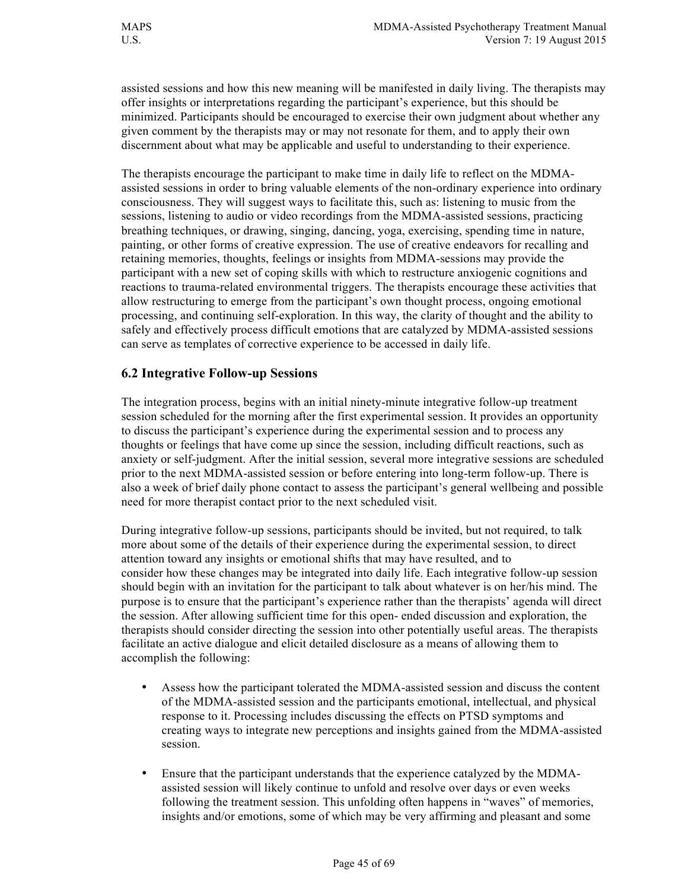assisted sessions and how this new meaning will be manifested in daily living. The therapists may offer insights or interpretations regarding the participant's experience, but this should be minimized. Participants should be encouraged to exercise their own judgment about whether any given comment by the therapists may or may not resonate for them, and to apply their own discernment about what may be applicable and useful to understanding to their experience.

The therapists encourage the participant to make time in daily life to reflect on the MDMA-assisted sessions in order to bring valuable elements of the non-ordinary experience into ordinary consciousness. They will suggest ways to facilitate this, such as: listening to music from the sessions, listening to audio or video recordings from the MDMA-assisted sessions, practicing breathing techniques, or drawing, singing, dancing, yoga, exercising, spending time in nature, painting, or other forms of creative expression. The use of creative endeavors for recalling and retaining memories, thoughts, feelings or insights from MDMA-sessions may provide the participant with a new set of coping skills with which to restructure anxiogenic cognitions and reactions to trauma-related environmental triggers. The therapists encourage these activities that allow restructuring to emerge from the participant's own thought process, ongoing emotional processing, and continuing self-exploration. In this way, the clarity of thought and the ability to safely and effectively process difficult emotions that are catalyzed by MDMA-assisted sessions can serve as templates of corrective experience to be accessed in daily life.

## 6.2 Integrative Follow-up Sessions

The integration process, begins with an initial ninety-minute integrative follow-up treatment session scheduled for the morning after the first experimental session. It provides an opportunity to discuss the participant's experience during the experimental session and to process any thoughts or feelings that have come up since the session, including difficult reactions, such as anxiety or self-judgment. After the initial session, several more integrative sessions are scheduled prior to the next MDMA-assisted session or before entering into long-term follow-up. There is also a week of brief daily phone contact to assess the participant's general wellbeing and possible need for more therapist contact prior to the next scheduled visit.

During integrative follow-up sessions, participants should be invited, but not required, to talk more about some of the details of their experience during the experimental session, to direct attention toward any insights or emotional shifts that may have resulted, and to consider how these changes may be integrated into daily life. Each integrative follow-up session should begin with an invitation for the participant to talk about whatever is on her/his mind. The purpose is to ensure that the participant's experience rather than the therapists' agenda will direct the session. After allowing sufficient time for this open- ended discussion and exploration, the therapists should consider directing the session into other potentially useful areas. The therapists facilitate an active dialogue and elicit detailed disclosure as a means of allowing them to accomplish the following:

- Assess how the participant tolerated the MDMA-assisted session and discuss the content of the MDMA-assisted session and the participants emotional, intellectual, and physical response to it. Processing includes discussing the effects on PTSD symptoms and creating ways to integrate new perceptions and insights gained from the MDMA-assisted session.

- Ensure that the participant understands that the experience catalyzed by the MDMA-assisted session will likely continue to unfold and resolve over days or even weeks following the treatment session. This unfolding often happens in "waves" of memories, insights and/or emotions, some of which may be very affirming and pleasant and some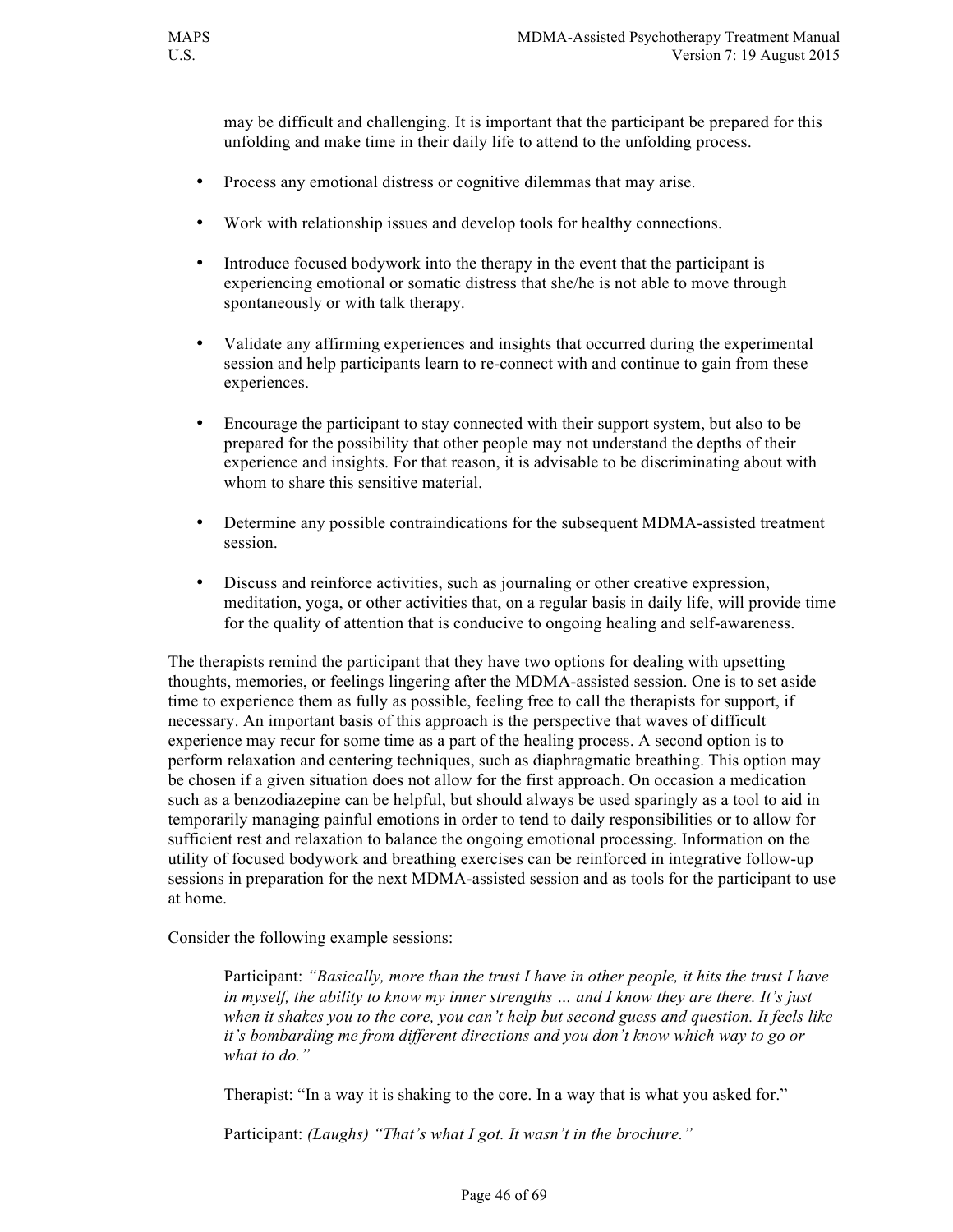may be difficult and challenging. It is important that the participant be prepared for this unfolding and make time in their daily life to attend to the unfolding process.

- Process any emotional distress or cognitive dilemmas that may arise.
- Work with relationship issues and develop tools for healthy connections.
- Introduce focused bodywork into the therapy in the event that the participant is experiencing emotional or somatic distress that she/he is not able to move through spontaneously or with talk therapy.
- Validate any affirming experiences and insights that occurred during the experimental session and help participants learn to re-connect with and continue to gain from these experiences.
- Encourage the participant to stay connected with their support system, but also to be prepared for the possibility that other people may not understand the depths of their experience and insights. For that reason, it is advisable to be discriminating about with whom to share this sensitive material.
- Determine any possible contraindications for the subsequent MDMA-assisted treatment session.
- Discuss and reinforce activities, such as journaling or other creative expression, meditation, yoga, or other activities that, on a regular basis in daily life, will provide time for the quality of attention that is conducive to ongoing healing and self-awareness.

The therapists remind the participant that they have two options for dealing with upsetting thoughts, memories, or feelings lingering after the MDMA-assisted session. One is to set aside time to experience them as fully as possible, feeling free to call the therapists for support, if necessary. An important basis of this approach is the perspective that waves of difficult experience may recur for some time as a part of the healing process. A second option is to perform relaxation and centering techniques, such as diaphragmatic breathing. This option may be chosen if a given situation does not allow for the first approach. On occasion a medication such as a benzodiazepine can be helpful, but should always be used sparingly as a tool to aid in temporarily managing painful emotions in order to tend to daily responsibilities or to allow for sufficient rest and relaxation to balance the ongoing emotional processing. Information on the utility of focused bodywork and breathing exercises can be reinforced in integrative follow-up sessions in preparation for the next MDMA-assisted session and as tools for the participant to use at home.

Consider the following example sessions:

> Participant: *"Basically, more than the trust I have in other people, it hits the trust I have in myself, the ability to know my inner strengths … and I know they are there. It's just when it shakes you to the core, you can't help but second guess and question. It feels like it's bombarding me from different directions and you don't know which way to go or what to do."*
>
> Therapist: "In a way it is shaking to the core. In a way that is what you asked for."
>
> Participant: *(Laughs) "That's what I got. It wasn't in the brochure."*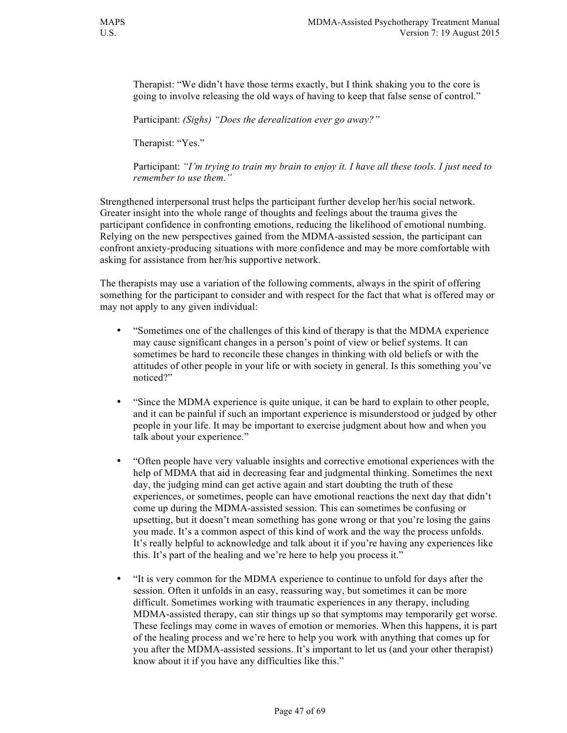> Therapist: "We didn't have those terms exactly, but I think shaking you to the core is going to involve releasing the old ways of having to keep that false sense of control."
>
> Participant: *(Sighs) "Does the derealization ever go away?"*
>
> Therapist: "Yes."
>
> Participant: *"I'm trying to train my brain to enjoy it. I have all these tools. I just need to remember to use them."*

Strengthened interpersonal trust helps the participant further develop her/his social network. Greater insight into the whole range of thoughts and feelings about the trauma gives the participant confidence in confronting emotions, reducing the likelihood of emotional numbing. Relying on the new perspectives gained from the MDMA-assisted session, the participant can confront anxiety-producing situations with more confidence and may be more comfortable with asking for assistance from her/his supportive network.

The therapists may use a variation of the following comments, always in the spirit of offering something for the participant to consider and with respect for the fact that what is offered may or may not apply to any given individual:

- "Sometimes one of the challenges of this kind of therapy is that the MDMA experience may cause significant changes in a person's point of view or belief systems. It can sometimes be hard to reconcile these changes in thinking with old beliefs or with the attitudes of other people in your life or with society in general. Is this something you've noticed?"

- "Since the MDMA experience is quite unique, it can be hard to explain to other people, and it can be painful if such an important experience is misunderstood or judged by other people in your life. It may be important to exercise judgment about how and when you talk about your experience."

- "Often people have very valuable insights and corrective emotional experiences with the help of MDMA that aid in decreasing fear and judgmental thinking. Sometimes the next day, the judging mind can get active again and start doubting the truth of these experiences, or sometimes, people can have emotional reactions the next day that didn't come up during the MDMA-assisted session. This can sometimes be confusing or upsetting, but it doesn't mean something has gone wrong or that you're losing the gains you made. It's a common aspect of this kind of work and the way the process unfolds. It's really helpful to acknowledge and talk about it if you're having any experiences like this. It's part of the healing and we're here to help you process it."

- "It is very common for the MDMA experience to continue to unfold for days after the session. Often it unfolds in an easy, reassuring way, but sometimes it can be more difficult. Sometimes working with traumatic experiences in any therapy, including MDMA-assisted therapy, can stir things up so that symptoms may temporarily get worse. These feelings may come in waves of emotion or memories. When this happens, it is part of the healing process and we're here to help you work with anything that comes up for you after the MDMA-assisted sessions. It's important to let us (and your other therapist) know about it if you have any difficulties like this."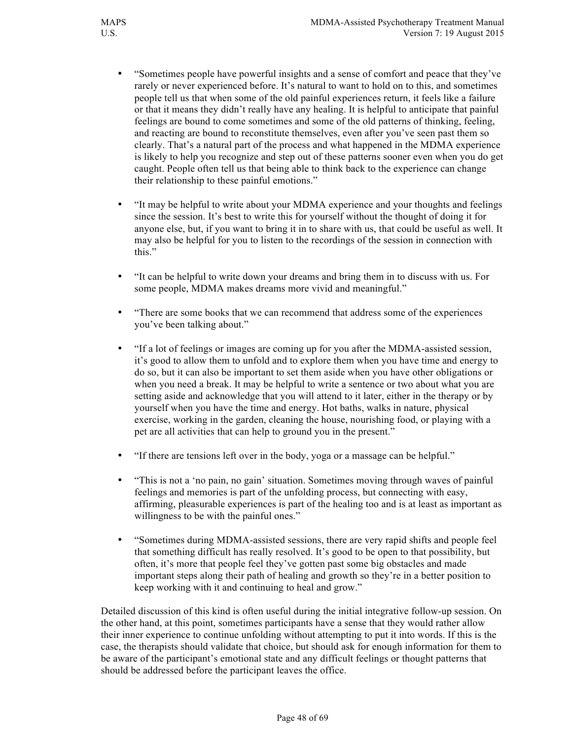- "Sometimes people have powerful insights and a sense of comfort and peace that they've rarely or never experienced before. It's natural to want to hold on to this, and sometimes people tell us that when some of the old painful experiences return, it feels like a failure or that it means they didn't really have any healing. It is helpful to anticipate that painful feelings are bound to come sometimes and some of the old patterns of thinking, feeling, and reacting are bound to reconstitute themselves, even after you've seen past them so clearly. That's a natural part of the process and what happened in the MDMA experience is likely to help you recognize and step out of these patterns sooner even when you do get caught. People often tell us that being able to think back to the experience can change their relationship to these painful emotions."

- "It may be helpful to write about your MDMA experience and your thoughts and feelings since the session. It's best to write this for yourself without the thought of doing it for anyone else, but, if you want to bring it in to share with us, that could be useful as well. It may also be helpful for you to listen to the recordings of the session in connection with this."

- "It can be helpful to write down your dreams and bring them in to discuss with us. For some people, MDMA makes dreams more vivid and meaningful."

- "There are some books that we can recommend that address some of the experiences you've been talking about."

- "If a lot of feelings or images are coming up for you after the MDMA-assisted session, it's good to allow them to unfold and to explore them when you have time and energy to do so, but it can also be important to set them aside when you have other obligations or when you need a break. It may be helpful to write a sentence or two about what you are setting aside and acknowledge that you will attend to it later, either in the therapy or by yourself when you have the time and energy. Hot baths, walks in nature, physical exercise, working in the garden, cleaning the house, nourishing food, or playing with a pet are all activities that can help to ground you in the present."

- "If there are tensions left over in the body, yoga or a massage can be helpful."

- "This is not a 'no pain, no gain' situation. Sometimes moving through waves of painful feelings and memories is part of the unfolding process, but connecting with easy, affirming, pleasurable experiences is part of the healing too and is at least as important as willingness to be with the painful ones."

- "Sometimes during MDMA-assisted sessions, there are very rapid shifts and people feel that something difficult has really resolved. It's good to be open to that possibility, but often, it's more that people feel they've gotten past some big obstacles and made important steps along their path of healing and growth so they're in a better position to keep working with it and continuing to heal and grow."

Detailed discussion of this kind is often useful during the initial integrative follow-up session. On the other hand, at this point, sometimes participants have a sense that they would rather allow their inner experience to continue unfolding without attempting to put it into words. If this is the case, the therapists should validate that choice, but should ask for enough information for them to be aware of the participant's emotional state and any difficult feelings or thought patterns that should be addressed before the participant leaves the office.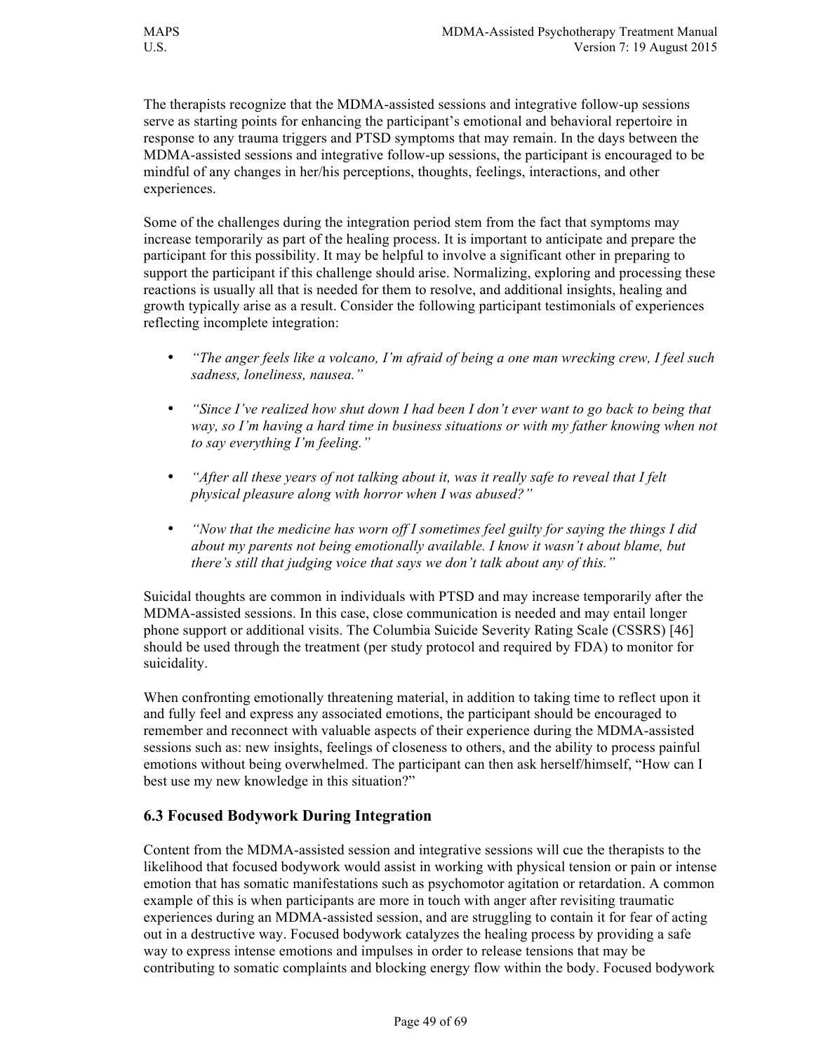The therapists recognize that the MDMA-assisted sessions and integrative follow-up sessions serve as starting points for enhancing the participant's emotional and behavioral repertoire in response to any trauma triggers and PTSD symptoms that may remain. In the days between the MDMA-assisted sessions and integrative follow-up sessions, the participant is encouraged to be mindful of any changes in her/his perceptions, thoughts, feelings, interactions, and other experiences.

Some of the challenges during the integration period stem from the fact that symptoms may increase temporarily as part of the healing process. It is important to anticipate and prepare the participant for this possibility. It may be helpful to involve a significant other in preparing to support the participant if this challenge should arise. Normalizing, exploring and processing these reactions is usually all that is needed for them to resolve, and additional insights, healing and growth typically arise as a result. Consider the following participant testimonials of experiences reflecting incomplete integration:

- *"The anger feels like a volcano, I'm afraid of being a one man wrecking crew, I feel such sadness, loneliness, nausea."*
- *"Since I've realized how shut down I had been I don't ever want to go back to being that way, so I'm having a hard time in business situations or with my father knowing when not to say everything I'm feeling."*
- *"After all these years of not talking about it, was it really safe to reveal that I felt physical pleasure along with horror when I was abused?"*
- *"Now that the medicine has worn off I sometimes feel guilty for saying the things I did about my parents not being emotionally available. I know it wasn't about blame, but there's still that judging voice that says we don't talk about any of this."*

Suicidal thoughts are common in individuals with PTSD and may increase temporarily after the MDMA-assisted sessions. In this case, close communication is needed and may entail longer phone support or additional visits. The Columbia Suicide Severity Rating Scale (CSSRS) [46] should be used through the treatment (per study protocol and required by FDA) to monitor for suicidality.

When confronting emotionally threatening material, in addition to taking time to reflect upon it and fully feel and express any associated emotions, the participant should be encouraged to remember and reconnect with valuable aspects of their experience during the MDMA-assisted sessions such as: new insights, feelings of closeness to others, and the ability to process painful emotions without being overwhelmed. The participant can then ask herself/himself, "How can I best use my new knowledge in this situation?"

## 6.3 Focused Bodywork During Integration

Content from the MDMA-assisted session and integrative sessions will cue the therapists to the likelihood that focused bodywork would assist in working with physical tension or pain or intense emotion that has somatic manifestations such as psychomotor agitation or retardation. A common example of this is when participants are more in touch with anger after revisiting traumatic experiences during an MDMA-assisted session, and are struggling to contain it for fear of acting out in a destructive way. Focused bodywork catalyzes the healing process by providing a safe way to express intense emotions and impulses in order to release tensions that may be contributing to somatic complaints and blocking energy flow within the body. Focused bodywork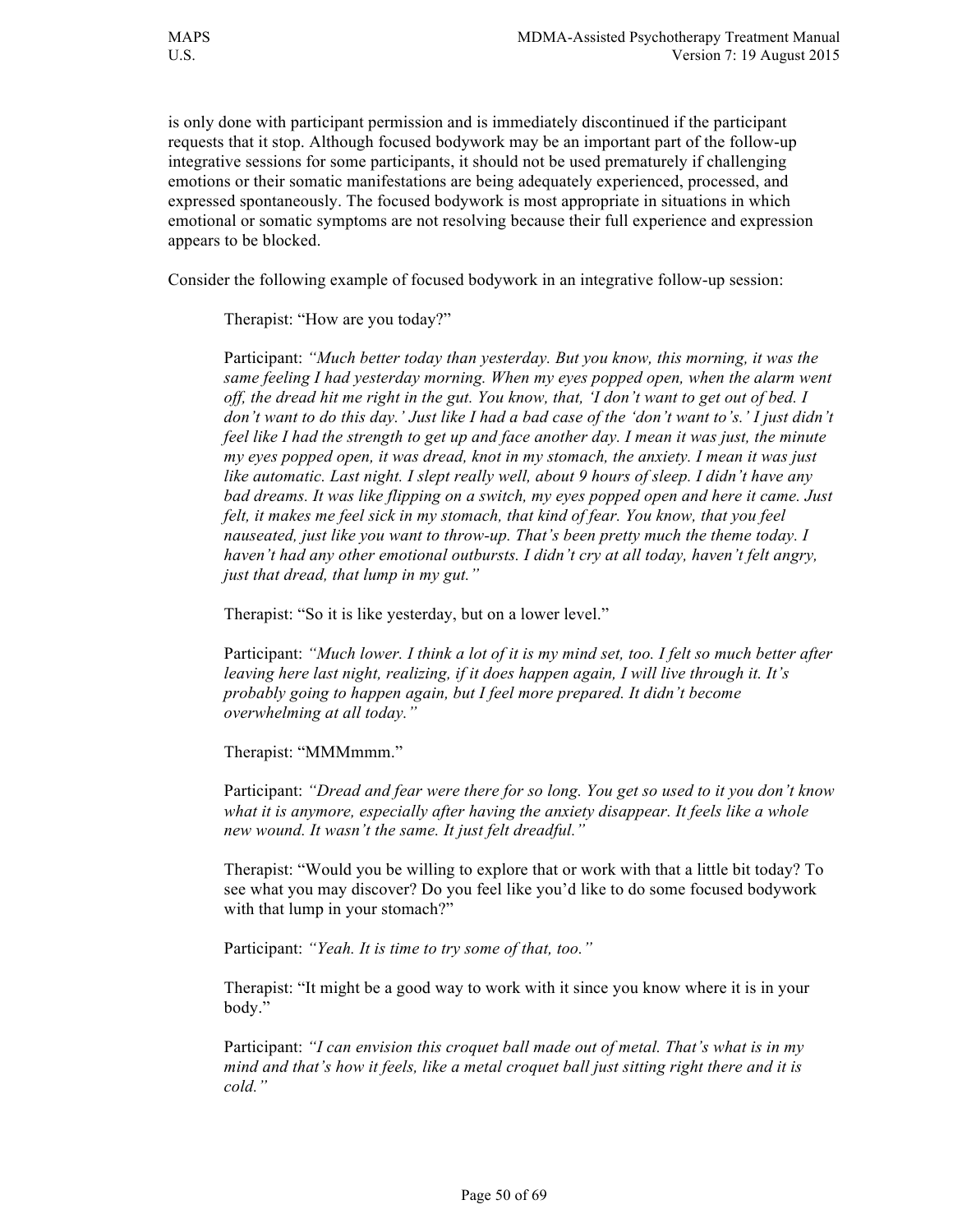is only done with participant permission and is immediately discontinued if the participant requests that it stop. Although focused bodywork may be an important part of the follow-up integrative sessions for some participants, it should not be used prematurely if challenging emotions or their somatic manifestations are being adequately experienced, processed, and expressed spontaneously. The focused bodywork is most appropriate in situations in which emotional or somatic symptoms are not resolving because their full experience and expression appears to be blocked.

Consider the following example of focused bodywork in an integrative follow-up session:

> Therapist: "How are you today?"
>
> Participant: *"Much better today than yesterday. But you know, this morning, it was the same feeling I had yesterday morning. When my eyes popped open, when the alarm went off, the dread hit me right in the gut. You know, that, 'I don't want to get out of bed. I don't want to do this day.' Just like I had a bad case of the 'don't want to's.' I just didn't feel like I had the strength to get up and face another day. I mean it was just, the minute my eyes popped open, it was dread, knot in my stomach, the anxiety. I mean it was just like automatic. Last night. I slept really well, about 9 hours of sleep. I didn't have any bad dreams. It was like flipping on a switch, my eyes popped open and here it came. Just felt, it makes me feel sick in my stomach, that kind of fear. You know, that you feel nauseated, just like you want to throw-up. That's been pretty much the theme today. I haven't had any other emotional outbursts. I didn't cry at all today, haven't felt angry, just that dread, that lump in my gut."*
>
> Therapist: "So it is like yesterday, but on a lower level."
>
> Participant: *"Much lower. I think a lot of it is my mind set, too. I felt so much better after leaving here last night, realizing, if it does happen again, I will live through it. It's probably going to happen again, but I feel more prepared. It didn't become overwhelming at all today."*
>
> Therapist: "MMMmmm."
>
> Participant: *"Dread and fear were there for so long. You get so used to it you don't know what it is anymore, especially after having the anxiety disappear. It feels like a whole new wound. It wasn't the same. It just felt dreadful."*
>
> Therapist: "Would you be willing to explore that or work with that a little bit today? To see what you may discover? Do you feel like you'd like to do some focused bodywork with that lump in your stomach?"
>
> Participant: *"Yeah. It is time to try some of that, too."*
>
> Therapist: "It might be a good way to work with it since you know where it is in your body."
>
> Participant: *"I can envision this croquet ball made out of metal. That's what is in my mind and that's how it feels, like a metal croquet ball just sitting right there and it is cold."*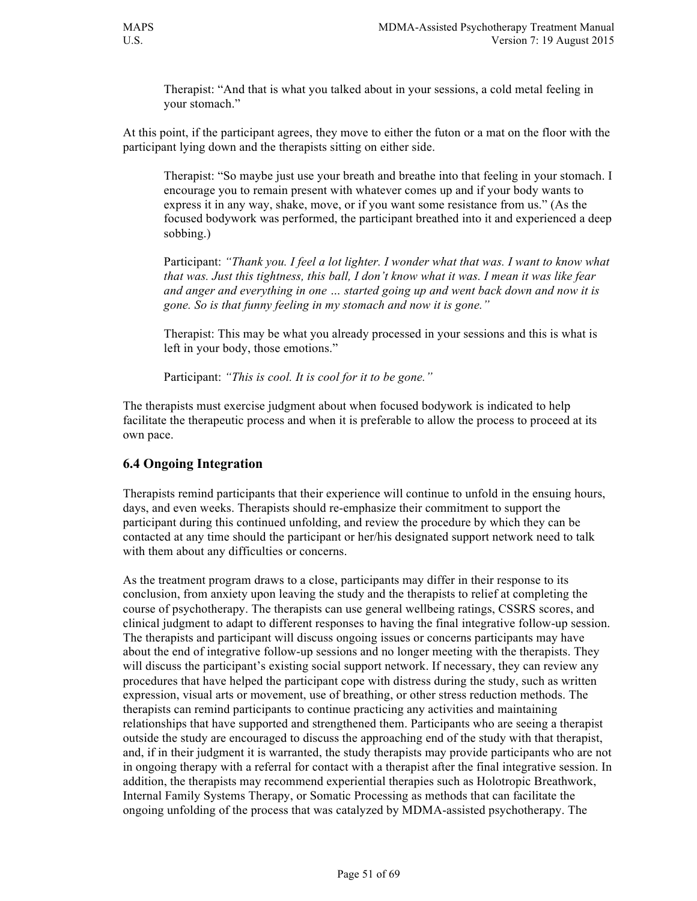Therapist: "And that is what you talked about in your sessions, a cold metal feeling in your stomach."

At this point, if the participant agrees, they move to either the futon or a mat on the floor with the participant lying down and the therapists sitting on either side.

> Therapist: "So maybe just use your breath and breathe into that feeling in your stomach. I encourage you to remain present with whatever comes up and if your body wants to express it in any way, shake, move, or if you want some resistance from us." (As the focused bodywork was performed, the participant breathed into it and experienced a deep sobbing.)
>
> Participant: *"Thank you. I feel a lot lighter. I wonder what that was. I want to know what that was. Just this tightness, this ball, I don't know what it was. I mean it was like fear and anger and everything in one … started going up and went back down and now it is gone. So is that funny feeling in my stomach and now it is gone."*
>
> Therapist: This may be what you already processed in your sessions and this is what is left in your body, those emotions."
>
> Participant: *"This is cool. It is cool for it to be gone."*

The therapists must exercise judgment about when focused bodywork is indicated to help facilitate the therapeutic process and when it is preferable to allow the process to proceed at its own pace.

## 6.4 Ongoing Integration

Therapists remind participants that their experience will continue to unfold in the ensuing hours, days, and even weeks. Therapists should re-emphasize their commitment to support the participant during this continued unfolding, and review the procedure by which they can be contacted at any time should the participant or her/his designated support network need to talk with them about any difficulties or concerns.

As the treatment program draws to a close, participants may differ in their response to its conclusion, from anxiety upon leaving the study and the therapists to relief at completing the course of psychotherapy. The therapists can use general wellbeing ratings, CSSRS scores, and clinical judgment to adapt to different responses to having the final integrative follow-up session. The therapists and participant will discuss ongoing issues or concerns participants may have about the end of integrative follow-up sessions and no longer meeting with the therapists. They will discuss the participant's existing social support network. If necessary, they can review any procedures that have helped the participant cope with distress during the study, such as written expression, visual arts or movement, use of breathing, or other stress reduction methods. The therapists can remind participants to continue practicing any activities and maintaining relationships that have supported and strengthened them. Participants who are seeing a therapist outside the study are encouraged to discuss the approaching end of the study with that therapist, and, if in their judgment it is warranted, the study therapists may provide participants who are not in ongoing therapy with a referral for contact with a therapist after the final integrative session. In addition, the therapists may recommend experiential therapies such as Holotropic Breathwork, Internal Family Systems Therapy, or Somatic Processing as methods that can facilitate the ongoing unfolding of the process that was catalyzed by MDMA-assisted psychotherapy. The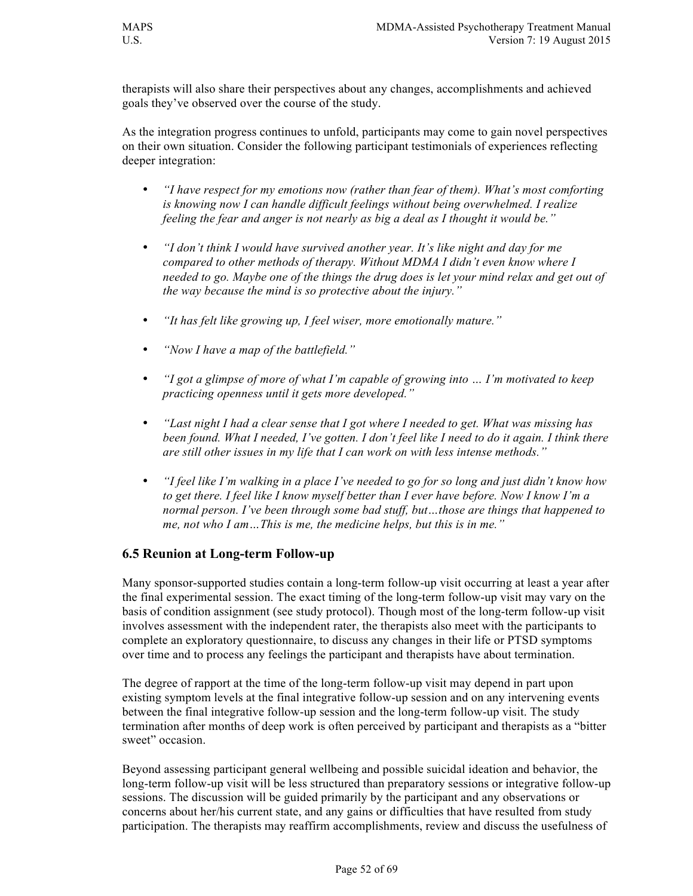therapists will also share their perspectives about any changes, accomplishments and achieved goals they've observed over the course of the study.

As the integration progress continues to unfold, participants may come to gain novel perspectives on their own situation. Consider the following participant testimonials of experiences reflecting deeper integration:

- *"I have respect for my emotions now (rather than fear of them). What's most comforting is knowing now I can handle difficult feelings without being overwhelmed. I realize feeling the fear and anger is not nearly as big a deal as I thought it would be."*

- *"I don't think I would have survived another year. It's like night and day for me compared to other methods of therapy. Without MDMA I didn't even know where I needed to go. Maybe one of the things the drug does is let your mind relax and get out of the way because the mind is so protective about the injury."*

- *"It has felt like growing up, I feel wiser, more emotionally mature."*

- *"Now I have a map of the battlefield."*

- *"I got a glimpse of more of what I'm capable of growing into … I'm motivated to keep practicing openness until it gets more developed."*

- *"Last night I had a clear sense that I got where I needed to get. What was missing has been found. What I needed, I've gotten. I don't feel like I need to do it again. I think there are still other issues in my life that I can work on with less intense methods."*

- *"I feel like I'm walking in a place I've needed to go for so long and just didn't know how to get there. I feel like I know myself better than I ever have before. Now I know I'm a normal person. I've been through some bad stuff, but…those are things that happened to me, not who I am…This is me, the medicine helps, but this is in me."*

### 6.5 Reunion at Long-term Follow-up

Many sponsor-supported studies contain a long-term follow-up visit occurring at least a year after the final experimental session. The exact timing of the long-term follow-up visit may vary on the basis of condition assignment (see study protocol). Though most of the long-term follow-up visit involves assessment with the independent rater, the therapists also meet with the participants to complete an exploratory questionnaire, to discuss any changes in their life or PTSD symptoms over time and to process any feelings the participant and therapists have about termination.

The degree of rapport at the time of the long-term follow-up visit may depend in part upon existing symptom levels at the final integrative follow-up session and on any intervening events between the final integrative follow-up session and the long-term follow-up visit. The study termination after months of deep work is often perceived by participant and therapists as a "bitter sweet" occasion.

Beyond assessing participant general wellbeing and possible suicidal ideation and behavior, the long-term follow-up visit will be less structured than preparatory sessions or integrative follow-up sessions. The discussion will be guided primarily by the participant and any observations or concerns about her/his current state, and any gains or difficulties that have resulted from study participation. The therapists may reaffirm accomplishments, review and discuss the usefulness of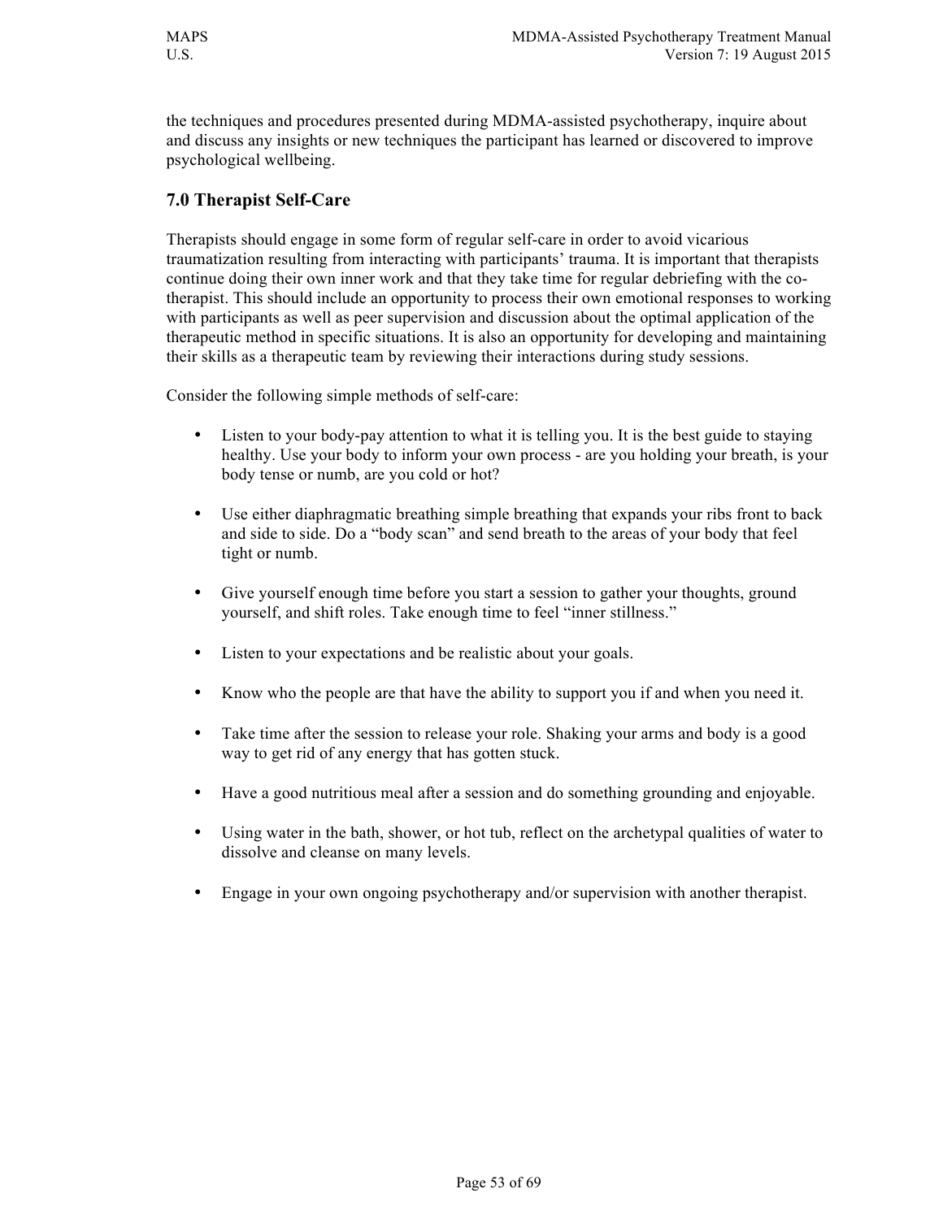the techniques and procedures presented during MDMA-assisted psychotherapy, inquire about and discuss any insights or new techniques the participant has learned or discovered to improve psychological wellbeing.

## 7.0 Therapist Self-Care

Therapists should engage in some form of regular self-care in order to avoid vicarious traumatization resulting from interacting with participants' trauma. It is important that therapists continue doing their own inner work and that they take time for regular debriefing with the co-therapist. This should include an opportunity to process their own emotional responses to working with participants as well as peer supervision and discussion about the optimal application of the therapeutic method in specific situations. It is also an opportunity for developing and maintaining their skills as a therapeutic team by reviewing their interactions during study sessions.

Consider the following simple methods of self-care:

- Listen to your body-pay attention to what it is telling you. It is the best guide to staying healthy. Use your body to inform your own process - are you holding your breath, is your body tense or numb, are you cold or hot?

- Use either diaphragmatic breathing simple breathing that expands your ribs front to back and side to side. Do a "body scan" and send breath to the areas of your body that feel tight or numb.

- Give yourself enough time before you start a session to gather your thoughts, ground yourself, and shift roles. Take enough time to feel "inner stillness."

- Listen to your expectations and be realistic about your goals.

- Know who the people are that have the ability to support you if and when you need it.

- Take time after the session to release your role. Shaking your arms and body is a good way to get rid of any energy that has gotten stuck.

- Have a good nutritious meal after a session and do something grounding and enjoyable.

- Using water in the bath, shower, or hot tub, reflect on the archetypal qualities of water to dissolve and cleanse on many levels.

- Engage in your own ongoing psychotherapy and/or supervision with another therapist.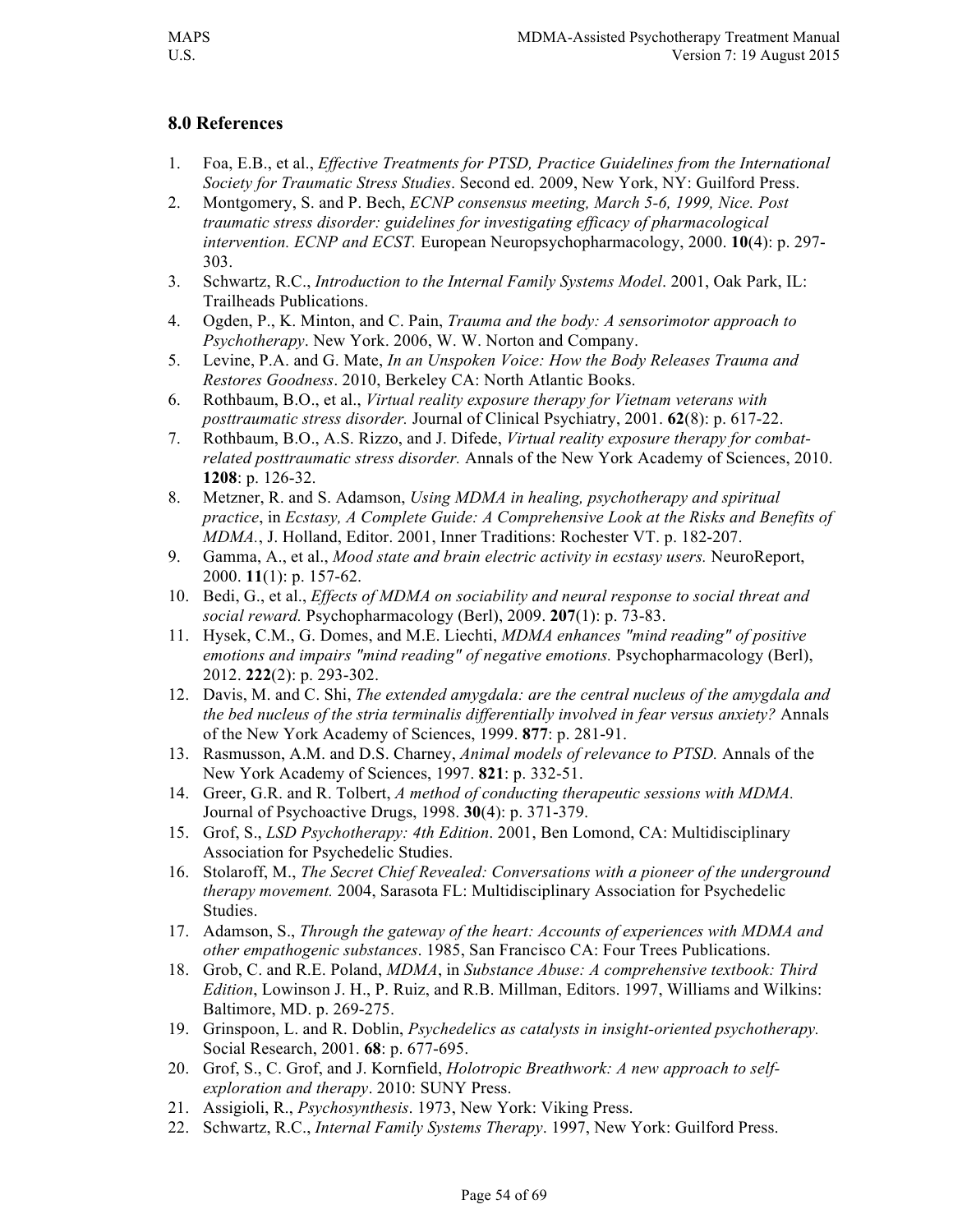## 8.0 References

1. Foa, E.B., et al., *Effective Treatments for PTSD, Practice Guidelines from the International Society for Traumatic Stress Studies*. Second ed. 2009, New York, NY: Guilford Press.
2. Montgomery, S. and P. Bech, *ECNP consensus meeting, March 5-6, 1999, Nice. Post traumatic stress disorder: guidelines for investigating efficacy of pharmacological intervention. ECNP and ECST.* European Neuropsychopharmacology, 2000. **10**(4): p. 297-303.
3. Schwartz, R.C., *Introduction to the Internal Family Systems Model*. 2001, Oak Park, IL: Trailheads Publications.
4. Ogden, P., K. Minton, and C. Pain, *Trauma and the body: A sensorimotor approach to Psychotherapy*. New York. 2006, W. W. Norton and Company.
5. Levine, P.A. and G. Mate, *In an Unspoken Voice: How the Body Releases Trauma and Restores Goodness*. 2010, Berkeley CA: North Atlantic Books.
6. Rothbaum, B.O., et al., *Virtual reality exposure therapy for Vietnam veterans with posttraumatic stress disorder.* Journal of Clinical Psychiatry, 2001. **62**(8): p. 617-22.
7. Rothbaum, B.O., A.S. Rizzo, and J. Difede, *Virtual reality exposure therapy for combat-related posttraumatic stress disorder.* Annals of the New York Academy of Sciences, 2010. **1208**: p. 126-32.
8. Metzner, R. and S. Adamson, *Using MDMA in healing, psychotherapy and spiritual practice*, in *Ecstasy, A Complete Guide: A Comprehensive Look at the Risks and Benefits of MDMA.*, J. Holland, Editor. 2001, Inner Traditions: Rochester VT. p. 182-207.
9. Gamma, A., et al., *Mood state and brain electric activity in ecstasy users.* NeuroReport, 2000. **11**(1): p. 157-62.
10. Bedi, G., et al., *Effects of MDMA on sociability and neural response to social threat and social reward.* Psychopharmacology (Berl), 2009. **207**(1): p. 73-83.
11. Hysek, C.M., G. Domes, and M.E. Liechti, *MDMA enhances "mind reading" of positive emotions and impairs "mind reading" of negative emotions.* Psychopharmacology (Berl), 2012. **222**(2): p. 293-302.
12. Davis, M. and C. Shi, *The extended amygdala: are the central nucleus of the amygdala and the bed nucleus of the stria terminalis differentially involved in fear versus anxiety?* Annals of the New York Academy of Sciences, 1999. **877**: p. 281-91.
13. Rasmusson, A.M. and D.S. Charney, *Animal models of relevance to PTSD.* Annals of the New York Academy of Sciences, 1997. **821**: p. 332-51.
14. Greer, G.R. and R. Tolbert, *A method of conducting therapeutic sessions with MDMA.* Journal of Psychoactive Drugs, 1998. **30**(4): p. 371-379.
15. Grof, S., *LSD Psychotherapy: 4th Edition*. 2001, Ben Lomond, CA: Multidisciplinary Association for Psychedelic Studies.
16. Stolaroff, M., *The Secret Chief Revealed: Conversations with a pioneer of the underground therapy movement.* 2004, Sarasota FL: Multidisciplinary Association for Psychedelic Studies.
17. Adamson, S., *Through the gateway of the heart: Accounts of experiences with MDMA and other empathogenic substances*. 1985, San Francisco CA: Four Trees Publications.
18. Grob, C. and R.E. Poland, *MDMA*, in *Substance Abuse: A comprehensive textbook: Third Edition*, Lowinson J. H., P. Ruiz, and R.B. Millman, Editors. 1997, Williams and Wilkins: Baltimore, MD. p. 269-275.
19. Grinspoon, L. and R. Doblin, *Psychedelics as catalysts in insight-oriented psychotherapy.* Social Research, 2001. **68**: p. 677-695.
20. Grof, S., C. Grof, and J. Kornfield, *Holotropic Breathwork: A new approach to self-exploration and therapy*. 2010: SUNY Press.
21. Assigioli, R., *Psychosynthesis*. 1973, New York: Viking Press.
22. Schwartz, R.C., *Internal Family Systems Therapy*. 1997, New York: Guilford Press.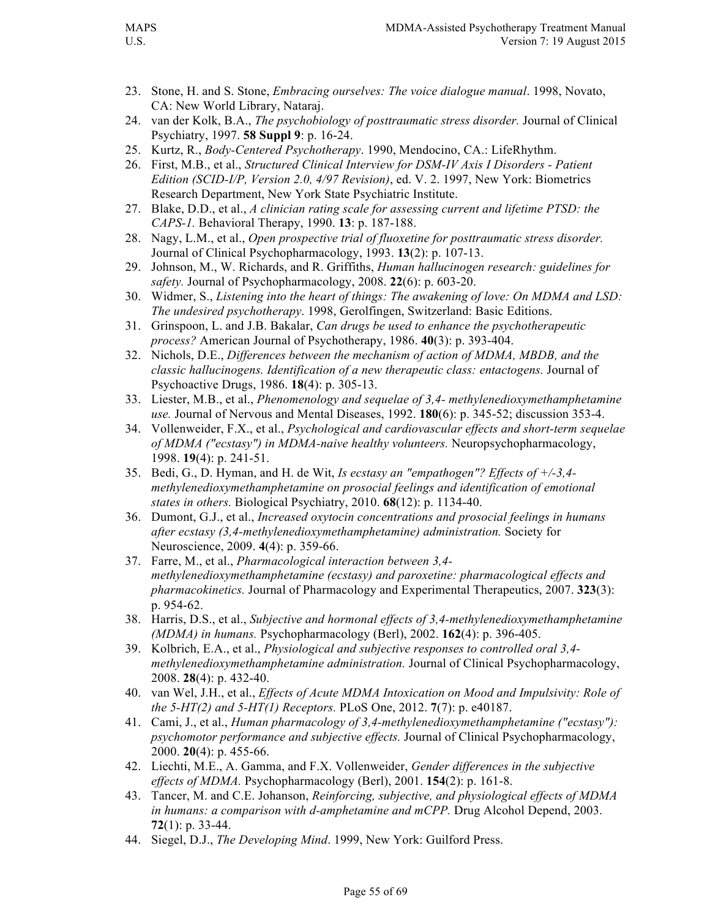23. Stone, H. and S. Stone, *Embracing ourselves: The voice dialogue manual*. 1998, Novato, CA: New World Library, Nataraj.
24. van der Kolk, B.A., *The psychobiology of posttraumatic stress disorder.* Journal of Clinical Psychiatry, 1997. **58 Suppl 9**: p. 16-24.
25. Kurtz, R., *Body-Centered Psychotherapy*. 1990, Mendocino, CA.: LifeRhythm.
26. First, M.B., et al., *Structured Clinical Interview for DSM-IV Axis I Disorders - Patient Edition (SCID-I/P, Version 2.0, 4/97 Revision)*, ed. V. 2. 1997, New York: Biometrics Research Department, New York State Psychiatric Institute.
27. Blake, D.D., et al., *A clinician rating scale for assessing current and lifetime PTSD: the CAPS-1.* Behavioral Therapy, 1990. **13**: p. 187-188.
28. Nagy, L.M., et al., *Open prospective trial of fluoxetine for posttraumatic stress disorder.* Journal of Clinical Psychopharmacology, 1993. **13**(2): p. 107-13.
29. Johnson, M., W. Richards, and R. Griffiths, *Human hallucinogen research: guidelines for safety.* Journal of Psychopharmacology, 2008. **22**(6): p. 603-20.
30. Widmer, S., *Listening into the heart of things: The awakening of love: On MDMA and LSD: The undesired psychotherapy*. 1998, Gerolfingen, Switzerland: Basic Editions.
31. Grinspoon, L. and J.B. Bakalar, *Can drugs be used to enhance the psychotherapeutic process?* American Journal of Psychotherapy, 1986. **40**(3): p. 393-404.
32. Nichols, D.E., *Differences between the mechanism of action of MDMA, MBDB, and the classic hallucinogens. Identification of a new therapeutic class: entactogens.* Journal of Psychoactive Drugs, 1986. **18**(4): p. 305-13.
33. Liester, M.B., et al., *Phenomenology and sequelae of 3,4- methylenedioxymethamphetamine use.* Journal of Nervous and Mental Diseases, 1992. **180**(6): p. 345-52; discussion 353-4.
34. Vollenweider, F.X., et al., *Psychological and cardiovascular effects and short-term sequelae of MDMA ("ecstasy") in MDMA-naive healthy volunteers.* Neuropsychopharmacology, 1998. **19**(4): p. 241-51.
35. Bedi, G., D. Hyman, and H. de Wit, *Is ecstasy an "empathogen"? Effects of +/-3,4-methylenedioxymethamphetamine on prosocial feelings and identification of emotional states in others.* Biological Psychiatry, 2010. **68**(12): p. 1134-40.
36. Dumont, G.J., et al., *Increased oxytocin concentrations and prosocial feelings in humans after ecstasy (3,4-methylenedioxymethamphetamine) administration.* Society for Neuroscience, 2009. **4**(4): p. 359-66.
37. Farre, M., et al., *Pharmacological interaction between 3,4-methylenedioxymethamphetamine (ecstasy) and paroxetine: pharmacological effects and pharmacokinetics.* Journal of Pharmacology and Experimental Therapeutics, 2007. **323**(3): p. 954-62.
38. Harris, D.S., et al., *Subjective and hormonal effects of 3,4-methylenedioxymethamphetamine (MDMA) in humans.* Psychopharmacology (Berl), 2002. **162**(4): p. 396-405.
39. Kolbrich, E.A., et al., *Physiological and subjective responses to controlled oral 3,4-methylenedioxymethamphetamine administration.* Journal of Clinical Psychopharmacology, 2008. **28**(4): p. 432-40.
40. van Wel, J.H., et al., *Effects of Acute MDMA Intoxication on Mood and Impulsivity: Role of the 5-HT(2) and 5-HT(1) Receptors.* PLoS One, 2012. **7**(7): p. e40187.
41. Cami, J., et al., *Human pharmacology of 3,4-methylenedioxymethamphetamine ("ecstasy"): psychomotor performance and subjective effects.* Journal of Clinical Psychopharmacology, 2000. **20**(4): p. 455-66.
42. Liechti, M.E., A. Gamma, and F.X. Vollenweider, *Gender differences in the subjective effects of MDMA.* Psychopharmacology (Berl), 2001. **154**(2): p. 161-8.
43. Tancer, M. and C.E. Johanson, *Reinforcing, subjective, and physiological effects of MDMA in humans: a comparison with d-amphetamine and mCPP.* Drug Alcohol Depend, 2003. **72**(1): p. 33-44.
44. Siegel, D.J., *The Developing Mind*. 1999, New York: Guilford Press.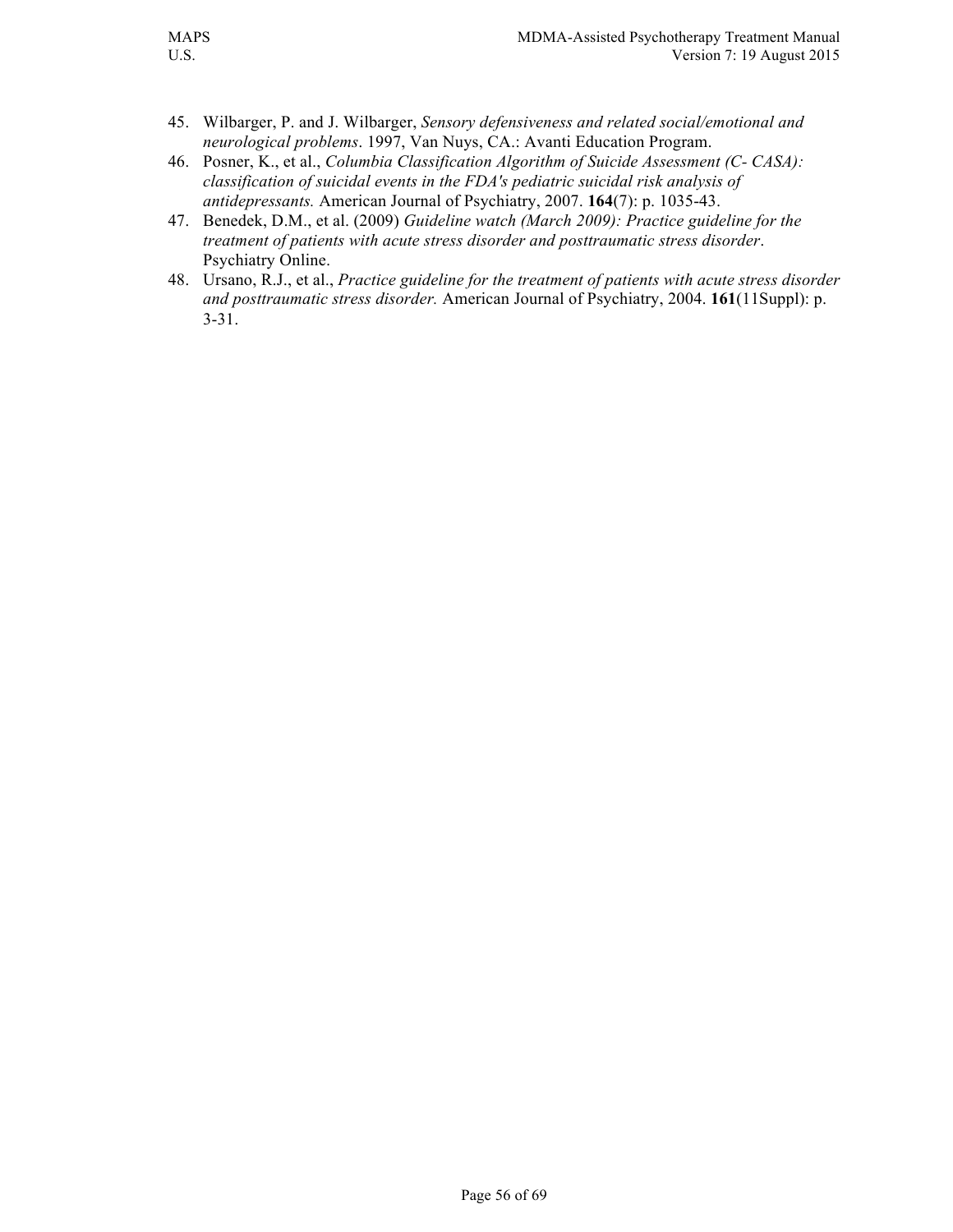45. Wilbarger, P. and J. Wilbarger, *Sensory defensiveness and related social/emotional and neurological problems*. 1997, Van Nuys, CA.: Avanti Education Program.
46. Posner, K., et al., *Columbia Classification Algorithm of Suicide Assessment (C- CASA): classification of suicidal events in the FDA's pediatric suicidal risk analysis of antidepressants.* American Journal of Psychiatry, 2007. **164**(7): p. 1035-43.
47. Benedek, D.M., et al. (2009) *Guideline watch (March 2009): Practice guideline for the treatment of patients with acute stress disorder and posttraumatic stress disorder*. Psychiatry Online.
48. Ursano, R.J., et al., *Practice guideline for the treatment of patients with acute stress disorder and posttraumatic stress disorder.* American Journal of Psychiatry, 2004. **161**(11Suppl): p. 3-31.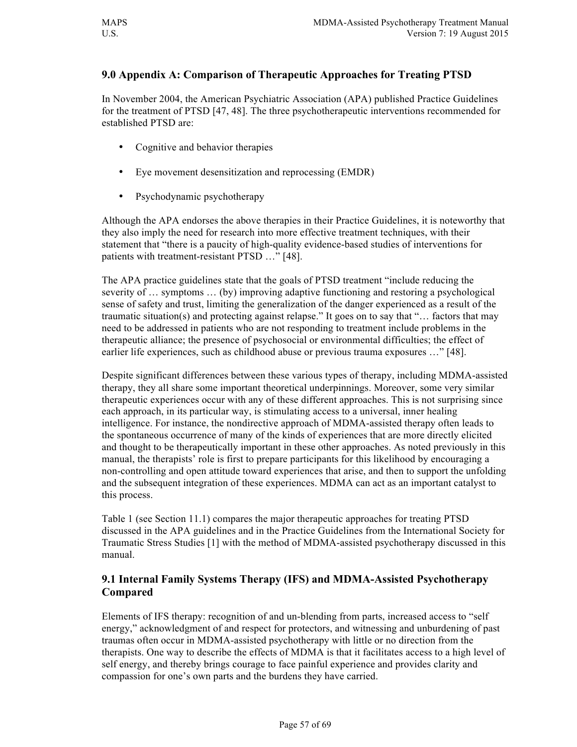## 9.0 Appendix A: Comparison of Therapeutic Approaches for Treating PTSD

In November 2004, the American Psychiatric Association (APA) published Practice Guidelines for the treatment of PTSD [47, 48]. The three psychotherapeutic interventions recommended for established PTSD are:

- Cognitive and behavior therapies
- Eye movement desensitization and reprocessing (EMDR)
- Psychodynamic psychotherapy

Although the APA endorses the above therapies in their Practice Guidelines, it is noteworthy that they also imply the need for research into more effective treatment techniques, with their statement that "there is a paucity of high-quality evidence-based studies of interventions for patients with treatment-resistant PTSD …" [48].

The APA practice guidelines state that the goals of PTSD treatment "include reducing the severity of … symptoms … (by) improving adaptive functioning and restoring a psychological sense of safety and trust, limiting the generalization of the danger experienced as a result of the traumatic situation(s) and protecting against relapse." It goes on to say that "… factors that may need to be addressed in patients who are not responding to treatment include problems in the therapeutic alliance; the presence of psychosocial or environmental difficulties; the effect of earlier life experiences, such as childhood abuse or previous trauma exposures …" [48].

Despite significant differences between these various types of therapy, including MDMA-assisted therapy, they all share some important theoretical underpinnings. Moreover, some very similar therapeutic experiences occur with any of these different approaches. This is not surprising since each approach, in its particular way, is stimulating access to a universal, inner healing intelligence. For instance, the nondirective approach of MDMA-assisted therapy often leads to the spontaneous occurrence of many of the kinds of experiences that are more directly elicited and thought to be therapeutically important in these other approaches. As noted previously in this manual, the therapists' role is first to prepare participants for this likelihood by encouraging a non-controlling and open attitude toward experiences that arise, and then to support the unfolding and the subsequent integration of these experiences. MDMA can act as an important catalyst to this process.

Table 1 (see Section 11.1) compares the major therapeutic approaches for treating PTSD discussed in the APA guidelines and in the Practice Guidelines from the International Society for Traumatic Stress Studies [1] with the method of MDMA-assisted psychotherapy discussed in this manual.

### 9.1 Internal Family Systems Therapy (IFS) and MDMA-Assisted Psychotherapy Compared

Elements of IFS therapy: recognition of and un-blending from parts, increased access to "self energy," acknowledgment of and respect for protectors, and witnessing and unburdening of past traumas often occur in MDMA-assisted psychotherapy with little or no direction from the therapists. One way to describe the effects of MDMA is that it facilitates access to a high level of self energy, and thereby brings courage to face painful experience and provides clarity and compassion for one's own parts and the burdens they have carried.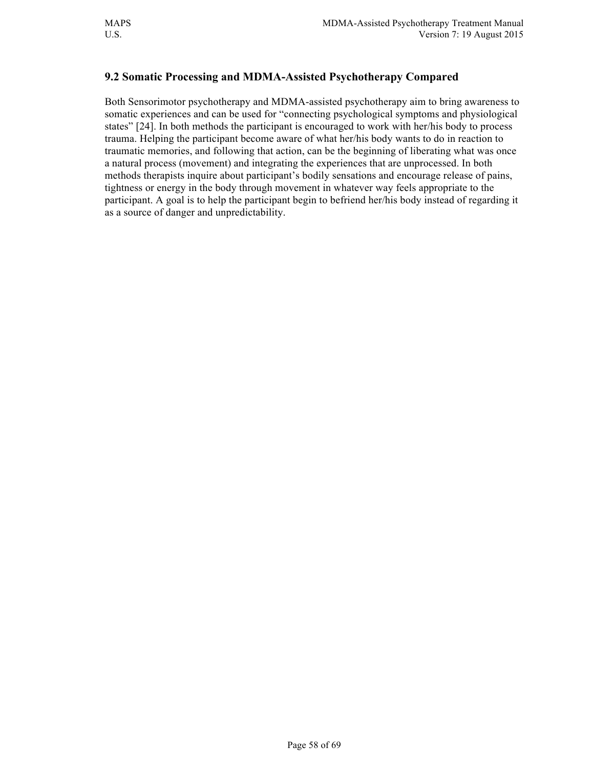## 9.2 Somatic Processing and MDMA-Assisted Psychotherapy Compared

Both Sensorimotor psychotherapy and MDMA-assisted psychotherapy aim to bring awareness to somatic experiences and can be used for "connecting psychological symptoms and physiological states" [24]. In both methods the participant is encouraged to work with her/his body to process trauma. Helping the participant become aware of what her/his body wants to do in reaction to traumatic memories, and following that action, can be the beginning of liberating what was once a natural process (movement) and integrating the experiences that are unprocessed. In both methods therapists inquire about participant's bodily sensations and encourage release of pains, tightness or energy in the body through movement in whatever way feels appropriate to the participant. A goal is to help the participant begin to befriend her/his body instead of regarding it as a source of danger and unpredictability.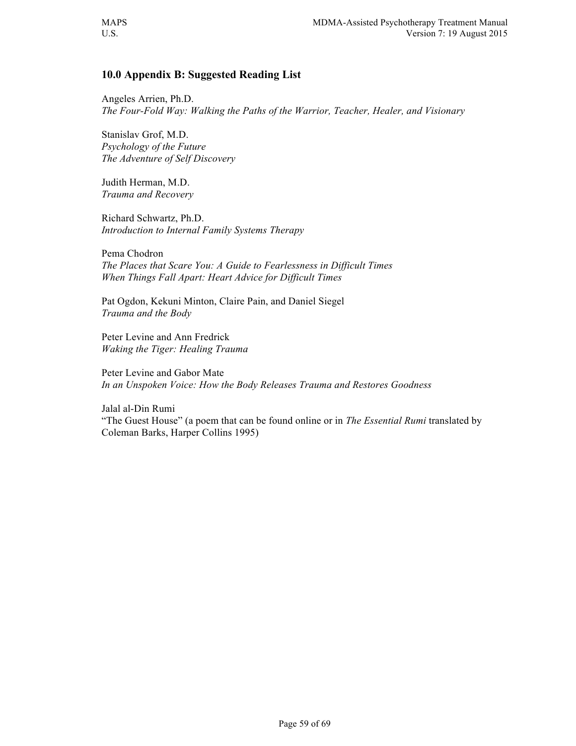## 10.0 Appendix B: Suggested Reading List

Angeles Arrien, Ph.D.
*The Four-Fold Way: Walking the Paths of the Warrior, Teacher, Healer, and Visionary*

Stanislav Grof, M.D.
*Psychology of the Future*
*The Adventure of Self Discovery*

Judith Herman, M.D.
*Trauma and Recovery*

Richard Schwartz, Ph.D.
*Introduction to Internal Family Systems Therapy*

Pema Chodron
*The Places that Scare You: A Guide to Fearlessness in Difficult Times*
*When Things Fall Apart: Heart Advice for Difficult Times*

Pat Ogdon, Kekuni Minton, Claire Pain, and Daniel Siegel
*Trauma and the Body*

Peter Levine and Ann Fredrick
*Waking the Tiger: Healing Trauma*

Peter Levine and Gabor Mate
*In an Unspoken Voice: How the Body Releases Trauma and Restores Goodness*

Jalal al-Din Rumi
"The Guest House" (a poem that can be found online or in *The Essential Rumi* translated by Coleman Barks, Harper Collins 1995)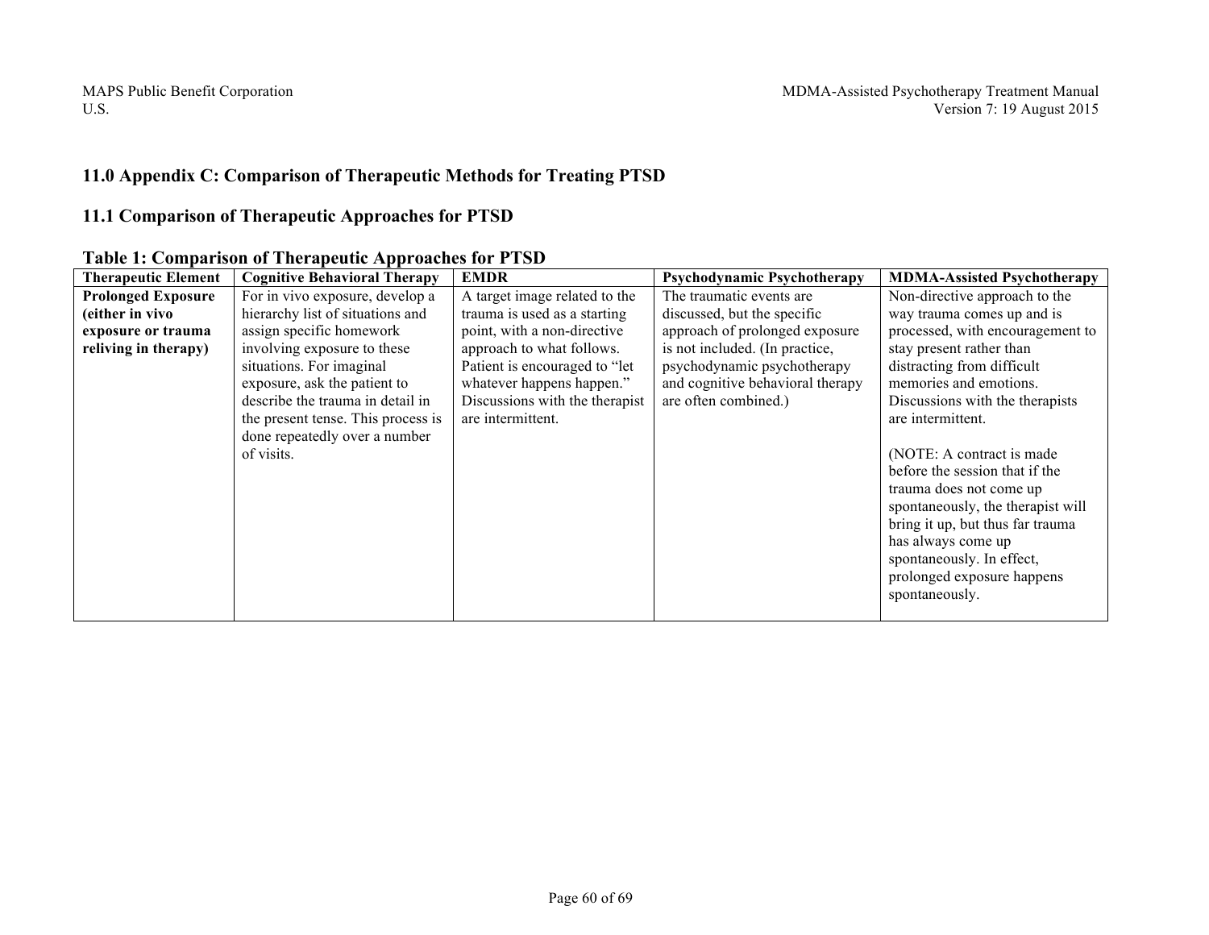## 11.0 Appendix C: Comparison of Therapeutic Methods for Treating PTSD

### 11.1 Comparison of Therapeutic Approaches for PTSD

**Table 1: Comparison of Therapeutic Approaches for PTSD**

| Therapeutic Element | Cognitive Behavioral Therapy | EMDR | Psychodynamic Psychotherapy | MDMA-Assisted Psychotherapy |
|---|---|---|---|---|
| **Prolonged Exposure (either in vivo exposure or trauma reliving in therapy)** | For in vivo exposure, develop a hierarchy list of situations and assign specific homework involving exposure to these situations. For imaginal exposure, ask the patient to describe the trauma in detail in the present tense. This process is done repeatedly over a number of visits. | A target image related to the trauma is used as a starting point, with a non-directive approach to what follows. Patient is encouraged to "let whatever happens happen." Discussions with the therapist are intermittent. | The traumatic events are discussed, but the specific approach of prolonged exposure is not included. (In practice, psychodynamic psychotherapy and cognitive behavioral therapy are often combined.) | Non-directive approach to the way trauma comes up and is processed, with encouragement to stay present rather than distracting from difficult memories and emotions. Discussions with the therapists are intermittent. <br><br> (NOTE: A contract is made before the session that if the trauma does not come up spontaneously, the therapist will bring it up, but thus far trauma has always come up spontaneously. In effect, prolonged exposure happens spontaneously. |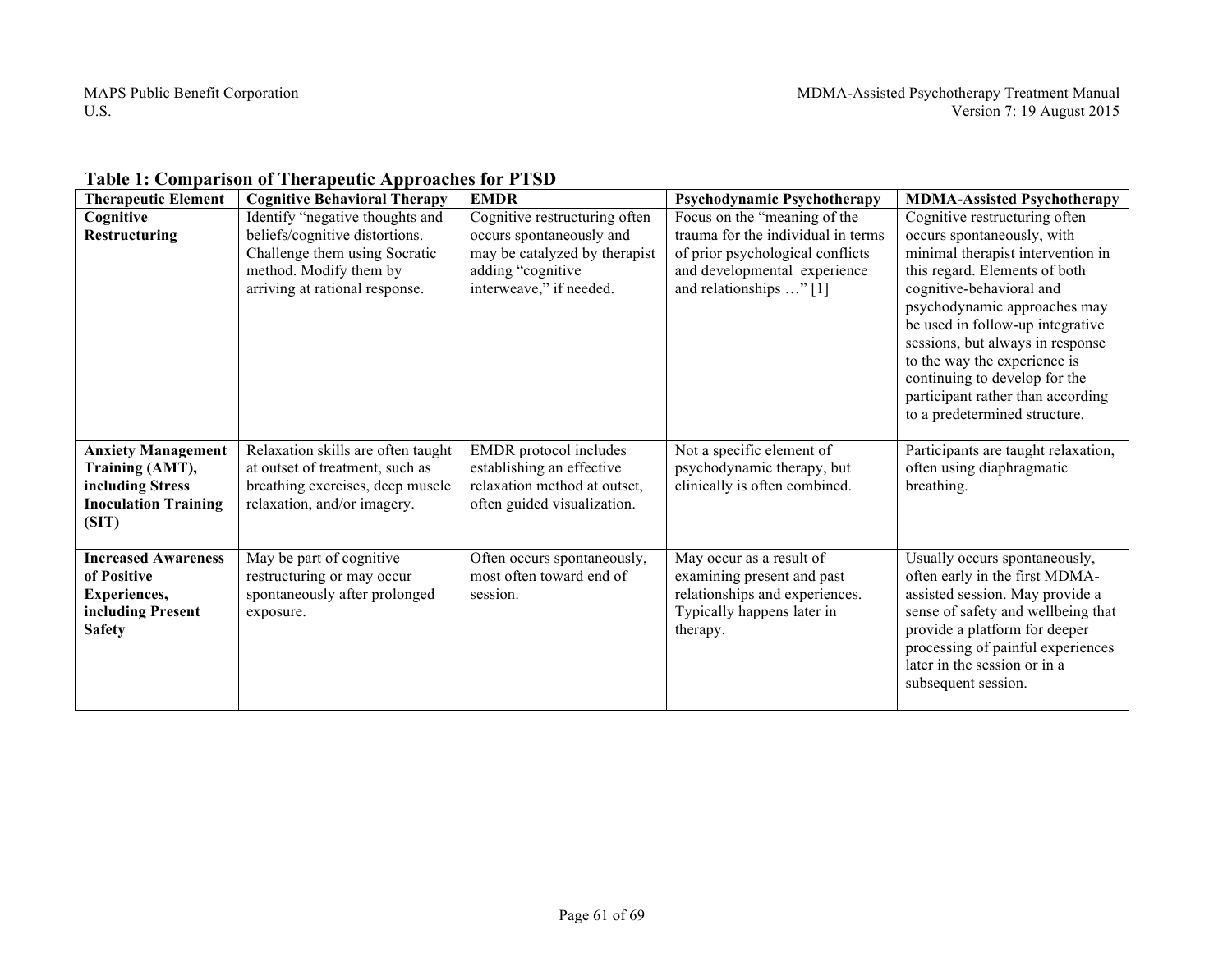**Table 1: Comparison of Therapeutic Approaches for PTSD**

| Therapeutic Element | Cognitive Behavioral Therapy | EMDR | Psychodynamic Psychotherapy | MDMA-Assisted Psychotherapy |
|---|---|---|---|---|
| **Cognitive Restructuring** | Identify "negative thoughts and beliefs/cognitive distortions. Challenge them using Socratic method. Modify them by arriving at rational response. | Cognitive restructuring often occurs spontaneously and may be catalyzed by therapist adding "cognitive interweave," if needed. | Focus on the "meaning of the trauma for the individual in terms of prior psychological conflicts and developmental experience and relationships …" [1] | Cognitive restructuring often occurs spontaneously, with minimal therapist intervention in this regard. Elements of both cognitive-behavioral and psychodynamic approaches may be used in follow-up integrative sessions, but always in response to the way the experience is continuing to develop for the participant rather than according to a predetermined structure. |
| **Anxiety Management Training (AMT), including Stress Inoculation Training (SIT)** | Relaxation skills are often taught at outset of treatment, such as breathing exercises, deep muscle relaxation, and/or imagery. | EMDR protocol includes establishing an effective relaxation method at outset, often guided visualization. | Not a specific element of psychodynamic therapy, but clinically is often combined. | Participants are taught relaxation, often using diaphragmatic breathing. |
| **Increased Awareness of Positive Experiences, including Present Safety** | May be part of cognitive restructuring or may occur spontaneously after prolonged exposure. | Often occurs spontaneously, most often toward end of session. | May occur as a result of examining present and past relationships and experiences. Typically happens later in therapy. | Usually occurs spontaneously, often early in the first MDMA-assisted session. May provide a sense of safety and wellbeing that provide a platform for deeper processing of painful experiences later in the session or in a subsequent session. |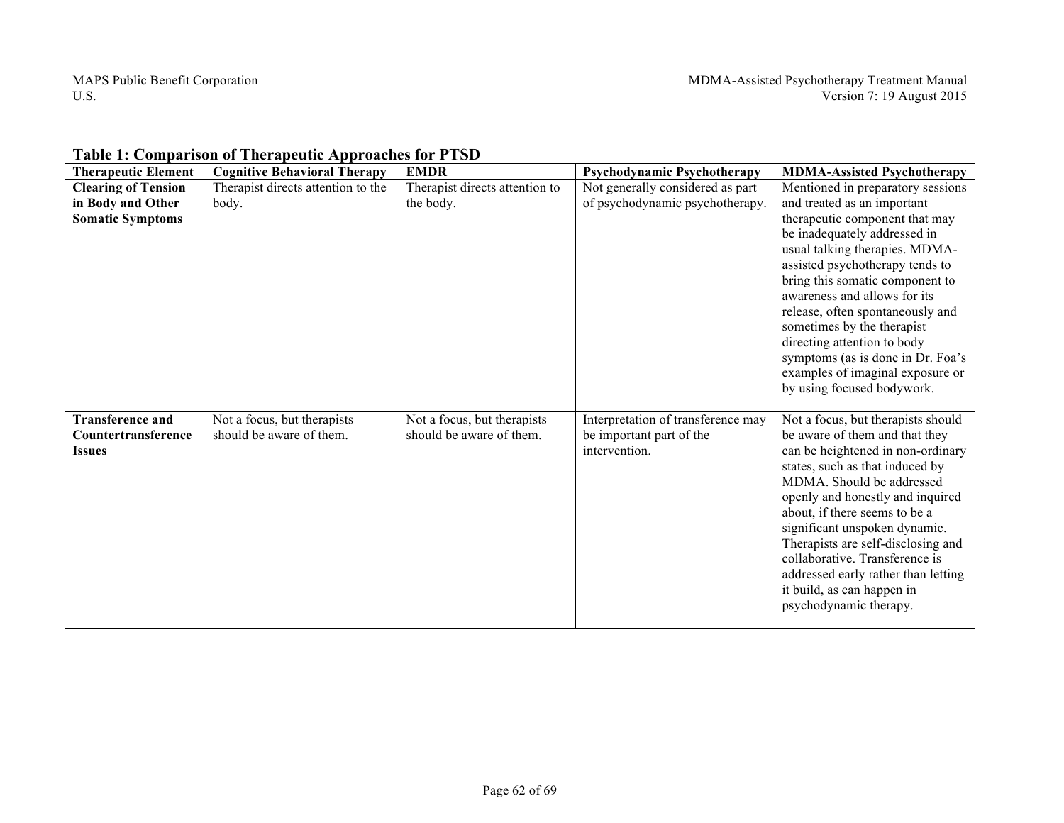**Table 1: Comparison of Therapeutic Approaches for PTSD**

| Therapeutic Element | Cognitive Behavioral Therapy | EMDR | Psychodynamic Psychotherapy | MDMA-Assisted Psychotherapy |
|---|---|---|---|---|
| **Clearing of Tension in Body and Other Somatic Symptoms** | Therapist directs attention to the body. | Therapist directs attention to the body. | Not generally considered as part of psychodynamic psychotherapy. | Mentioned in preparatory sessions and treated as an important therapeutic component that may be inadequately addressed in usual talking therapies. MDMA-assisted psychotherapy tends to bring this somatic component to awareness and allows for its release, often spontaneously and sometimes by the therapist directing attention to body symptoms (as is done in Dr. Foa's examples of imaginal exposure or by using focused bodywork. |
| **Transference and Countertransference Issues** | Not a focus, but therapists should be aware of them. | Not a focus, but therapists should be aware of them. | Interpretation of transference may be important part of the intervention. | Not a focus, but therapists should be aware of them and that they can be heightened in non-ordinary states, such as that induced by MDMA. Should be addressed openly and honestly and inquired about, if there seems to be a significant unspoken dynamic. Therapists are self-disclosing and collaborative. Transference is addressed early rather than letting it build, as can happen in psychodynamic therapy. |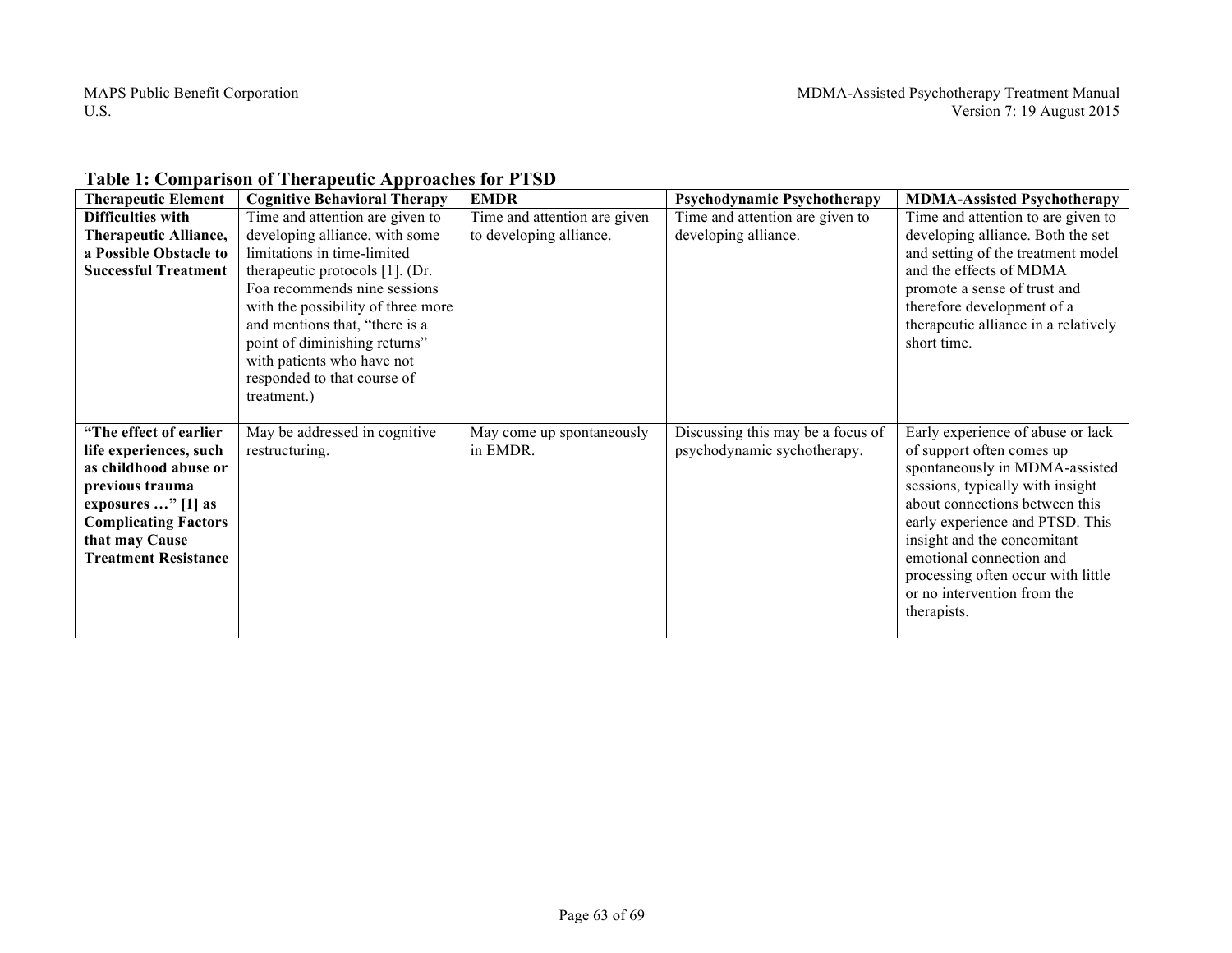**Table 1: Comparison of Therapeutic Approaches for PTSD**

| Therapeutic Element | Cognitive Behavioral Therapy | EMDR | Psychodynamic Psychotherapy | MDMA-Assisted Psychotherapy |
|---|---|---|---|---|
| **Difficulties with Therapeutic Alliance, a Possible Obstacle to Successful Treatment** | Time and attention are given to developing alliance, with some limitations in time-limited therapeutic protocols [1]. (Dr. Foa recommends nine sessions with the possibility of three more and mentions that, "there is a point of diminishing returns" with patients who have not responded to that course of treatment.) | Time and attention are given to developing alliance. | Time and attention are given to developing alliance. | Time and attention to are given to developing alliance. Both the set and setting of the treatment model and the effects of MDMA promote a sense of trust and therefore development of a therapeutic alliance in a relatively short time. |
| **"The effect of earlier life experiences, such as childhood abuse or previous trauma exposures …" [1] as Complicating Factors that may Cause Treatment Resistance** | May be addressed in cognitive restructuring. | May come up spontaneously in EMDR. | Discussing this may be a focus of psychodynamic sychotherapy. | Early experience of abuse or lack of support often comes up spontaneously in MDMA-assisted sessions, typically with insight about connections between this early experience and PTSD. This insight and the concomitant emotional connection and processing often occur with little or no intervention from the therapists. |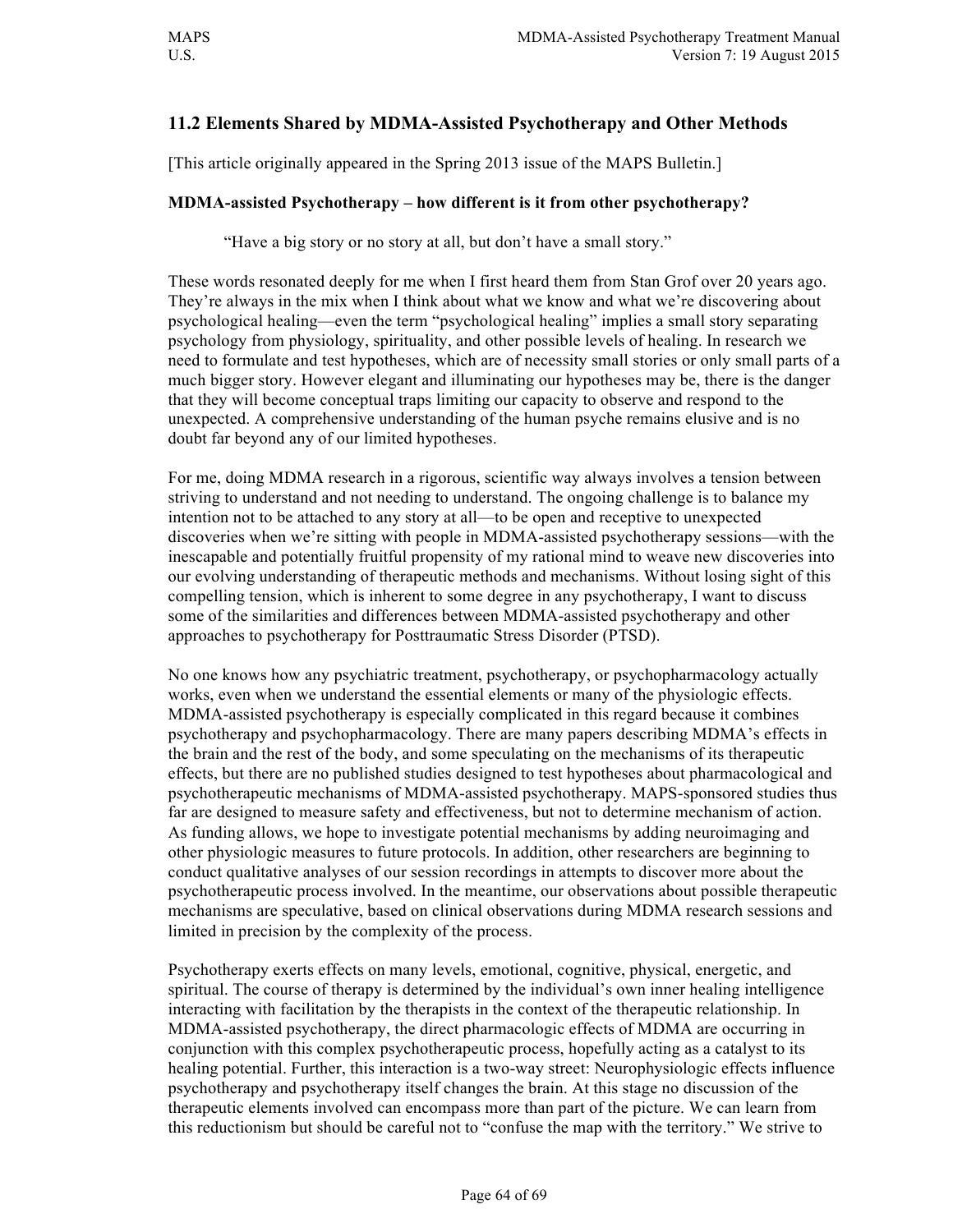## 11.2 Elements Shared by MDMA-Assisted Psychotherapy and Other Methods

[This article originally appeared in the Spring 2013 issue of the MAPS Bulletin.]

**MDMA-assisted Psychotherapy – how different is it from other psychotherapy?**

> "Have a big story or no story at all, but don't have a small story."

These words resonated deeply for me when I first heard them from Stan Grof over 20 years ago. They're always in the mix when I think about what we know and what we're discovering about psychological healing—even the term "psychological healing" implies a small story separating psychology from physiology, spirituality, and other possible levels of healing. In research we need to formulate and test hypotheses, which are of necessity small stories or only small parts of a much bigger story. However elegant and illuminating our hypotheses may be, there is the danger that they will become conceptual traps limiting our capacity to observe and respond to the unexpected. A comprehensive understanding of the human psyche remains elusive and is no doubt far beyond any of our limited hypotheses.

For me, doing MDMA research in a rigorous, scientific way always involves a tension between striving to understand and not needing to understand. The ongoing challenge is to balance my intention not to be attached to any story at all—to be open and receptive to unexpected discoveries when we're sitting with people in MDMA-assisted psychotherapy sessions—with the inescapable and potentially fruitful propensity of my rational mind to weave new discoveries into our evolving understanding of therapeutic methods and mechanisms. Without losing sight of this compelling tension, which is inherent to some degree in any psychotherapy, I want to discuss some of the similarities and differences between MDMA-assisted psychotherapy and other approaches to psychotherapy for Posttraumatic Stress Disorder (PTSD).

No one knows how any psychiatric treatment, psychotherapy, or psychopharmacology actually works, even when we understand the essential elements or many of the physiologic effects. MDMA-assisted psychotherapy is especially complicated in this regard because it combines psychotherapy and psychopharmacology. There are many papers describing MDMA's effects in the brain and the rest of the body, and some speculating on the mechanisms of its therapeutic effects, but there are no published studies designed to test hypotheses about pharmacological and psychotherapeutic mechanisms of MDMA-assisted psychotherapy. MAPS-sponsored studies thus far are designed to measure safety and effectiveness, but not to determine mechanism of action. As funding allows, we hope to investigate potential mechanisms by adding neuroimaging and other physiologic measures to future protocols. In addition, other researchers are beginning to conduct qualitative analyses of our session recordings in attempts to discover more about the psychotherapeutic process involved. In the meantime, our observations about possible therapeutic mechanisms are speculative, based on clinical observations during MDMA research sessions and limited in precision by the complexity of the process.

Psychotherapy exerts effects on many levels, emotional, cognitive, physical, energetic, and spiritual. The course of therapy is determined by the individual's own inner healing intelligence interacting with facilitation by the therapists in the context of the therapeutic relationship. In MDMA-assisted psychotherapy, the direct pharmacologic effects of MDMA are occurring in conjunction with this complex psychotherapeutic process, hopefully acting as a catalyst to its healing potential. Further, this interaction is a two-way street: Neurophysiologic effects influence psychotherapy and psychotherapy itself changes the brain. At this stage no discussion of the therapeutic elements involved can encompass more than part of the picture. We can learn from this reductionism but should be careful not to "confuse the map with the territory." We strive to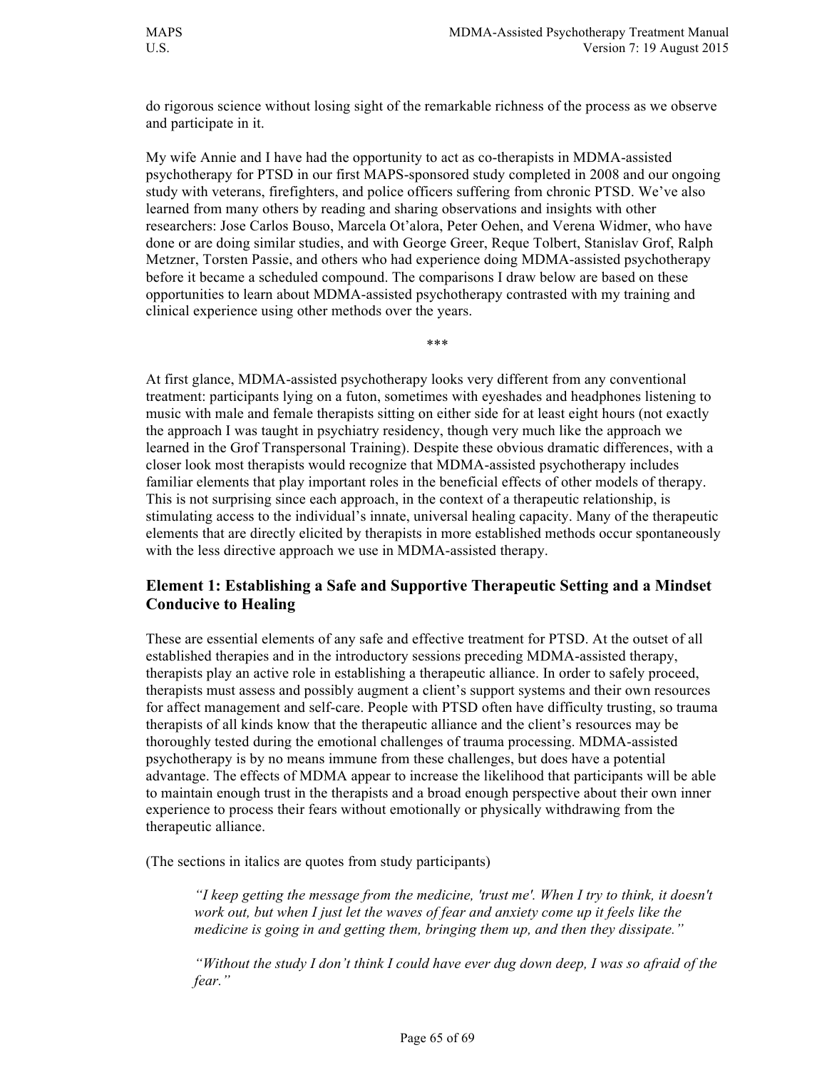do rigorous science without losing sight of the remarkable richness of the process as we observe and participate in it.

My wife Annie and I have had the opportunity to act as co-therapists in MDMA-assisted psychotherapy for PTSD in our first MAPS-sponsored study completed in 2008 and our ongoing study with veterans, firefighters, and police officers suffering from chronic PTSD. We've also learned from many others by reading and sharing observations and insights with other researchers: Jose Carlos Bouso, Marcela Ot'alora, Peter Oehen, and Verena Widmer, who have done or are doing similar studies, and with George Greer, Reque Tolbert, Stanislav Grof, Ralph Metzner, Torsten Passie, and others who had experience doing MDMA-assisted psychotherapy before it became a scheduled compound. The comparisons I draw below are based on these opportunities to learn about MDMA-assisted psychotherapy contrasted with my training and clinical experience using other methods over the years.

\*\*\*

At first glance, MDMA-assisted psychotherapy looks very different from any conventional treatment: participants lying on a futon, sometimes with eyeshades and headphones listening to music with male and female therapists sitting on either side for at least eight hours (not exactly the approach I was taught in psychiatry residency, though very much like the approach we learned in the Grof Transpersonal Training). Despite these obvious dramatic differences, with a closer look most therapists would recognize that MDMA-assisted psychotherapy includes familiar elements that play important roles in the beneficial effects of other models of therapy. This is not surprising since each approach, in the context of a therapeutic relationship, is stimulating access to the individual's innate, universal healing capacity. Many of the therapeutic elements that are directly elicited by therapists in more established methods occur spontaneously with the less directive approach we use in MDMA-assisted therapy.

## Element 1: Establishing a Safe and Supportive Therapeutic Setting and a Mindset Conducive to Healing

These are essential elements of any safe and effective treatment for PTSD. At the outset of all established therapies and in the introductory sessions preceding MDMA-assisted therapy, therapists play an active role in establishing a therapeutic alliance. In order to safely proceed, therapists must assess and possibly augment a client's support systems and their own resources for affect management and self-care. People with PTSD often have difficulty trusting, so trauma therapists of all kinds know that the therapeutic alliance and the client's resources may be thoroughly tested during the emotional challenges of trauma processing. MDMA-assisted psychotherapy is by no means immune from these challenges, but does have a potential advantage. The effects of MDMA appear to increase the likelihood that participants will be able to maintain enough trust in the therapists and a broad enough perspective about their own inner experience to process their fears without emotionally or physically withdrawing from the therapeutic alliance.

(The sections in italics are quotes from study participants)

> *"I keep getting the message from the medicine, 'trust me'. When I try to think, it doesn't work out, but when I just let the waves of fear and anxiety come up it feels like the medicine is going in and getting them, bringing them up, and then they dissipate."*

> *"Without the study I don't think I could have ever dug down deep, I was so afraid of the fear."*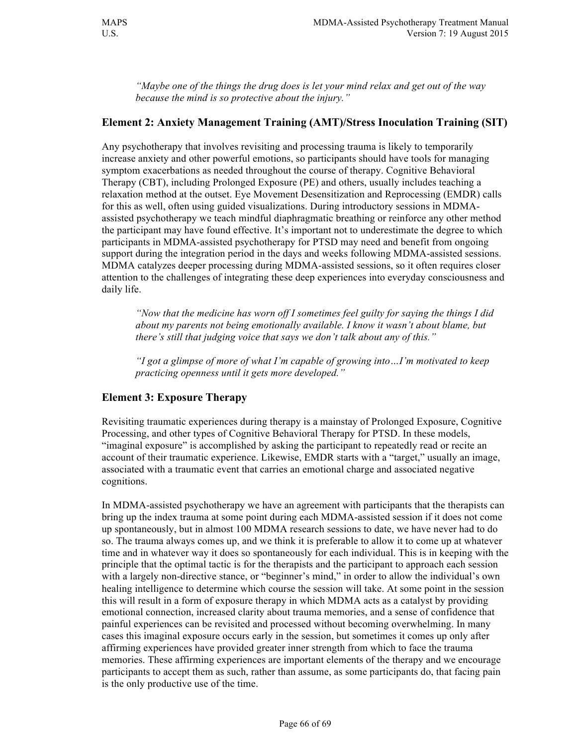> *"Maybe one of the things the drug does is let your mind relax and get out of the way because the mind is so protective about the injury."*

## Element 2: Anxiety Management Training (AMT)/Stress Inoculation Training (SIT)

Any psychotherapy that involves revisiting and processing trauma is likely to temporarily increase anxiety and other powerful emotions, so participants should have tools for managing symptom exacerbations as needed throughout the course of therapy. Cognitive Behavioral Therapy (CBT), including Prolonged Exposure (PE) and others, usually includes teaching a relaxation method at the outset. Eye Movement Desensitization and Reprocessing (EMDR) calls for this as well, often using guided visualizations. During introductory sessions in MDMA-assisted psychotherapy we teach mindful diaphragmatic breathing or reinforce any other method the participant may have found effective. It's important not to underestimate the degree to which participants in MDMA-assisted psychotherapy for PTSD may need and benefit from ongoing support during the integration period in the days and weeks following MDMA-assisted sessions. MDMA catalyzes deeper processing during MDMA-assisted sessions, so it often requires closer attention to the challenges of integrating these deep experiences into everyday consciousness and daily life.

> *"Now that the medicine has worn off I sometimes feel guilty for saying the things I did about my parents not being emotionally available. I know it wasn't about blame, but there's still that judging voice that says we don't talk about any of this."*

> *"I got a glimpse of more of what I'm capable of growing into…I'm motivated to keep practicing openness until it gets more developed."*

## Element 3: Exposure Therapy

Revisiting traumatic experiences during therapy is a mainstay of Prolonged Exposure, Cognitive Processing, and other types of Cognitive Behavioral Therapy for PTSD. In these models, "imaginal exposure" is accomplished by asking the participant to repeatedly read or recite an account of their traumatic experience. Likewise, EMDR starts with a "target," usually an image, associated with a traumatic event that carries an emotional charge and associated negative cognitions.

In MDMA-assisted psychotherapy we have an agreement with participants that the therapists can bring up the index trauma at some point during each MDMA-assisted session if it does not come up spontaneously, but in almost 100 MDMA research sessions to date, we have never had to do so. The trauma always comes up, and we think it is preferable to allow it to come up at whatever time and in whatever way it does so spontaneously for each individual. This is in keeping with the principle that the optimal tactic is for the therapists and the participant to approach each session with a largely non-directive stance, or "beginner's mind," in order to allow the individual's own healing intelligence to determine which course the session will take. At some point in the session this will result in a form of exposure therapy in which MDMA acts as a catalyst by providing emotional connection, increased clarity about trauma memories, and a sense of confidence that painful experiences can be revisited and processed without becoming overwhelming. In many cases this imaginal exposure occurs early in the session, but sometimes it comes up only after affirming experiences have provided greater inner strength from which to face the trauma memories. These affirming experiences are important elements of the therapy and we encourage participants to accept them as such, rather than assume, as some participants do, that facing pain is the only productive use of the time.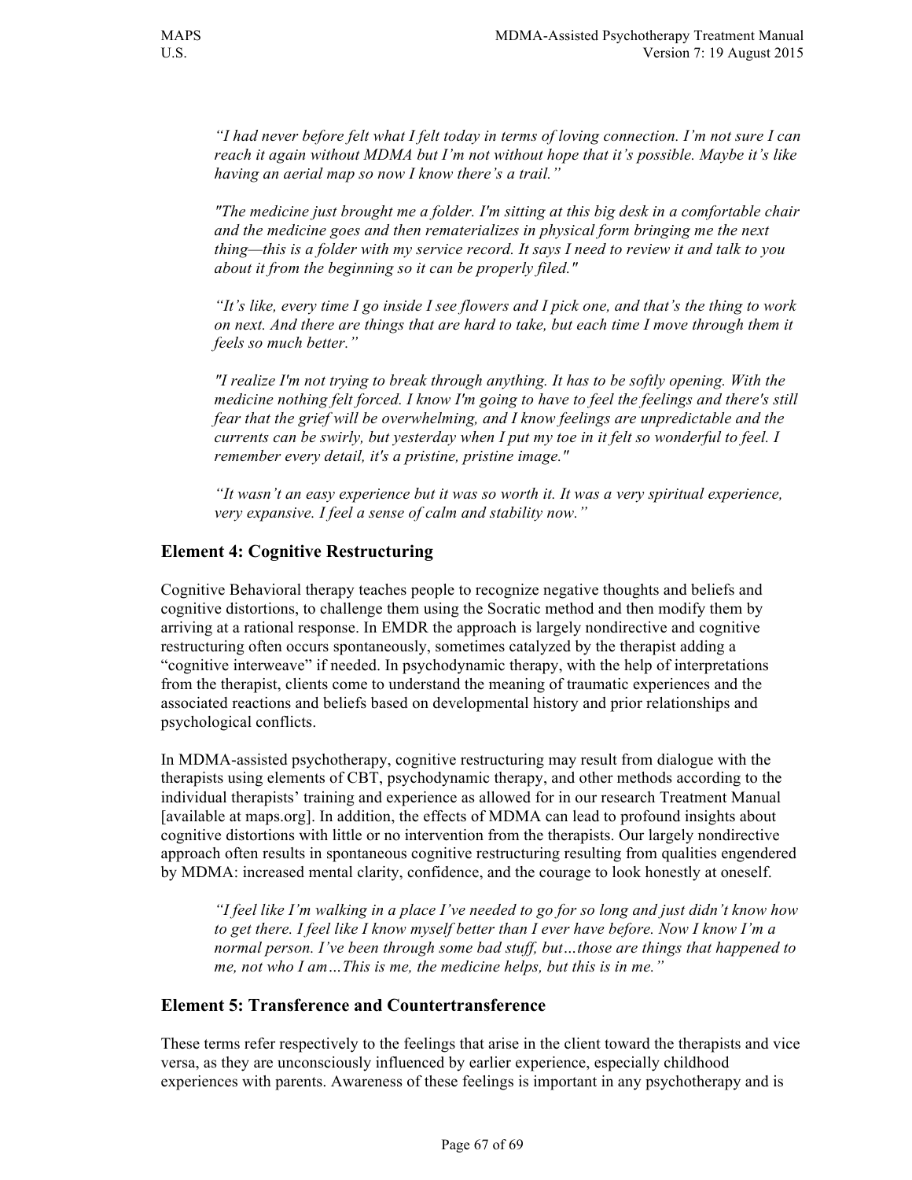> *"I had never before felt what I felt today in terms of loving connection. I'm not sure I can reach it again without MDMA but I'm not without hope that it's possible. Maybe it's like having an aerial map so now I know there's a trail."*

> *"The medicine just brought me a folder. I'm sitting at this big desk in a comfortable chair and the medicine goes and then rematerializes in physical form bringing me the next thing—this is a folder with my service record. It says I need to review it and talk to you about it from the beginning so it can be properly filed."*

> *"It's like, every time I go inside I see flowers and I pick one, and that's the thing to work on next. And there are things that are hard to take, but each time I move through them it feels so much better."*

> *"I realize I'm not trying to break through anything. It has to be softly opening. With the medicine nothing felt forced. I know I'm going to have to feel the feelings and there's still fear that the grief will be overwhelming, and I know feelings are unpredictable and the currents can be swirly, but yesterday when I put my toe in it felt so wonderful to feel. I remember every detail, it's a pristine, pristine image."*

> *"It wasn't an easy experience but it was so worth it. It was a very spiritual experience, very expansive. I feel a sense of calm and stability now."*

## Element 4: Cognitive Restructuring

Cognitive Behavioral therapy teaches people to recognize negative thoughts and beliefs and cognitive distortions, to challenge them using the Socratic method and then modify them by arriving at a rational response. In EMDR the approach is largely nondirective and cognitive restructuring often occurs spontaneously, sometimes catalyzed by the therapist adding a "cognitive interweave" if needed. In psychodynamic therapy, with the help of interpretations from the therapist, clients come to understand the meaning of traumatic experiences and the associated reactions and beliefs based on developmental history and prior relationships and psychological conflicts.

In MDMA-assisted psychotherapy, cognitive restructuring may result from dialogue with the therapists using elements of CBT, psychodynamic therapy, and other methods according to the individual therapists' training and experience as allowed for in our research Treatment Manual [available at maps.org]. In addition, the effects of MDMA can lead to profound insights about cognitive distortions with little or no intervention from the therapists. Our largely nondirective approach often results in spontaneous cognitive restructuring resulting from qualities engendered by MDMA: increased mental clarity, confidence, and the courage to look honestly at oneself.

> *"I feel like I'm walking in a place I've needed to go for so long and just didn't know how to get there. I feel like I know myself better than I ever have before. Now I know I'm a normal person. I've been through some bad stuff, but…those are things that happened to me, not who I am…This is me, the medicine helps, but this is in me."*

## Element 5: Transference and Countertransference

These terms refer respectively to the feelings that arise in the client toward the therapists and vice versa, as they are unconsciously influenced by earlier experience, especially childhood experiences with parents. Awareness of these feelings is important in any psychotherapy and is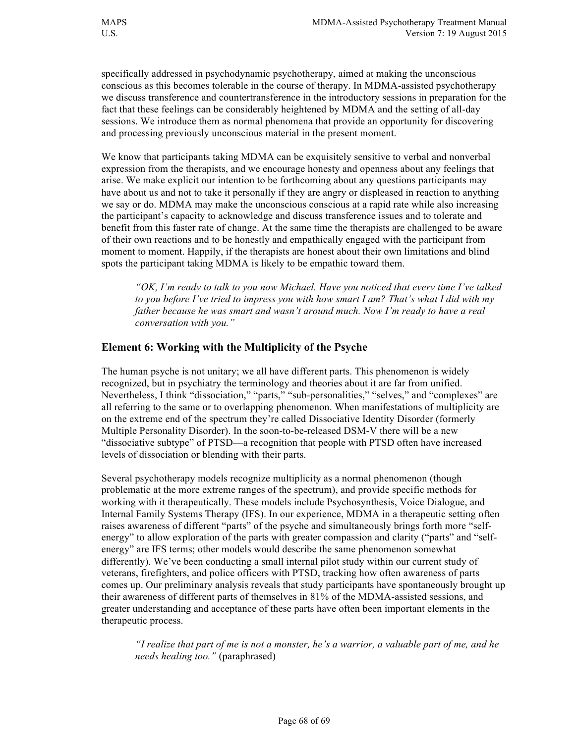specifically addressed in psychodynamic psychotherapy, aimed at making the unconscious conscious as this becomes tolerable in the course of therapy. In MDMA-assisted psychotherapy we discuss transference and countertransference in the introductory sessions in preparation for the fact that these feelings can be considerably heightened by MDMA and the setting of all-day sessions. We introduce them as normal phenomena that provide an opportunity for discovering and processing previously unconscious material in the present moment.

We know that participants taking MDMA can be exquisitely sensitive to verbal and nonverbal expression from the therapists, and we encourage honesty and openness about any feelings that arise. We make explicit our intention to be forthcoming about any questions participants may have about us and not to take it personally if they are angry or displeased in reaction to anything we say or do. MDMA may make the unconscious conscious at a rapid rate while also increasing the participant's capacity to acknowledge and discuss transference issues and to tolerate and benefit from this faster rate of change. At the same time the therapists are challenged to be aware of their own reactions and to be honestly and empathically engaged with the participant from moment to moment. Happily, if the therapists are honest about their own limitations and blind spots the participant taking MDMA is likely to be empathic toward them.

> *"OK, I'm ready to talk to you now Michael. Have you noticed that every time I've talked to you before I've tried to impress you with how smart I am? That's what I did with my father because he was smart and wasn't around much. Now I'm ready to have a real conversation with you."*

## Element 6: Working with the Multiplicity of the Psyche

The human psyche is not unitary; we all have different parts. This phenomenon is widely recognized, but in psychiatry the terminology and theories about it are far from unified. Nevertheless, I think "dissociation," "parts," "sub-personalities," "selves," and "complexes" are all referring to the same or to overlapping phenomenon. When manifestations of multiplicity are on the extreme end of the spectrum they're called Dissociative Identity Disorder (formerly Multiple Personality Disorder). In the soon-to-be-released DSM-V there will be a new "dissociative subtype" of PTSD—a recognition that people with PTSD often have increased levels of dissociation or blending with their parts.

Several psychotherapy models recognize multiplicity as a normal phenomenon (though problematic at the more extreme ranges of the spectrum), and provide specific methods for working with it therapeutically. These models include Psychosynthesis, Voice Dialogue, and Internal Family Systems Therapy (IFS). In our experience, MDMA in a therapeutic setting often raises awareness of different "parts" of the psyche and simultaneously brings forth more "self-energy" to allow exploration of the parts with greater compassion and clarity ("parts" and "self-energy" are IFS terms; other models would describe the same phenomenon somewhat differently). We've been conducting a small internal pilot study within our current study of veterans, firefighters, and police officers with PTSD, tracking how often awareness of parts comes up. Our preliminary analysis reveals that study participants have spontaneously brought up their awareness of different parts of themselves in 81% of the MDMA-assisted sessions, and greater understanding and acceptance of these parts have often been important elements in the therapeutic process.

> *"I realize that part of me is not a monster, he's a warrior, a valuable part of me, and he needs healing too."* (paraphrased)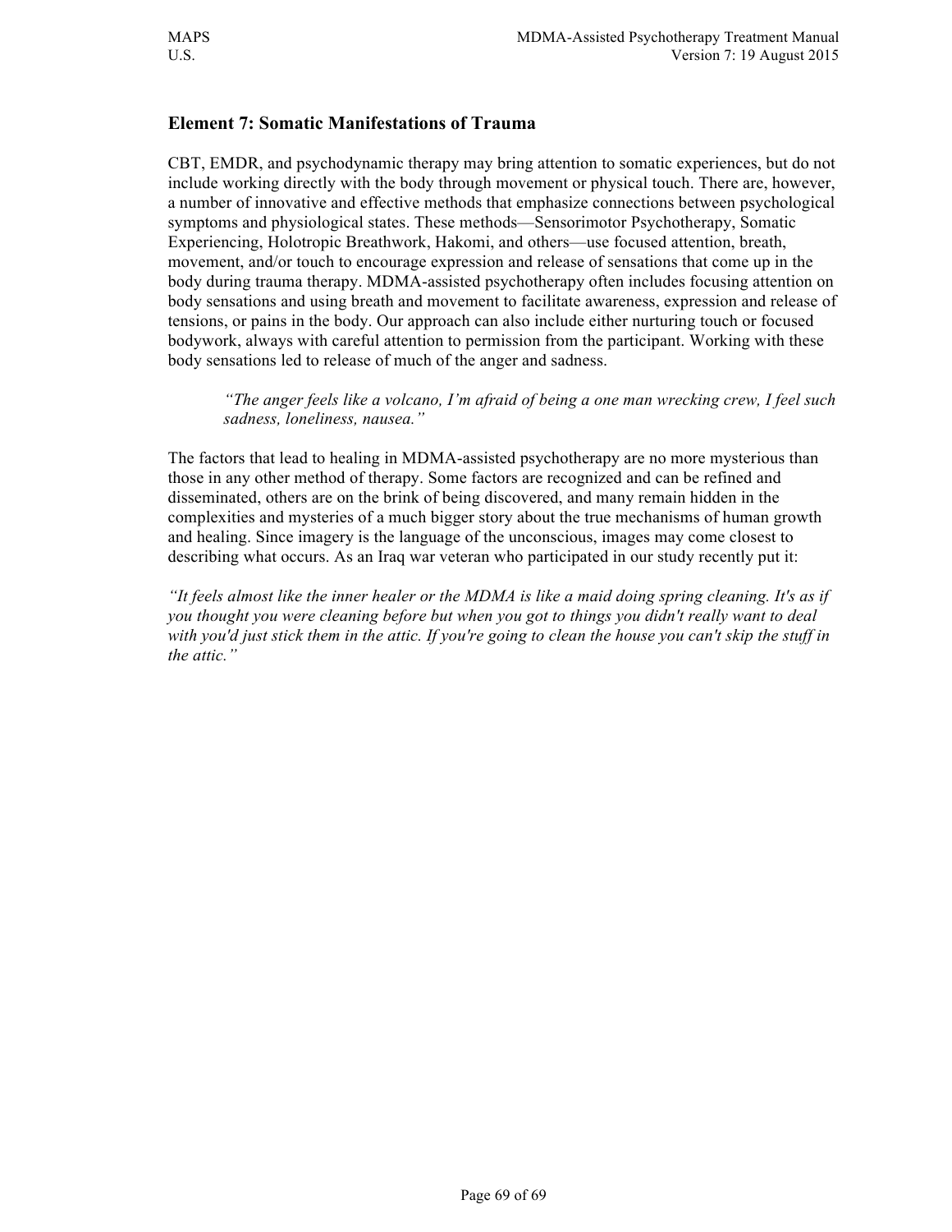### Element 7: Somatic Manifestations of Trauma

CBT, EMDR, and psychodynamic therapy may bring attention to somatic experiences, but do not include working directly with the body through movement or physical touch. There are, however, a number of innovative and effective methods that emphasize connections between psychological symptoms and physiological states. These methods—Sensorimotor Psychotherapy, Somatic Experiencing, Holotropic Breathwork, Hakomi, and others—use focused attention, breath, movement, and/or touch to encourage expression and release of sensations that come up in the body during trauma therapy. MDMA-assisted psychotherapy often includes focusing attention on body sensations and using breath and movement to facilitate awareness, expression and release of tensions, or pains in the body. Our approach can also include either nurturing touch or focused bodywork, always with careful attention to permission from the participant. Working with these body sensations led to release of much of the anger and sadness.

> *"The anger feels like a volcano, I'm afraid of being a one man wrecking crew, I feel such sadness, loneliness, nausea."*

The factors that lead to healing in MDMA-assisted psychotherapy are no more mysterious than those in any other method of therapy. Some factors are recognized and can be refined and disseminated, others are on the brink of being discovered, and many remain hidden in the complexities and mysteries of a much bigger story about the true mechanisms of human growth and healing. Since imagery is the language of the unconscious, images may come closest to describing what occurs. As an Iraq war veteran who participated in our study recently put it:

*"It feels almost like the inner healer or the MDMA is like a maid doing spring cleaning. It's as if you thought you were cleaning before but when you got to things you didn't really want to deal with you'd just stick them in the attic. If you're going to clean the house you can't skip the stuff in the attic."*